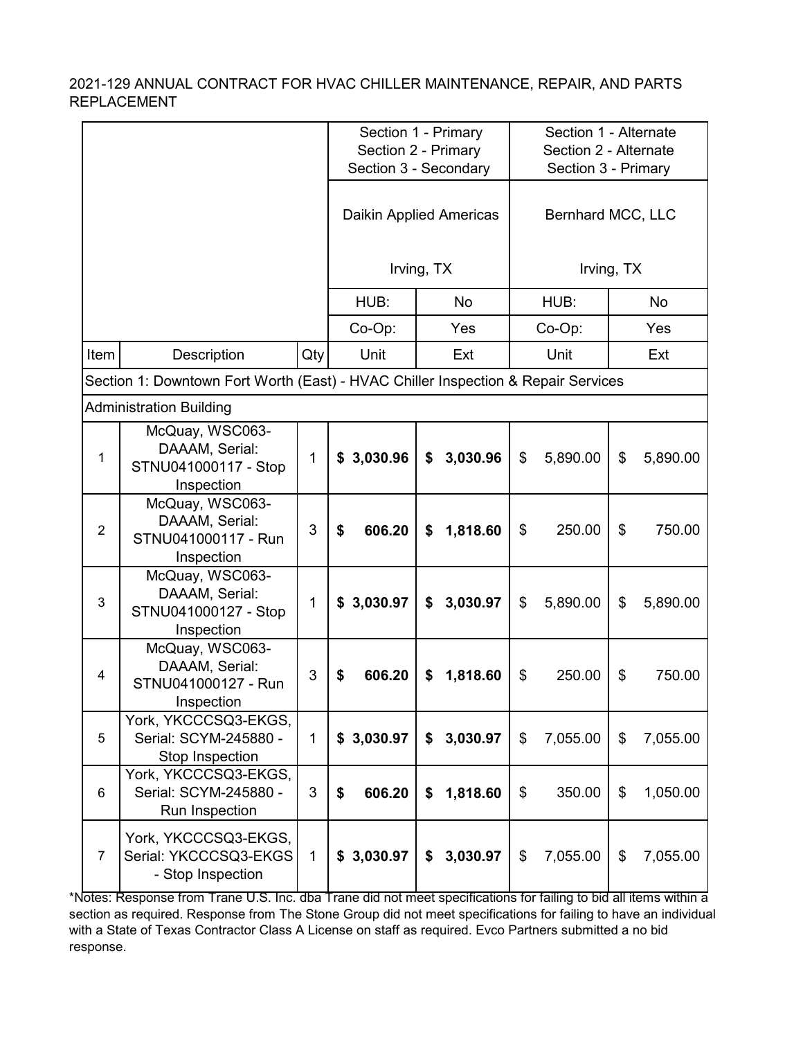2021-129 ANNUAL CONTRACT FOR HVAC CHILLER MAINTENANCE, REPAIR, AND PARTS REPLACEMENT

| | | | Section 1 - Primary<br>Section 2 - Primary<br>Section 3 - Secondary | | Section 1 - Alternate<br>Section 2 - Alternate<br>Section 3 - Primary | |
|---|---|---|---|---|---|---|
| | | | Daikin Applied Americas<br><br>Irving, TX | | Bernhard MCC, LLC<br><br>Irving, TX | |
| | | | HUB: | No | HUB: | No |
| | | | Co-Op: | Yes | Co-Op: | Yes |
| Item | Description | Qty | Unit | Ext | Unit | Ext |
| Section 1: Downtown Fort Worth (East) - HVAC Chiller Inspection & Repair Services | | | | | | |
| Administration Building | | | | | | |
| 1 | McQuay, WSC063-DAAAM, Serial: STNU041000117 - Stop Inspection | 1 | **$ 3,030.96** | **$ 3,030.96** | $ 5,890.00 | $ 5,890.00 |
| 2 | McQuay, WSC063-DAAAM, Serial: STNU041000117 - Run Inspection | 3 | **$ 606.20** | **$ 1,818.60** | $ 250.00 | $ 750.00 |
| 3 | McQuay, WSC063-DAAAM, Serial: STNU041000127 - Stop Inspection | 1 | **$ 3,030.97** | **$ 3,030.97** | $ 5,890.00 | $ 5,890.00 |
| 4 | McQuay, WSC063-DAAAM, Serial: STNU041000127 - Run Inspection | 3 | **$ 606.20** | **$ 1,818.60** | $ 250.00 | $ 750.00 |
| 5 | York, YKCCCSQ3-EKGS, Serial: SCYM-245880 - Stop Inspection | 1 | **$ 3,030.97** | **$ 3,030.97** | $ 7,055.00 | $ 7,055.00 |
| 6 | York, YKCCCSQ3-EKGS, Serial: SCYM-245880 - Run Inspection | 3 | **$ 606.20** | **$ 1,818.60** | $ 350.00 | $ 1,050.00 |
| 7 | York, YKCCCSQ3-EKGS, Serial: YKCCCSQ3-EKGS - Stop Inspection | 1 | **$ 3,030.97** | **$ 3,030.97** | $ 7,055.00 | $ 7,055.00 |

*Notes: Response from Trane U.S. Inc. dba Trane did not meet specifications for failing to bid all items within a section as required. Response from The Stone Group did not meet specifications for failing to have an individual with a State of Texas Contractor Class A License on staff as required. Evco Partners submitted a no bid response.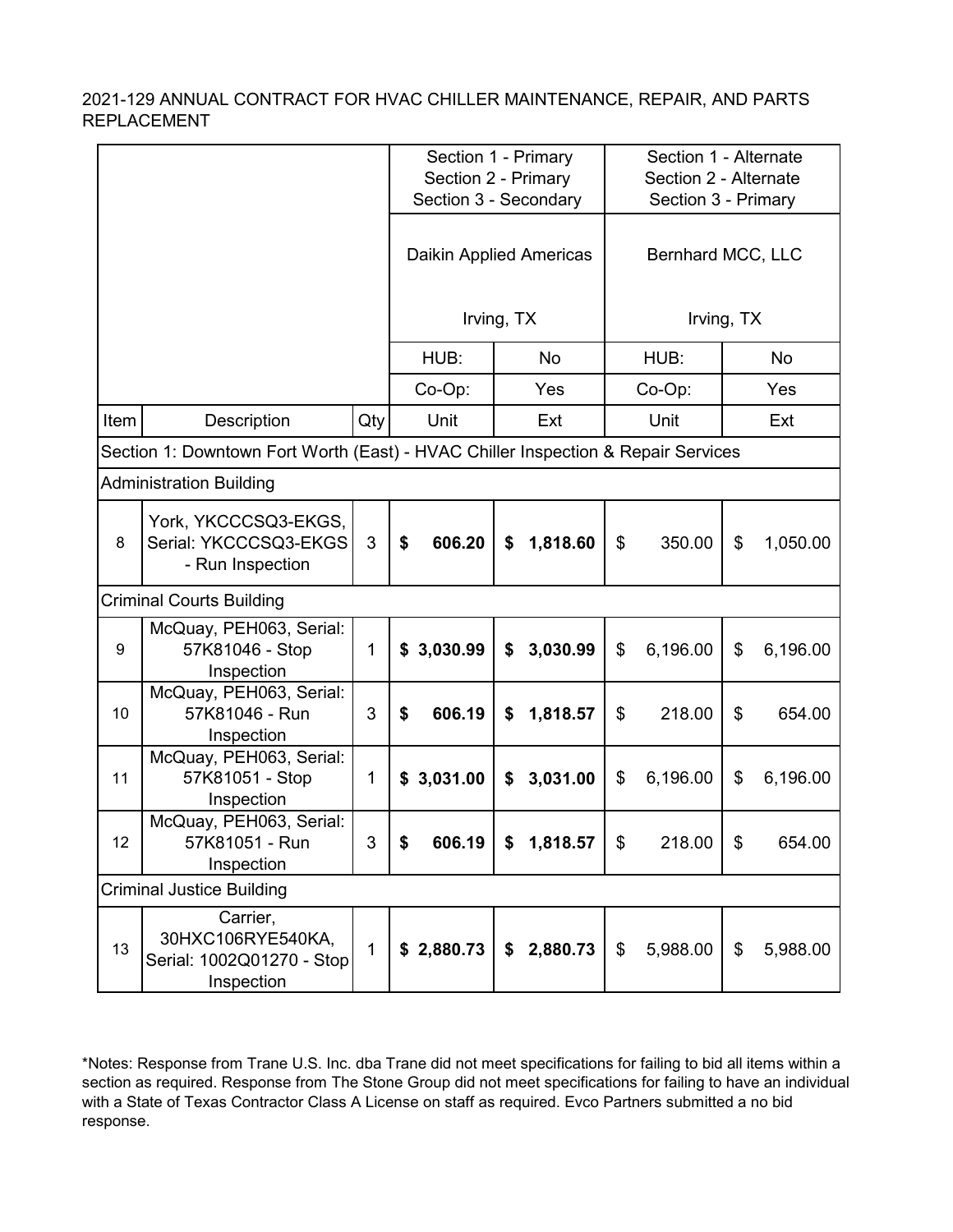2021-129 ANNUAL CONTRACT FOR HVAC CHILLER MAINTENANCE, REPAIR, AND PARTS REPLACEMENT

| | | | Section 1 - Primary<br>Section 2 - Primary<br>Section 3 - Secondary | | Section 1 - Alternate<br>Section 2 - Alternate<br>Section 3 - Primary | |
|---|---|---|---|---|---|---|
| | | | Daikin Applied Americas<br><br>Irving, TX | | Bernhard MCC, LLC<br><br>Irving, TX | |
| | | | HUB: | No | HUB: | No |
| | | | Co-Op: | Yes | Co-Op: | Yes |
| Item | Description | Qty | Unit | Ext | Unit | Ext |
| Section 1: Downtown Fort Worth (East) - HVAC Chiller Inspection & Repair Services | | | | | | |
| Administration Building | | | | | | |
| 8 | York, YKCCCSQ3-EKGS, Serial: YKCCCSQ3-EKGS - Run Inspection | 3 | **$ 606.20** | **$ 1,818.60** | $ 350.00 | $ 1,050.00 |
| Criminal Courts Building | | | | | | |
| 9 | McQuay, PEH063, Serial: 57K81046 - Stop Inspection | 1 | **$ 3,030.99** | **$ 3,030.99** | $ 6,196.00 | $ 6,196.00 |
| 10 | McQuay, PEH063, Serial: 57K81046 - Run Inspection | 3 | **$ 606.19** | **$ 1,818.57** | $ 218.00 | $ 654.00 |
| 11 | McQuay, PEH063, Serial: 57K81051 - Stop Inspection | 1 | **$ 3,031.00** | **$ 3,031.00** | $ 6,196.00 | $ 6,196.00 |
| 12 | McQuay, PEH063, Serial: 57K81051 - Run Inspection | 3 | **$ 606.19** | **$ 1,818.57** | $ 218.00 | $ 654.00 |
| Criminal Justice Building | | | | | | |
| 13 | Carrier, 30HXC106RYE540KA, Serial: 1002Q01270 - Stop Inspection | 1 | **$ 2,880.73** | **$ 2,880.73** | $ 5,988.00 | $ 5,988.00 |

*Notes: Response from Trane U.S. Inc. dba Trane did not meet specifications for failing to bid all items within a section as required. Response from The Stone Group did not meet specifications for failing to have an individual with a State of Texas Contractor Class A License on staff as required. Evco Partners submitted a no bid response.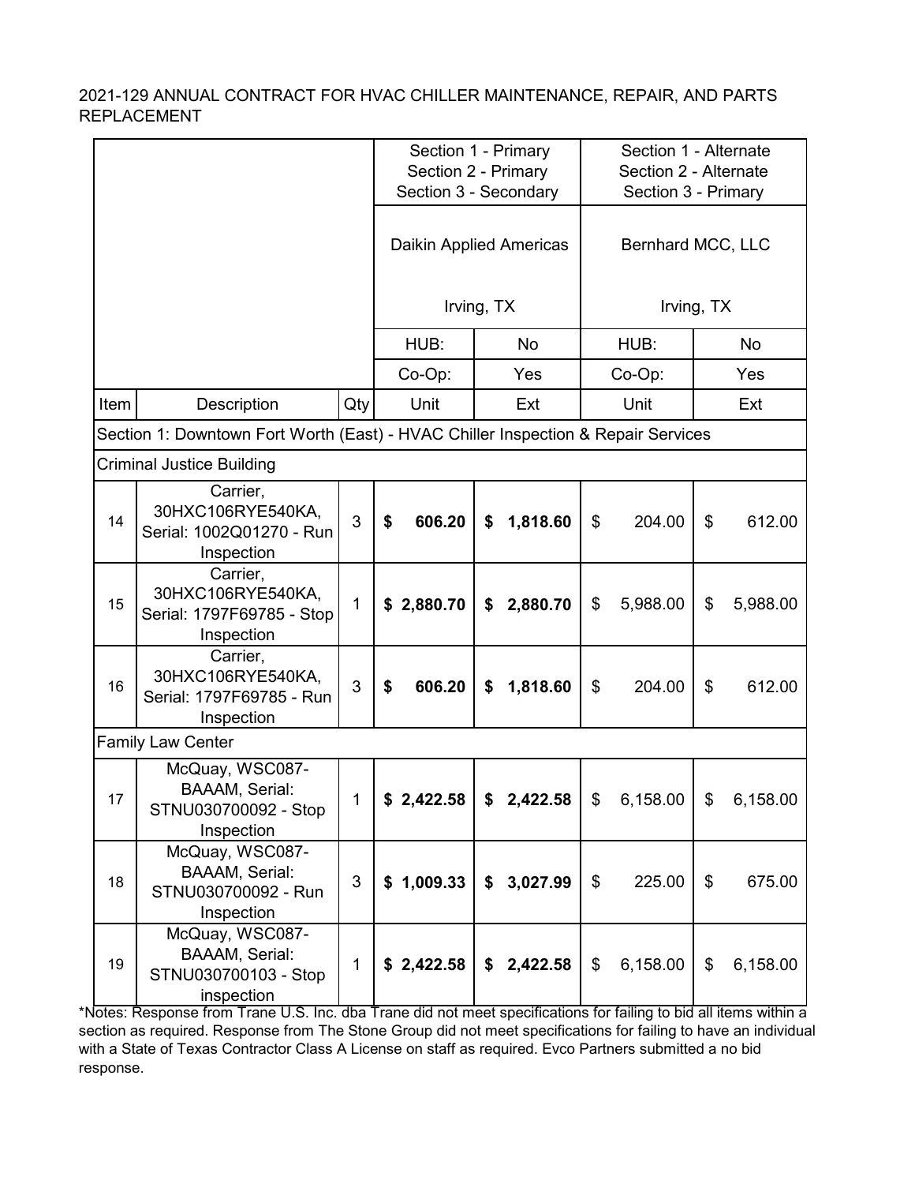2021-129 ANNUAL CONTRACT FOR HVAC CHILLER MAINTENANCE, REPAIR, AND PARTS REPLACEMENT

| | | | Section 1 - Primary<br>Section 2 - Primary<br>Section 3 - Secondary | | Section 1 - Alternate<br>Section 2 - Alternate<br>Section 3 - Primary | |
|---|---|---|---|---|---|---|
| | | | Daikin Applied Americas<br><br>Irving, TX | | Bernhard MCC, LLC<br><br>Irving, TX | |
| | | | HUB: | No | HUB: | No |
| | | | Co-Op: | Yes | Co-Op: | Yes |
| Item | Description | Qty | Unit | Ext | Unit | Ext |
| Section 1: Downtown Fort Worth (East) - HVAC Chiller Inspection & Repair Services | | | | | | |
| Criminal Justice Building | | | | | | |
| 14 | Carrier, 30HXC106RYE540KA, Serial: 1002Q01270 - Run Inspection | 3 | **$ 606.20** | **$ 1,818.60** | $ 204.00 | $ 612.00 |
| 15 | Carrier, 30HXC106RYE540KA, Serial: 1797F69785 - Stop Inspection | 1 | **$ 2,880.70** | **$ 2,880.70** | $ 5,988.00 | $ 5,988.00 |
| 16 | Carrier, 30HXC106RYE540KA, Serial: 1797F69785 - Run Inspection | 3 | **$ 606.20** | **$ 1,818.60** | $ 204.00 | $ 612.00 |
| Family Law Center | | | | | | |
| 17 | McQuay, WSC087-BAAAM, Serial: STNU030700092 - Stop Inspection | 1 | **$ 2,422.58** | **$ 2,422.58** | $ 6,158.00 | $ 6,158.00 |
| 18 | McQuay, WSC087-BAAAM, Serial: STNU030700092 - Run Inspection | 3 | **$ 1,009.33** | **$ 3,027.99** | $ 225.00 | $ 675.00 |
| 19 | McQuay, WSC087-BAAAM, Serial: STNU030700103 - Stop inspection | 1 | **$ 2,422.58** | **$ 2,422.58** | $ 6,158.00 | $ 6,158.00 |

*Notes: Response from Trane U.S. Inc. dba Trane did not meet specifications for failing to bid all items within a section as required. Response from The Stone Group did not meet specifications for failing to have an individual with a State of Texas Contractor Class A License on staff as required. Evco Partners submitted a no bid response.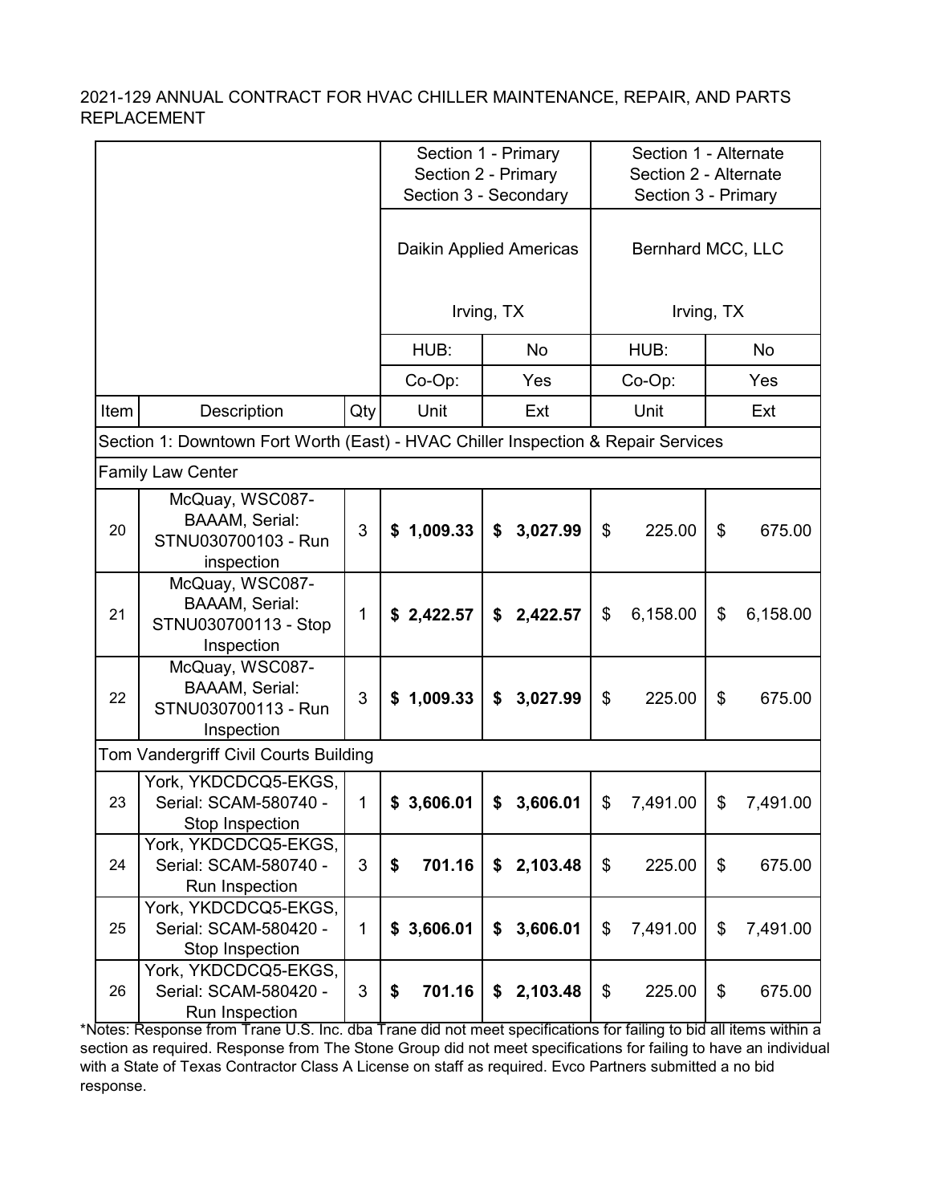2021-129 ANNUAL CONTRACT FOR HVAC CHILLER MAINTENANCE, REPAIR, AND PARTS REPLACEMENT

| | | | Section 1 - Primary<br>Section 2 - Primary<br>Section 3 - Secondary | | Section 1 - Alternate<br>Section 2 - Alternate<br>Section 3 - Primary | |
|---|---|---|---|---|---|---|
| | | | Daikin Applied Americas<br><br>Irving, TX | | Bernhard MCC, LLC<br><br>Irving, TX | |
| | | | HUB: | No | HUB: | No |
| | | | Co-Op: | Yes | Co-Op: | Yes |
| Item | Description | Qty | Unit | Ext | Unit | Ext |
| Section 1: Downtown Fort Worth (East) - HVAC Chiller Inspection & Repair Services | | | | | | |
| Family Law Center | | | | | | |
| 20 | McQuay, WSC087-BAAAM, Serial: STNU030700103 - Run inspection | 3 | **$ 1,009.33** | **$ 3,027.99** | $ 225.00 | $ 675.00 |
| 21 | McQuay, WSC087-BAAAM, Serial: STNU030700113 - Stop Inspection | 1 | **$ 2,422.57** | **$ 2,422.57** | $ 6,158.00 | $ 6,158.00 |
| 22 | McQuay, WSC087-BAAAM, Serial: STNU030700113 - Run Inspection | 3 | **$ 1,009.33** | **$ 3,027.99** | $ 225.00 | $ 675.00 |
| Tom Vandergriff Civil Courts Building | | | | | | |
| 23 | York, YKDCDCQ5-EKGS, Serial: SCAM-580740 - Stop Inspection | 1 | **$ 3,606.01** | **$ 3,606.01** | $ 7,491.00 | $ 7,491.00 |
| 24 | York, YKDCDCQ5-EKGS, Serial: SCAM-580740 - Run Inspection | 3 | **$ 701.16** | **$ 2,103.48** | $ 225.00 | $ 675.00 |
| 25 | York, YKDCDCQ5-EKGS, Serial: SCAM-580420 - Stop Inspection | 1 | **$ 3,606.01** | **$ 3,606.01** | $ 7,491.00 | $ 7,491.00 |
| 26 | York, YKDCDCQ5-EKGS, Serial: SCAM-580420 - Run Inspection | 3 | **$ 701.16** | **$ 2,103.48** | $ 225.00 | $ 675.00 |

*Notes: Response from Trane U.S. Inc. dba Trane did not meet specifications for failing to bid all items within a section as required. Response from The Stone Group did not meet specifications for failing to have an individual with a State of Texas Contractor Class A License on staff as required. Evco Partners submitted a no bid response.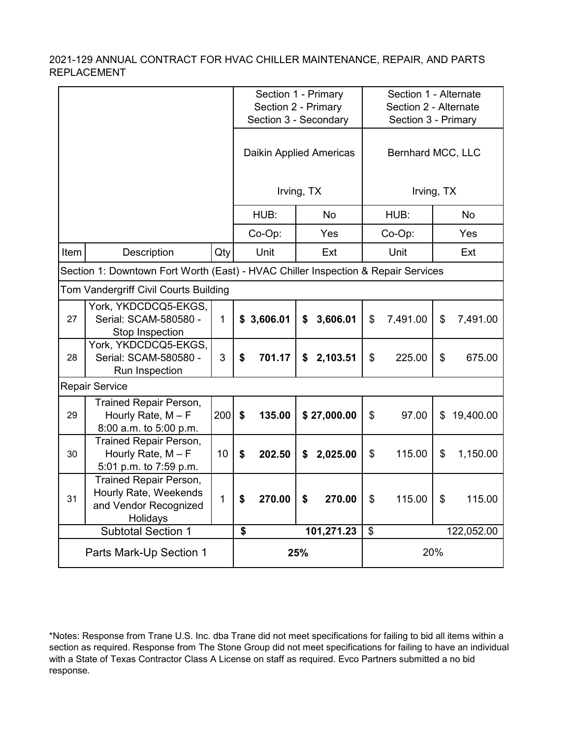2021-129 ANNUAL CONTRACT FOR HVAC CHILLER MAINTENANCE, REPAIR, AND PARTS REPLACEMENT

| | | | Section 1 - Primary<br>Section 2 - Primary<br>Section 3 - Secondary | | Section 1 - Alternate<br>Section 2 - Alternate<br>Section 3 - Primary | |
|---|---|---|---|---|---|---|
| | | | Daikin Applied Americas<br><br>Irving, TX | | Bernhard MCC, LLC<br><br>Irving, TX | |
| | | | HUB: | No | HUB: | No |
| | | | Co-Op: | Yes | Co-Op: | Yes |
| Item | Description | Qty | Unit | Ext | Unit | Ext |
| Section 1: Downtown Fort Worth (East) - HVAC Chiller Inspection & Repair Services | | | | | | |
| Tom Vandergriff Civil Courts Building | | | | | | |
| 27 | York, YKDCDCQ5-EKGS, Serial: SCAM-580580 - Stop Inspection | 1 | **$ 3,606.01** | **$ 3,606.01** | $ 7,491.00 | $ 7,491.00 |
| 28 | York, YKDCDCQ5-EKGS, Serial: SCAM-580580 - Run Inspection | 3 | **$ 701.17** | **$ 2,103.51** | $ 225.00 | $ 675.00 |
| Repair Service | | | | | | |
| 29 | Trained Repair Person, Hourly Rate, M – F 8:00 a.m. to 5:00 p.m. | 200 | **$ 135.00** | **$ 27,000.00** | $ 97.00 | $ 19,400.00 |
| 30 | Trained Repair Person, Hourly Rate, M – F 5:01 p.m. to 7:59 p.m. | 10 | **$ 202.50** | **$ 2,025.00** | $ 115.00 | $ 1,150.00 |
| 31 | Trained Repair Person, Hourly Rate, Weekends and Vendor Recognized Holidays | 1 | **$ 270.00** | **$ 270.00** | $ 115.00 | $ 115.00 |
| Subtotal Section 1 | | | **$** | **101,271.23** | $ | 122,052.00 |
| Parts Mark-Up Section 1 | | | **25%** | | 20% | |

*Notes: Response from Trane U.S. Inc. dba Trane did not meet specifications for failing to bid all items within a section as required. Response from The Stone Group did not meet specifications for failing to have an individual with a State of Texas Contractor Class A License on staff as required. Evco Partners submitted a no bid response.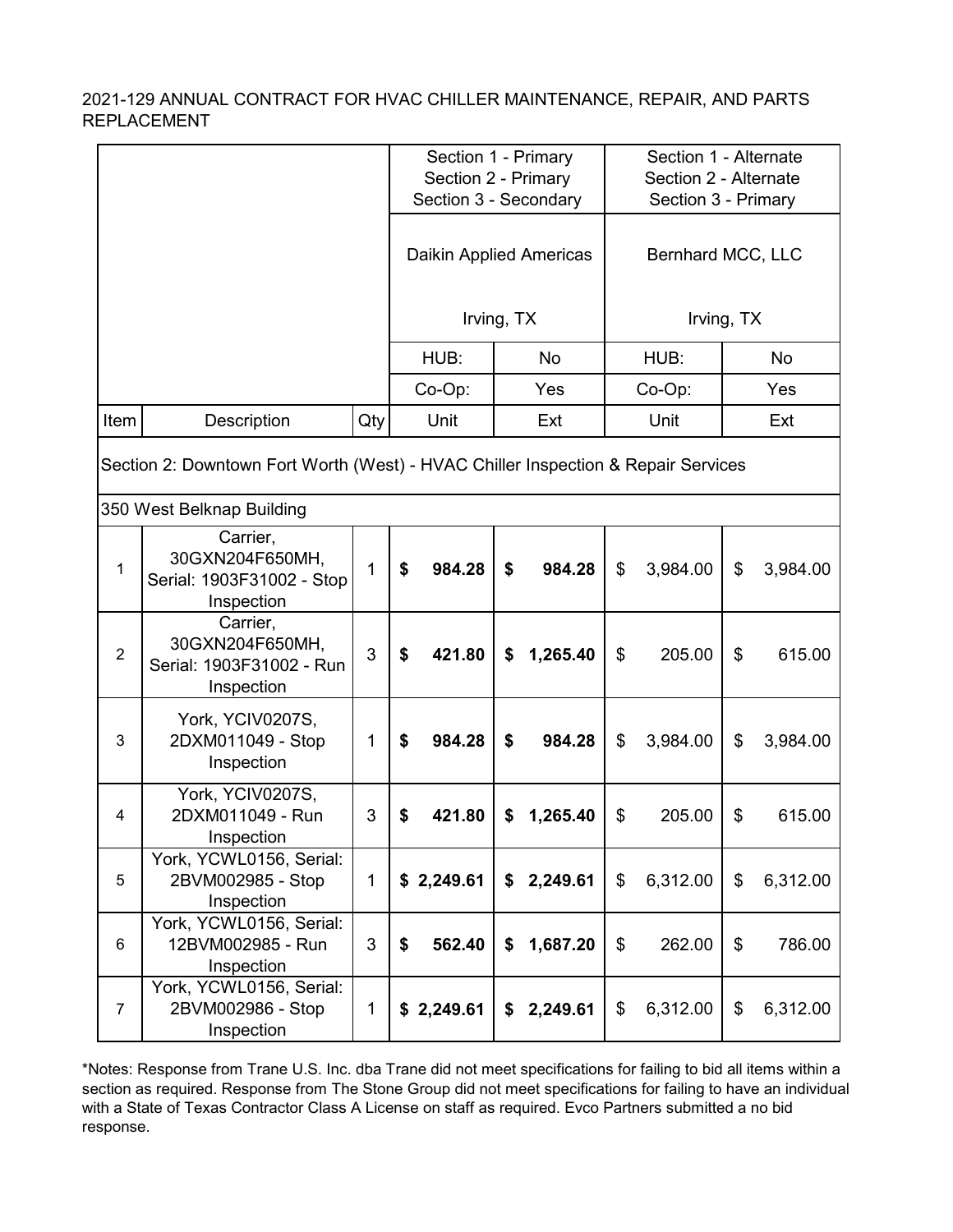2021-129 ANNUAL CONTRACT FOR HVAC CHILLER MAINTENANCE, REPAIR, AND PARTS REPLACEMENT

| | | | Section 1 - Primary<br>Section 2 - Primary<br>Section 3 - Secondary | | Section 1 - Alternate<br>Section 2 - Alternate<br>Section 3 - Primary | |
|---|---|---|---|---|---|---|
| | | | Daikin Applied Americas<br><br>Irving, TX | | Bernhard MCC, LLC<br><br>Irving, TX | |
| | | | HUB: | No | HUB: | No |
| | | | Co-Op: | Yes | Co-Op: | Yes |
| Item | Description | Qty | Unit | Ext | Unit | Ext |
| Section 2: Downtown Fort Worth (West) - HVAC Chiller Inspection & Repair Services | | | | | | |
| 350 West Belknap Building | | | | | | |
| 1 | Carrier, 30GXN204F650MH, Serial: 1903F31002 - Stop Inspection | 1 | **$ 984.28** | **$ 984.28** | $ 3,984.00 | $ 3,984.00 |
| 2 | Carrier, 30GXN204F650MH, Serial: 1903F31002 - Run Inspection | 3 | **$ 421.80** | **$ 1,265.40** | $ 205.00 | $ 615.00 |
| 3 | York, YCIV0207S, 2DXM011049 - Stop Inspection | 1 | **$ 984.28** | **$ 984.28** | $ 3,984.00 | $ 3,984.00 |
| 4 | York, YCIV0207S, 2DXM011049 - Run Inspection | 3 | **$ 421.80** | **$ 1,265.40** | $ 205.00 | $ 615.00 |
| 5 | York, YCWL0156, Serial: 2BVM002985 - Stop Inspection | 1 | **$ 2,249.61** | **$ 2,249.61** | $ 6,312.00 | $ 6,312.00 |
| 6 | York, YCWL0156, Serial: 12BVM002985 - Run Inspection | 3 | **$ 562.40** | **$ 1,687.20** | $ 262.00 | $ 786.00 |
| 7 | York, YCWL0156, Serial: 2BVM002986 - Stop Inspection | 1 | **$ 2,249.61** | **$ 2,249.61** | $ 6,312.00 | $ 6,312.00 |

*Notes: Response from Trane U.S. Inc. dba Trane did not meet specifications for failing to bid all items within a section as required. Response from The Stone Group did not meet specifications for failing to have an individual with a State of Texas Contractor Class A License on staff as required. Evco Partners submitted a no bid response.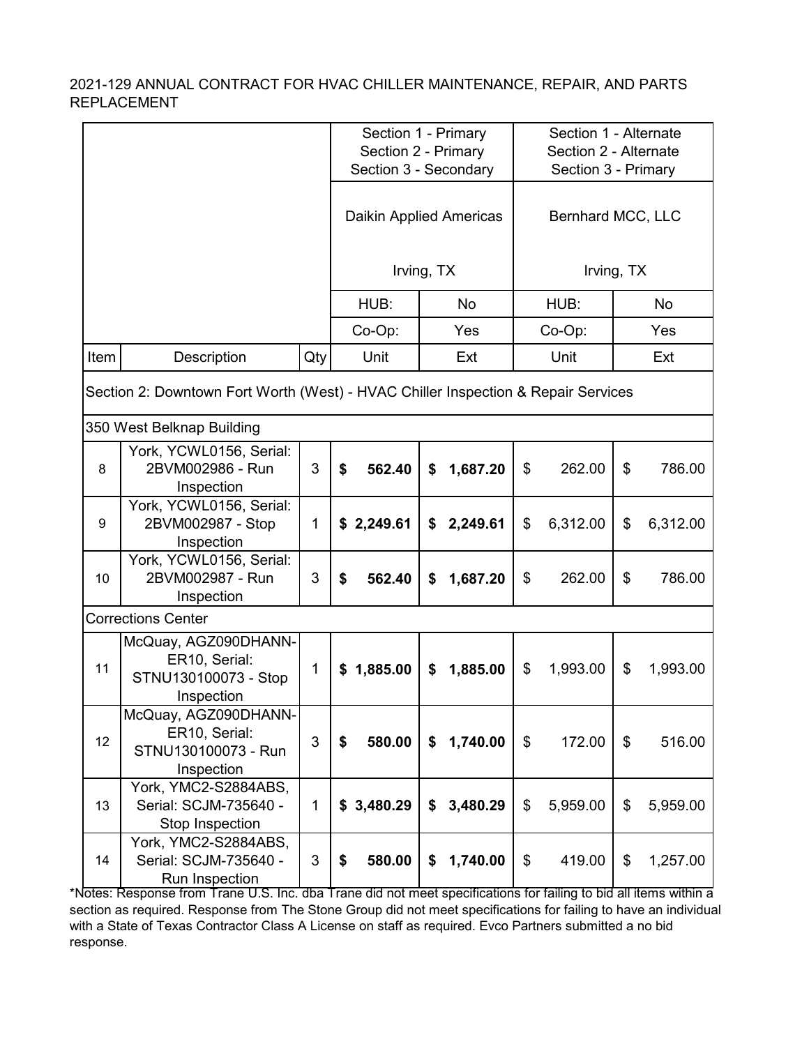2021-129 ANNUAL CONTRACT FOR HVAC CHILLER MAINTENANCE, REPAIR, AND PARTS REPLACEMENT

| | | | Section 1 - Primary<br>Section 2 - Primary<br>Section 3 - Secondary | | Section 1 - Alternate<br>Section 2 - Alternate<br>Section 3 - Primary | |
|---|---|---|---|---|---|---|
| | | | Daikin Applied Americas<br><br>Irving, TX | | Bernhard MCC, LLC<br><br>Irving, TX | |
| | | | HUB: | No | HUB: | No |
| | | | Co-Op: | Yes | Co-Op: | Yes |
| Item | Description | Qty | Unit | Ext | Unit | Ext |
| Section 2: Downtown Fort Worth (West) - HVAC Chiller Inspection & Repair Services | | | | | | |
| 350 West Belknap Building | | | | | | |
| 8 | York, YCWL0156, Serial: 2BVM002986 - Run Inspection | 3 | **$ 562.40** | **$ 1,687.20** | $ 262.00 | $ 786.00 |
| 9 | York, YCWL0156, Serial: 2BVM002987 - Stop Inspection | 1 | **$ 2,249.61** | **$ 2,249.61** | $ 6,312.00 | $ 6,312.00 |
| 10 | York, YCWL0156, Serial: 2BVM002987 - Run Inspection | 3 | **$ 562.40** | **$ 1,687.20** | $ 262.00 | $ 786.00 |
| Corrections Center | | | | | | |
| 11 | McQuay, AGZ090DHANN-ER10, Serial: STNU130100073 - Stop Inspection | 1 | **$ 1,885.00** | **$ 1,885.00** | $ 1,993.00 | $ 1,993.00 |
| 12 | McQuay, AGZ090DHANN-ER10, Serial: STNU130100073 - Run Inspection | 3 | **$ 580.00** | **$ 1,740.00** | $ 172.00 | $ 516.00 |
| 13 | York, YMC2-S2884ABS, Serial: SCJM-735640 - Stop Inspection | 1 | **$ 3,480.29** | **$ 3,480.29** | $ 5,959.00 | $ 5,959.00 |
| 14 | York, YMC2-S2884ABS, Serial: SCJM-735640 - Run Inspection | 3 | **$ 580.00** | **$ 1,740.00** | $ 419.00 | $ 1,257.00 |

*Notes: Response from Trane U.S. Inc. dba Trane did not meet specifications for failing to bid all items within a section as required. Response from The Stone Group did not meet specifications for failing to have an individual with a State of Texas Contractor Class A License on staff as required. Evco Partners submitted a no bid response.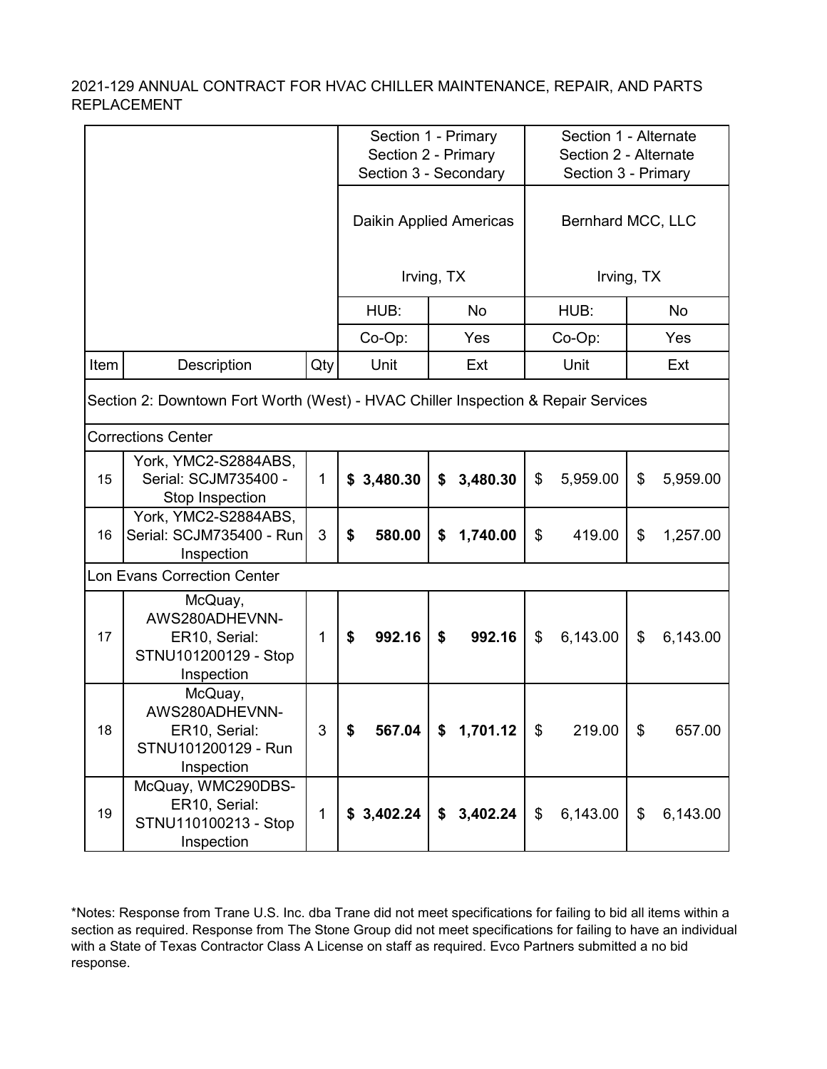2021-129 ANNUAL CONTRACT FOR HVAC CHILLER MAINTENANCE, REPAIR, AND PARTS REPLACEMENT

| | | | Section 1 - Primary<br>Section 2 - Primary<br>Section 3 - Secondary | | Section 1 - Alternate<br>Section 2 - Alternate<br>Section 3 - Primary | |
|---|---|---|---|---|---|---|
| | | | Daikin Applied Americas<br><br>Irving, TX | | Bernhard MCC, LLC<br><br>Irving, TX | |
| | | | HUB: | No | HUB: | No |
| | | | Co-Op: | Yes | Co-Op: | Yes |
| **Item** | **Description** | **Qty** | **Unit** | **Ext** | **Unit** | **Ext** |
| Section 2: Downtown Fort Worth (West) - HVAC Chiller Inspection & Repair Services | | | | | | |
| Corrections Center | | | | | | |
| 15 | York, YMC2-S2884ABS, Serial: SCJM735400 - Stop Inspection | 1 | **$ 3,480.30** | **$ 3,480.30** | $ 5,959.00 | $ 5,959.00 |
| 16 | York, YMC2-S2884ABS, Serial: SCJM735400 - Run Inspection | 3 | **$ 580.00** | **$ 1,740.00** | $ 419.00 | $ 1,257.00 |
| Lon Evans Correction Center | | | | | | |
| 17 | McQuay, AWS280ADHEVNN-ER10, Serial: STNU101200129 - Stop Inspection | 1 | **$ 992.16** | **$ 992.16** | $ 6,143.00 | $ 6,143.00 |
| 18 | McQuay, AWS280ADHEVNN-ER10, Serial: STNU101200129 - Run Inspection | 3 | **$ 567.04** | **$ 1,701.12** | $ 219.00 | $ 657.00 |
| 19 | McQuay, WMC290DBS-ER10, Serial: STNU110100213 - Stop Inspection | 1 | **$ 3,402.24** | **$ 3,402.24** | $ 6,143.00 | $ 6,143.00 |

*Notes: Response from Trane U.S. Inc. dba Trane did not meet specifications for failing to bid all items within a section as required. Response from The Stone Group did not meet specifications for failing to have an individual with a State of Texas Contractor Class A License on staff as required. Evco Partners submitted a no bid response.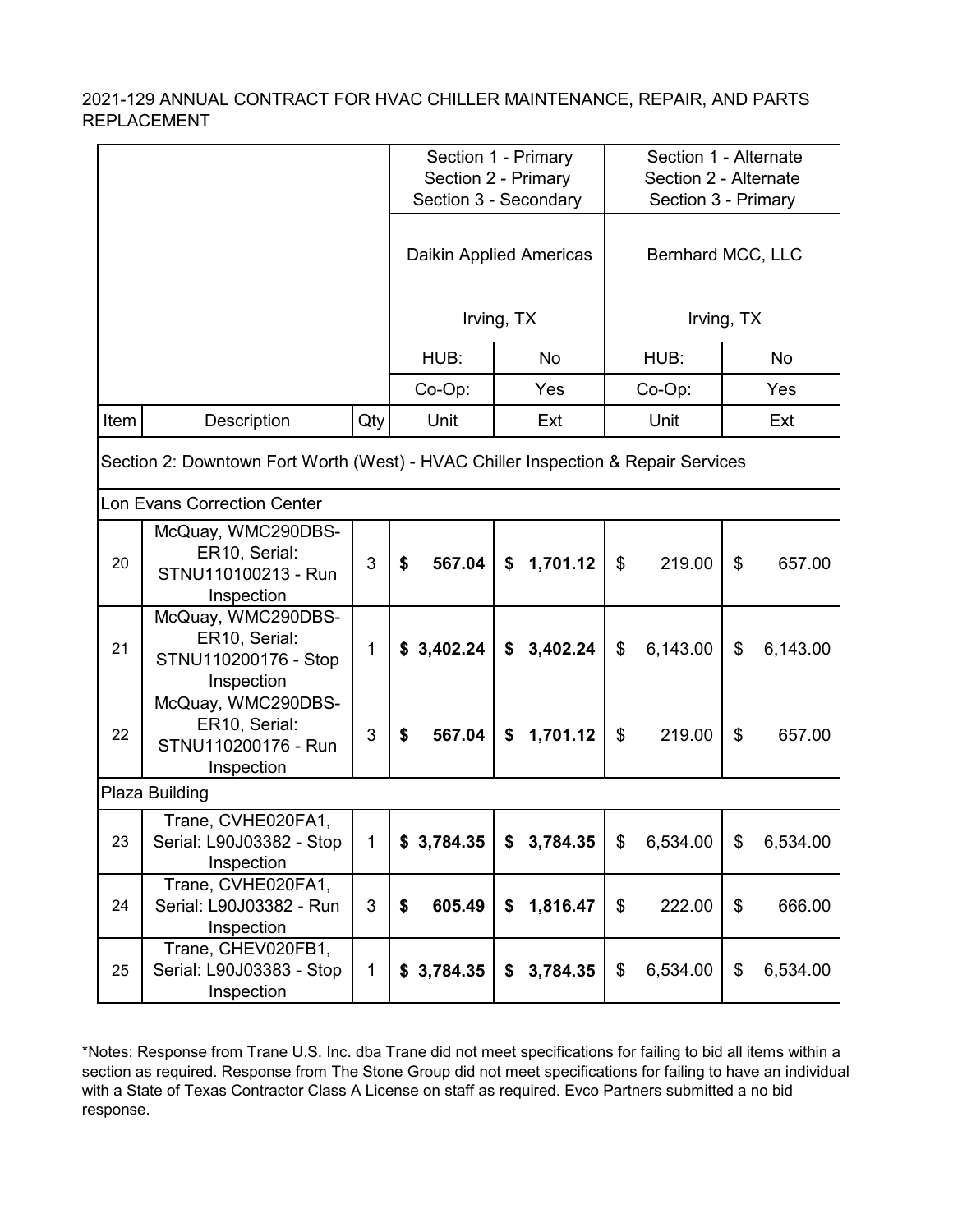2021-129 ANNUAL CONTRACT FOR HVAC CHILLER MAINTENANCE, REPAIR, AND PARTS REPLACEMENT

| | | | Section 1 - Primary<br>Section 2 - Primary<br>Section 3 - Secondary | | Section 1 - Alternate<br>Section 2 - Alternate<br>Section 3 - Primary | |
|---|---|---|---|---|---|---|
| | | | Daikin Applied Americas<br><br>Irving, TX | | Bernhard MCC, LLC<br><br>Irving, TX | |
| | | | HUB: | No | HUB: | No |
| | | | Co-Op: | Yes | Co-Op: | Yes |
| Item | Description | Qty | Unit | Ext | Unit | Ext |
| Section 2: Downtown Fort Worth (West) - HVAC Chiller Inspection & Repair Services | | | | | | |
| Lon Evans Correction Center | | | | | | |
| 20 | McQuay, WMC290DBS-ER10, Serial: STNU110100213 - Run Inspection | 3 | **$ 567.04** | **$ 1,701.12** | $ 219.00 | $ 657.00 |
| 21 | McQuay, WMC290DBS-ER10, Serial: STNU110200176 - Stop Inspection | 1 | **$ 3,402.24** | **$ 3,402.24** | $ 6,143.00 | $ 6,143.00 |
| 22 | McQuay, WMC290DBS-ER10, Serial: STNU110200176 - Run Inspection | 3 | **$ 567.04** | **$ 1,701.12** | $ 219.00 | $ 657.00 |
| Plaza Building | | | | | | |
| 23 | Trane, CVHE020FA1, Serial: L90J03382 - Stop Inspection | 1 | **$ 3,784.35** | **$ 3,784.35** | $ 6,534.00 | $ 6,534.00 |
| 24 | Trane, CVHE020FA1, Serial: L90J03382 - Run Inspection | 3 | **$ 605.49** | **$ 1,816.47** | $ 222.00 | $ 666.00 |
| 25 | Trane, CHEV020FB1, Serial: L90J03383 - Stop Inspection | 1 | **$ 3,784.35** | **$ 3,784.35** | $ 6,534.00 | $ 6,534.00 |

*Notes: Response from Trane U.S. Inc. dba Trane did not meet specifications for failing to bid all items within a section as required. Response from The Stone Group did not meet specifications for failing to have an individual with a State of Texas Contractor Class A License on staff as required. Evco Partners submitted a no bid response.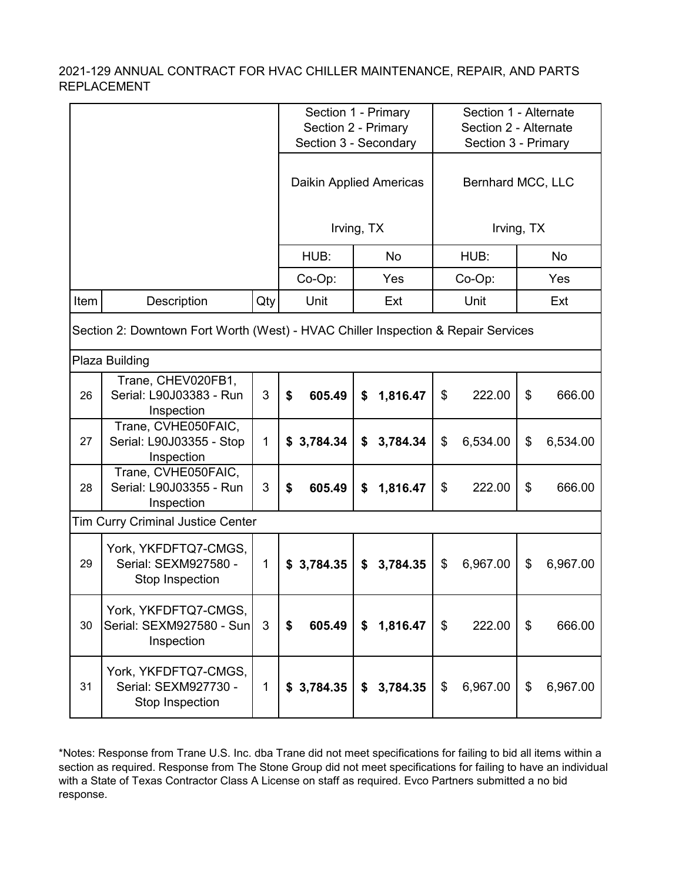2021-129 ANNUAL CONTRACT FOR HVAC CHILLER MAINTENANCE, REPAIR, AND PARTS REPLACEMENT

| | | | Section 1 - Primary<br>Section 2 - Primary<br>Section 3 - Secondary | | Section 1 - Alternate<br>Section 2 - Alternate<br>Section 3 - Primary | |
|---|---|---|---|---|---|---|
| | | | Daikin Applied Americas<br><br>Irving, TX | | Bernhard MCC, LLC<br><br>Irving, TX | |
| | | | HUB: | No | HUB: | No |
| | | | Co-Op: | Yes | Co-Op: | Yes |
| Item | Description | Qty | Unit | Ext | Unit | Ext |
| Section 2: Downtown Fort Worth (West) - HVAC Chiller Inspection & Repair Services | | | | | | |
| Plaza Building | | | | | | |
| 26 | Trane, CHEV020FB1, Serial: L90J03383 - Run Inspection | 3 | **$ 605.49** | **$ 1,816.47** | $ 222.00 | $ 666.00 |
| 27 | Trane, CVHE050FAIC, Serial: L90J03355 - Stop Inspection | 1 | **$ 3,784.34** | **$ 3,784.34** | $ 6,534.00 | $ 6,534.00 |
| 28 | Trane, CVHE050FAIC, Serial: L90J03355 - Run Inspection | 3 | **$ 605.49** | **$ 1,816.47** | $ 222.00 | $ 666.00 |
| Tim Curry Criminal Justice Center | | | | | | |
| 29 | York, YKFDFTQ7-CMGS, Serial: SEXM927580 - Stop Inspection | 1 | **$ 3,784.35** | **$ 3,784.35** | $ 6,967.00 | $ 6,967.00 |
| 30 | York, YKFDFTQ7-CMGS, Serial: SEXM927580 - Sun Inspection | 3 | **$ 605.49** | **$ 1,816.47** | $ 222.00 | $ 666.00 |
| 31 | York, YKFDFTQ7-CMGS, Serial: SEXM927730 - Stop Inspection | 1 | **$ 3,784.35** | **$ 3,784.35** | $ 6,967.00 | $ 6,967.00 |

*Notes: Response from Trane U.S. Inc. dba Trane did not meet specifications for failing to bid all items within a section as required. Response from The Stone Group did not meet specifications for failing to have an individual with a State of Texas Contractor Class A License on staff as required. Evco Partners submitted a no bid response.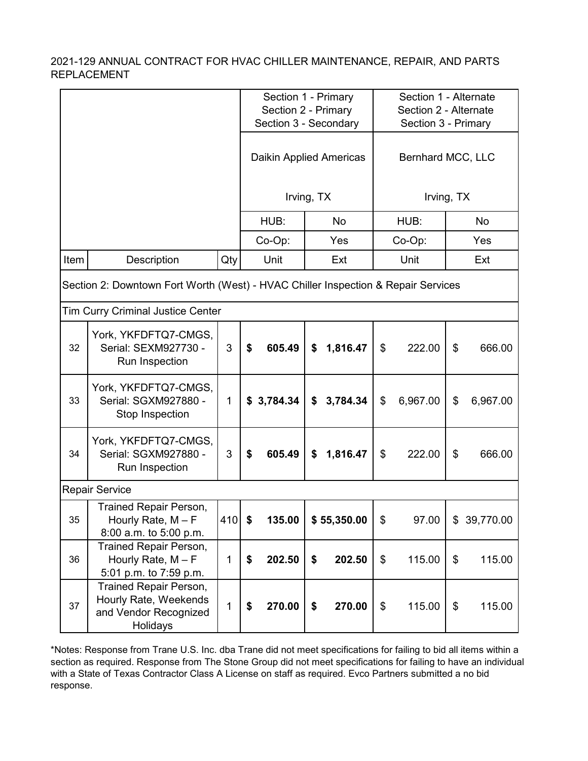2021-129 ANNUAL CONTRACT FOR HVAC CHILLER MAINTENANCE, REPAIR, AND PARTS REPLACEMENT

| | | | Section 1 - Primary<br>Section 2 - Primary<br>Section 3 - Secondary | | Section 1 - Alternate<br>Section 2 - Alternate<br>Section 3 - Primary | |
|---|---|---|---|---|---|---|
| | | | Daikin Applied Americas<br><br>Irving, TX | | Bernhard MCC, LLC<br><br>Irving, TX | |
| | | | HUB: | No | HUB: | No |
| | | | Co-Op: | Yes | Co-Op: | Yes |
| Item | Description | Qty | Unit | Ext | Unit | Ext |
| Section 2: Downtown Fort Worth (West) - HVAC Chiller Inspection & Repair Services | | | | | | |
| Tim Curry Criminal Justice Center | | | | | | |
| 32 | York, YKFDFTQ7-CMGS, Serial: SEXM927730 - Run Inspection | 3 | **$ 605.49** | **$ 1,816.47** | $ 222.00 | $ 666.00 |
| 33 | York, YKFDFTQ7-CMGS, Serial: SGXM927880 - Stop Inspection | 1 | **$ 3,784.34** | **$ 3,784.34** | $ 6,967.00 | $ 6,967.00 |
| 34 | York, YKFDFTQ7-CMGS, Serial: SGXM927880 - Run Inspection | 3 | **$ 605.49** | **$ 1,816.47** | $ 222.00 | $ 666.00 |
| Repair Service | | | | | | |
| 35 | Trained Repair Person, Hourly Rate, M – F 8:00 a.m. to 5:00 p.m. | 410 | **$ 135.00** | **$ 55,350.00** | $ 97.00 | $ 39,770.00 |
| 36 | Trained Repair Person, Hourly Rate, M – F 5:01 p.m. to 7:59 p.m. | 1 | **$ 202.50** | **$ 202.50** | $ 115.00 | $ 115.00 |
| 37 | Trained Repair Person, Hourly Rate, Weekends and Vendor Recognized Holidays | 1 | **$ 270.00** | **$ 270.00** | $ 115.00 | $ 115.00 |

*Notes: Response from Trane U.S. Inc. dba Trane did not meet specifications for failing to bid all items within a section as required. Response from The Stone Group did not meet specifications for failing to have an individual with a State of Texas Contractor Class A License on staff as required. Evco Partners submitted a no bid response.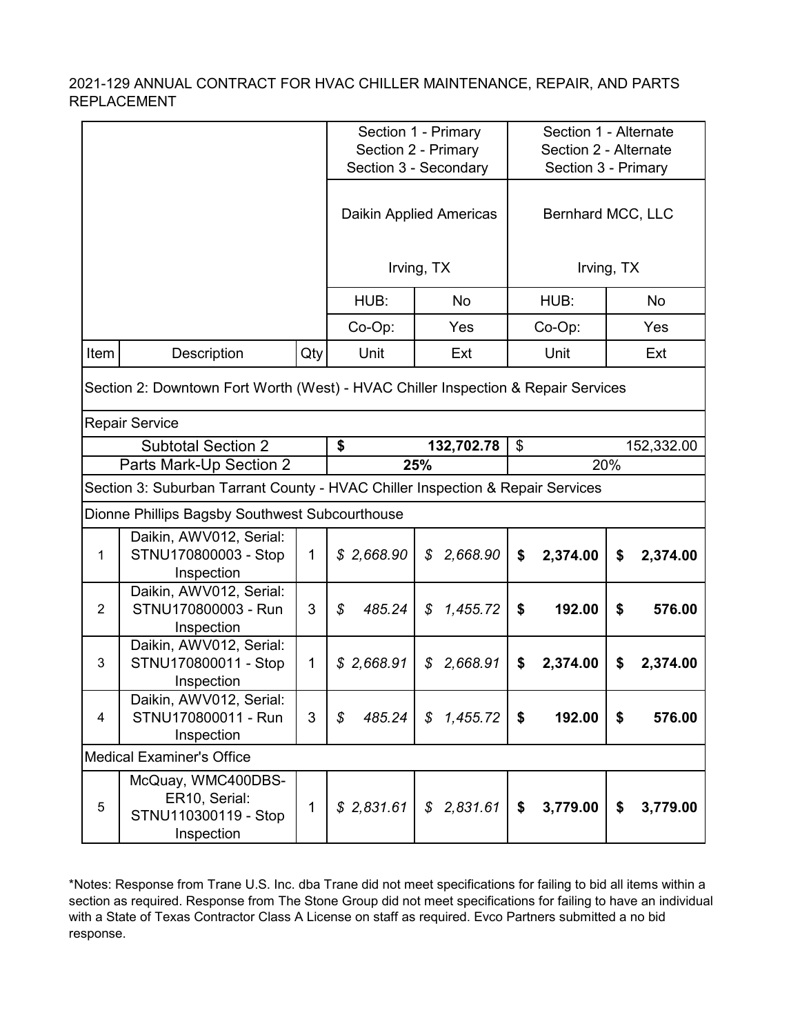2021-129 ANNUAL CONTRACT FOR HVAC CHILLER MAINTENANCE, REPAIR, AND PARTS REPLACEMENT

| | | | Section 1 - Primary<br>Section 2 - Primary<br>Section 3 - Secondary | | Section 1 - Alternate<br>Section 2 - Alternate<br>Section 3 - Primary | |
|---|---|---|---|---|---|---|
| | | | Daikin Applied Americas<br><br>Irving, TX | | Bernhard MCC, LLC<br><br>Irving, TX | |
| | | | HUB: | No | HUB: | No |
| | | | Co-Op: | Yes | Co-Op: | Yes |
| Item | Description | Qty | Unit | Ext | Unit | Ext |
| Section 2: Downtown Fort Worth (West) - HVAC Chiller Inspection & Repair Services | | | | | | |
| Repair Service | | | | | | |
| Subtotal Section 2 | | | $ | 132,702.78 | $ | 152,332.00 |
| Parts Mark-Up Section 2 | | | 25% | | 20% | |
| Section 3: Suburban Tarrant County - HVAC Chiller Inspection & Repair Services | | | | | | |
| Dionne Phillips Bagsby Southwest Subcourthouse | | | | | | |
| 1 | Daikin, AWV012, Serial: STNU170800003 - Stop Inspection | 1 | $ 2,668.90 | $ 2,668.90 | $ 2,374.00 | $ 2,374.00 |
| 2 | Daikin, AWV012, Serial: STNU170800003 - Run Inspection | 3 | $ 485.24 | $ 1,455.72 | $ 192.00 | $ 576.00 |
| 3 | Daikin, AWV012, Serial: STNU170800011 - Stop Inspection | 1 | $ 2,668.91 | $ 2,668.91 | $ 2,374.00 | $ 2,374.00 |
| 4 | Daikin, AWV012, Serial: STNU170800011 - Run Inspection | 3 | $ 485.24 | $ 1,455.72 | $ 192.00 | $ 576.00 |
| Medical Examiner's Office | | | | | | |
| 5 | McQuay, WMC400DBS-ER10, Serial: STNU110300119 - Stop Inspection | 1 | $ 2,831.61 | $ 2,831.61 | $ 3,779.00 | $ 3,779.00 |

*Notes: Response from Trane U.S. Inc. dba Trane did not meet specifications for failing to bid all items within a section as required. Response from The Stone Group did not meet specifications for failing to have an individual with a State of Texas Contractor Class A License on staff as required. Evco Partners submitted a no bid response.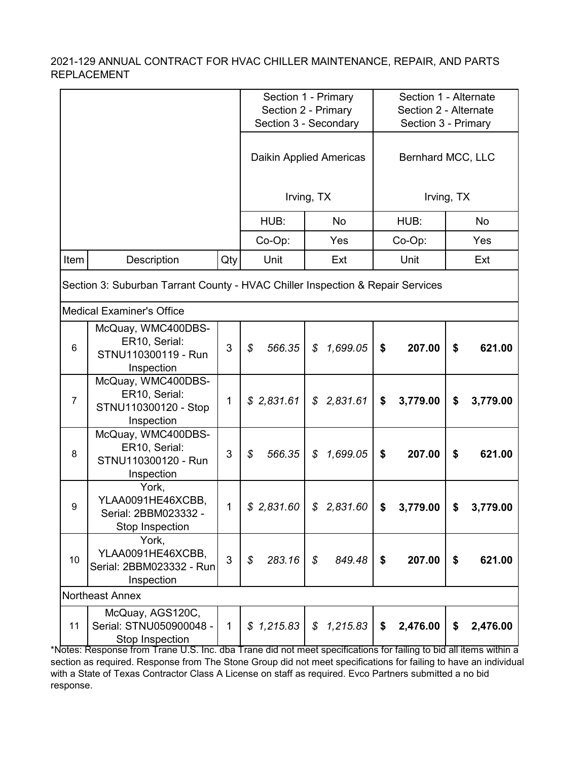2021-129 ANNUAL CONTRACT FOR HVAC CHILLER MAINTENANCE, REPAIR, AND PARTS REPLACEMENT

| | | | Section 1 - Primary<br>Section 2 - Primary<br>Section 3 - Secondary | | Section 1 - Alternate<br>Section 2 - Alternate<br>Section 3 - Primary | |
|---|---|---|---|---|---|---|
| | | | Daikin Applied Americas<br><br>Irving, TX | | Bernhard MCC, LLC<br><br>Irving, TX | |
| | | | HUB: | No | HUB: | No |
| | | | Co-Op: | Yes | Co-Op: | Yes |
| Item | Description | Qty | Unit | Ext | Unit | Ext |
| Section 3: Suburban Tarrant County - HVAC Chiller Inspection & Repair Services | | | | | | |
| Medical Examiner's Office | | | | | | |
| 6 | McQuay, WMC400DBS-ER10, Serial: STNU110300119 - Run Inspection | 3 | $ 566.35 | $ 1,699.05 | $ 207.00 | $ 621.00 |
| 7 | McQuay, WMC400DBS-ER10, Serial: STNU110300120 - Stop Inspection | 1 | $ 2,831.61 | $ 2,831.61 | $ 3,779.00 | $ 3,779.00 |
| 8 | McQuay, WMC400DBS-ER10, Serial: STNU110300120 - Run Inspection | 3 | $ 566.35 | $ 1,699.05 | $ 207.00 | $ 621.00 |
| 9 | York, YLAA0091HE46XCBB, Serial: 2BBM023332 - Stop Inspection | 1 | $ 2,831.60 | $ 2,831.60 | $ 3,779.00 | $ 3,779.00 |
| 10 | York, YLAA0091HE46XCBB, Serial: 2BBM023332 - Run Inspection | 3 | $ 283.16 | $ 849.48 | $ 207.00 | $ 621.00 |
| Northeast Annex | | | | | | |
| 11 | McQuay, AGS120C, Serial: STNU050900048 - Stop Inspection | 1 | $ 1,215.83 | $ 1,215.83 | $ 2,476.00 | $ 2,476.00 |

*Notes: Response from Trane U.S. Inc. dba Trane did not meet specifications for failing to bid all items within a section as required. Response from The Stone Group did not meet specifications for failing to have an individual with a State of Texas Contractor Class A License on staff as required. Evco Partners submitted a no bid response.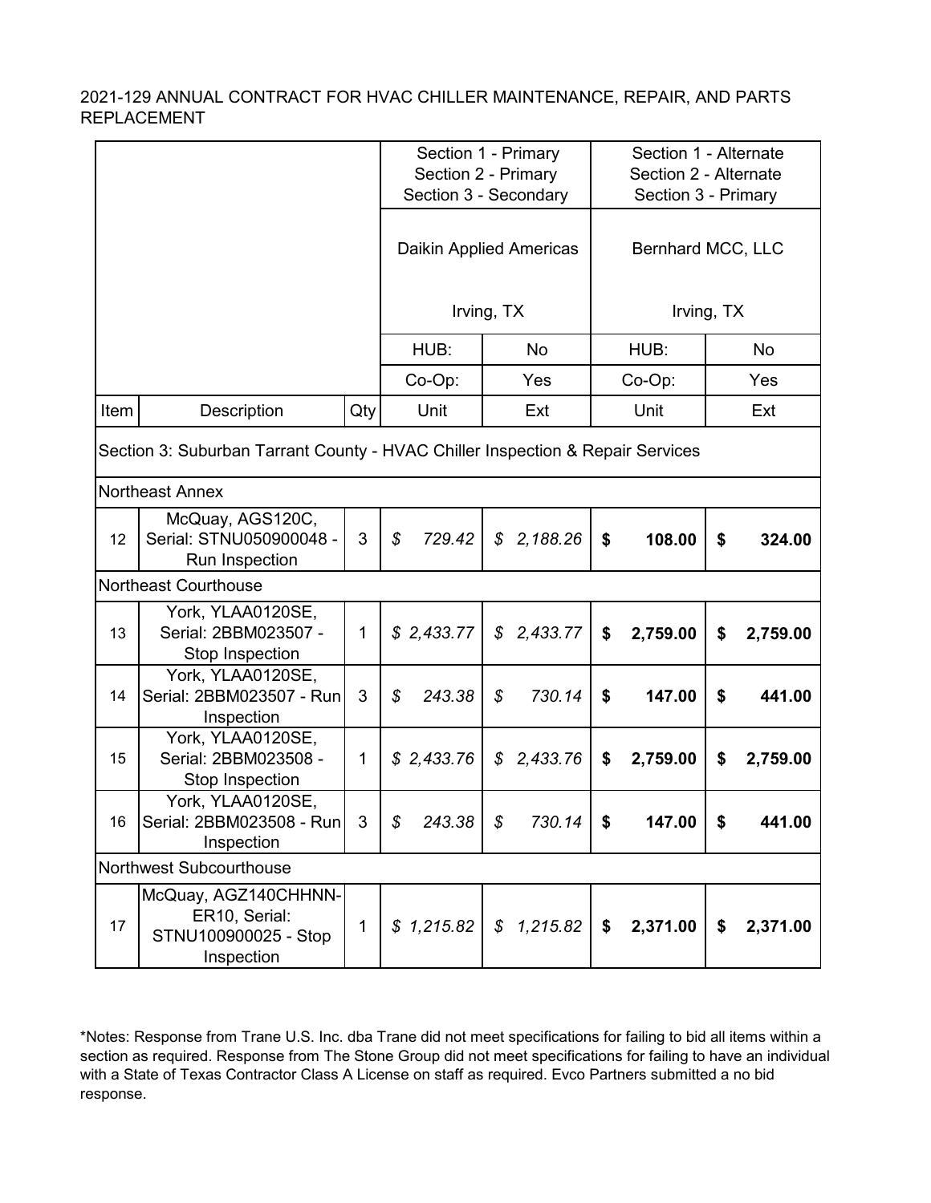2021-129 ANNUAL CONTRACT FOR HVAC CHILLER MAINTENANCE, REPAIR, AND PARTS REPLACEMENT

| | | | Section 1 - Primary Section 2 - Primary Section 3 - Secondary | | Section 1 - Alternate Section 2 - Alternate Section 3 - Primary | |
|---|---|---|---|---|---|---|
| | | | Daikin Applied Americas Irving, TX | | Bernhard MCC, LLC Irving, TX | |
| | | | HUB: | No | HUB: | No |
| | | | Co-Op: | Yes | Co-Op: | Yes |
| Item | Description | Qty | Unit | Ext | Unit | Ext |
| Section 3: Suburban Tarrant County - HVAC Chiller Inspection & Repair Services | | | | | | |
| Northeast Annex | | | | | | |
| 12 | McQuay, AGS120C, Serial: STNU050900048 - Run Inspection | 3 | *$ 729.42* | *$ 2,188.26* | **$ 108.00** | **$ 324.00** |
| Northeast Courthouse | | | | | | |
| 13 | York, YLAA0120SE, Serial: 2BBM023507 - Stop Inspection | 1 | *$ 2,433.77* | *$ 2,433.77* | **$ 2,759.00** | **$ 2,759.00** |
| 14 | York, YLAA0120SE, Serial: 2BBM023507 - Run Inspection | 3 | *$ 243.38* | *$ 730.14* | **$ 147.00** | **$ 441.00** |
| 15 | York, YLAA0120SE, Serial: 2BBM023508 - Stop Inspection | 1 | *$ 2,433.76* | *$ 2,433.76* | **$ 2,759.00** | **$ 2,759.00** |
| 16 | York, YLAA0120SE, Serial: 2BBM023508 - Run Inspection | 3 | *$ 243.38* | *$ 730.14* | **$ 147.00** | **$ 441.00** |
| Northwest Subcourthouse | | | | | | |
| 17 | McQuay, AGZ140CHHNN-ER10, Serial: STNU100900025 - Stop Inspection | 1 | *$ 1,215.82* | *$ 1,215.82* | **$ 2,371.00** | **$ 2,371.00** |

*Notes: Response from Trane U.S. Inc. dba Trane did not meet specifications for failing to bid all items within a section as required. Response from The Stone Group did not meet specifications for failing to have an individual with a State of Texas Contractor Class A License on staff as required. Evco Partners submitted a no bid response.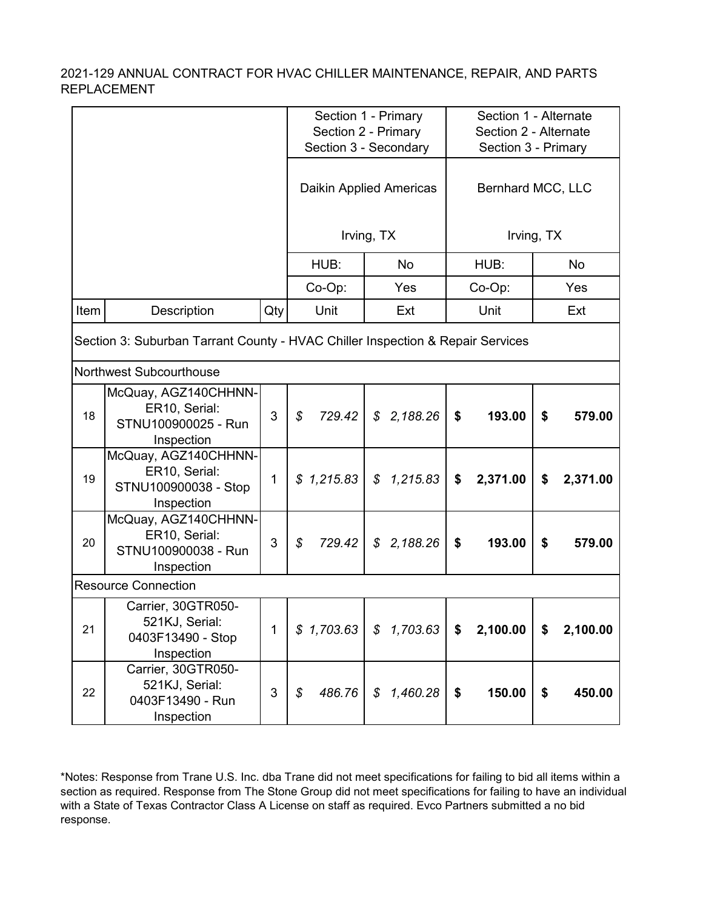2021-129 ANNUAL CONTRACT FOR HVAC CHILLER MAINTENANCE, REPAIR, AND PARTS REPLACEMENT

| | | | Section 1 - Primary<br>Section 2 - Primary<br>Section 3 - Secondary | | Section 1 - Alternate<br>Section 2 - Alternate<br>Section 3 - Primary | |
|---|---|---|---|---|---|---|
| | | | Daikin Applied Americas<br><br>Irving, TX | | Bernhard MCC, LLC<br><br>Irving, TX | |
| | | | HUB: | No | HUB: | No |
| | | | Co-Op: | Yes | Co-Op: | Yes |
| Item | Description | Qty | Unit | Ext | Unit | Ext |
| Section 3: Suburban Tarrant County - HVAC Chiller Inspection & Repair Services | | | | | | |
| Northwest Subcourthouse | | | | | | |
| 18 | McQuay, AGZ140CHHNN-ER10, Serial: STNU100900025 - Run Inspection | 3 | *$ 729.42* | *$ 2,188.26* | **$ 193.00** | **$ 579.00** |
| 19 | McQuay, AGZ140CHHNN-ER10, Serial: STNU100900038 - Stop Inspection | 1 | *$ 1,215.83* | *$ 1,215.83* | **$ 2,371.00** | **$ 2,371.00** |
| 20 | McQuay, AGZ140CHHNN-ER10, Serial: STNU100900038 - Run Inspection | 3 | *$ 729.42* | *$ 2,188.26* | **$ 193.00** | **$ 579.00** |
| Resource Connection | | | | | | |
| 21 | Carrier, 30GTR050-521KJ, Serial: 0403F13490 - Stop Inspection | 1 | *$ 1,703.63* | *$ 1,703.63* | **$ 2,100.00** | **$ 2,100.00** |
| 22 | Carrier, 30GTR050-521KJ, Serial: 0403F13490 - Run Inspection | 3 | *$ 486.76* | *$ 1,460.28* | **$ 150.00** | **$ 450.00** |

*Notes: Response from Trane U.S. Inc. dba Trane did not meet specifications for failing to bid all items within a section as required. Response from The Stone Group did not meet specifications for failing to have an individual with a State of Texas Contractor Class A License on staff as required. Evco Partners submitted a no bid response.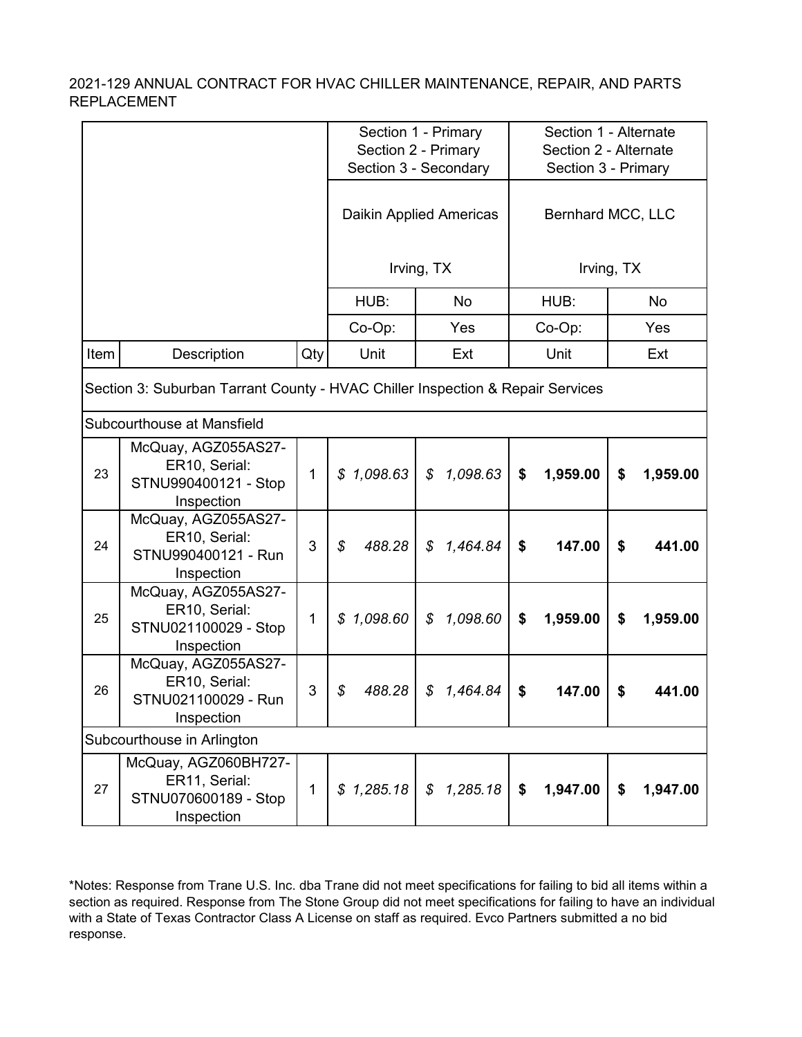2021-129 ANNUAL CONTRACT FOR HVAC CHILLER MAINTENANCE, REPAIR, AND PARTS REPLACEMENT

| | | | Section 1 - Primary<br>Section 2 - Primary<br>Section 3 - Secondary | | Section 1 - Alternate<br>Section 2 - Alternate<br>Section 3 - Primary | |
|---|---|---|---|---|---|---|
| | | | Daikin Applied Americas<br><br>Irving, TX | | Bernhard MCC, LLC<br><br>Irving, TX | |
| | | | HUB: | No | HUB: | No |
| | | | Co-Op: | Yes | Co-Op: | Yes |
| Item | Description | Qty | Unit | Ext | Unit | Ext |
| Section 3: Suburban Tarrant County - HVAC Chiller Inspection & Repair Services | | | | | | |
| Subcourthouse at Mansfield | | | | | | |
| 23 | McQuay, AGZ055AS27-ER10, Serial: STNU990400121 - Stop Inspection | 1 | $ 1,098.63 | $ 1,098.63 | $ 1,959.00 | $ 1,959.00 |
| 24 | McQuay, AGZ055AS27-ER10, Serial: STNU990400121 - Run Inspection | 3 | $ 488.28 | $ 1,464.84 | $ 147.00 | $ 441.00 |
| 25 | McQuay, AGZ055AS27-ER10, Serial: STNU021100029 - Stop Inspection | 1 | $ 1,098.60 | $ 1,098.60 | $ 1,959.00 | $ 1,959.00 |
| 26 | McQuay, AGZ055AS27-ER10, Serial: STNU021100029 - Run Inspection | 3 | $ 488.28 | $ 1,464.84 | $ 147.00 | $ 441.00 |
| Subcourthouse in Arlington | | | | | | |
| 27 | McQuay, AGZ060BH727-ER11, Serial: STNU070600189 - Stop Inspection | 1 | $ 1,285.18 | $ 1,285.18 | $ 1,947.00 | $ 1,947.00 |

*Notes: Response from Trane U.S. Inc. dba Trane did not meet specifications for failing to bid all items within a section as required. Response from The Stone Group did not meet specifications for failing to have an individual with a State of Texas Contractor Class A License on staff as required. Evco Partners submitted a no bid response.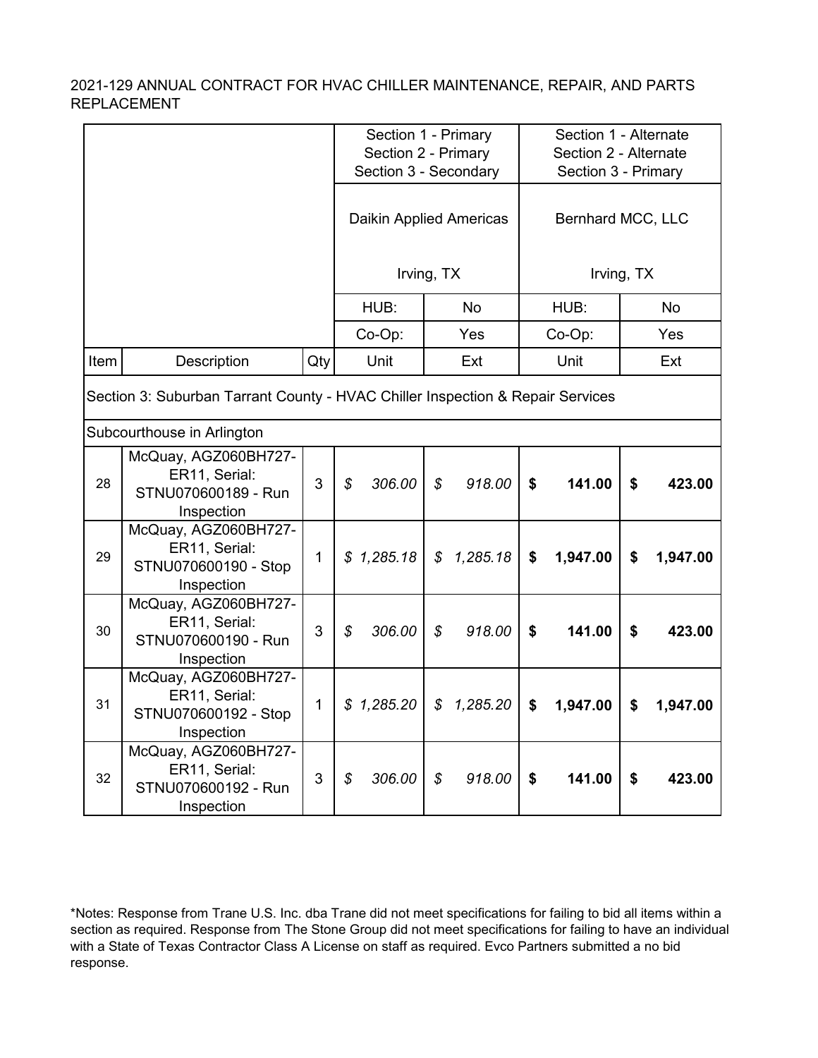2021-129 ANNUAL CONTRACT FOR HVAC CHILLER MAINTENANCE, REPAIR, AND PARTS REPLACEMENT

| | | | Section 1 - Primary<br>Section 2 - Primary<br>Section 3 - Secondary | | Section 1 - Alternate<br>Section 2 - Alternate<br>Section 3 - Primary | |
|---|---|---|---|---|---|---|
| | | | Daikin Applied Americas<br><br>Irving, TX | | Bernhard MCC, LLC<br><br>Irving, TX | |
| | | | HUB: | No | HUB: | No |
| | | | Co-Op: | Yes | Co-Op: | Yes |
| Item | Description | Qty | Unit | Ext | Unit | Ext |
| Section 3: Suburban Tarrant County - HVAC Chiller Inspection & Repair Services | | | | | | |
| Subcourthouse in Arlington | | | | | | |
| 28 | McQuay, AGZ060BH727-ER11, Serial: STNU070600189 - Run Inspection | 3 | $ 306.00 | $ 918.00 | **$ 141.00** | **$ 423.00** |
| 29 | McQuay, AGZ060BH727-ER11, Serial: STNU070600190 - Stop Inspection | 1 | $ 1,285.18 | $ 1,285.18 | **$ 1,947.00** | **$ 1,947.00** |
| 30 | McQuay, AGZ060BH727-ER11, Serial: STNU070600190 - Run Inspection | 3 | $ 306.00 | $ 918.00 | **$ 141.00** | **$ 423.00** |
| 31 | McQuay, AGZ060BH727-ER11, Serial: STNU070600192 - Stop Inspection | 1 | $ 1,285.20 | $ 1,285.20 | **$ 1,947.00** | **$ 1,947.00** |
| 32 | McQuay, AGZ060BH727-ER11, Serial: STNU070600192 - Run Inspection | 3 | $ 306.00 | $ 918.00 | **$ 141.00** | **$ 423.00** |

*Notes: Response from Trane U.S. Inc. dba Trane did not meet specifications for failing to bid all items within a section as required. Response from The Stone Group did not meet specifications for failing to have an individual with a State of Texas Contractor Class A License on staff as required. Evco Partners submitted a no bid response.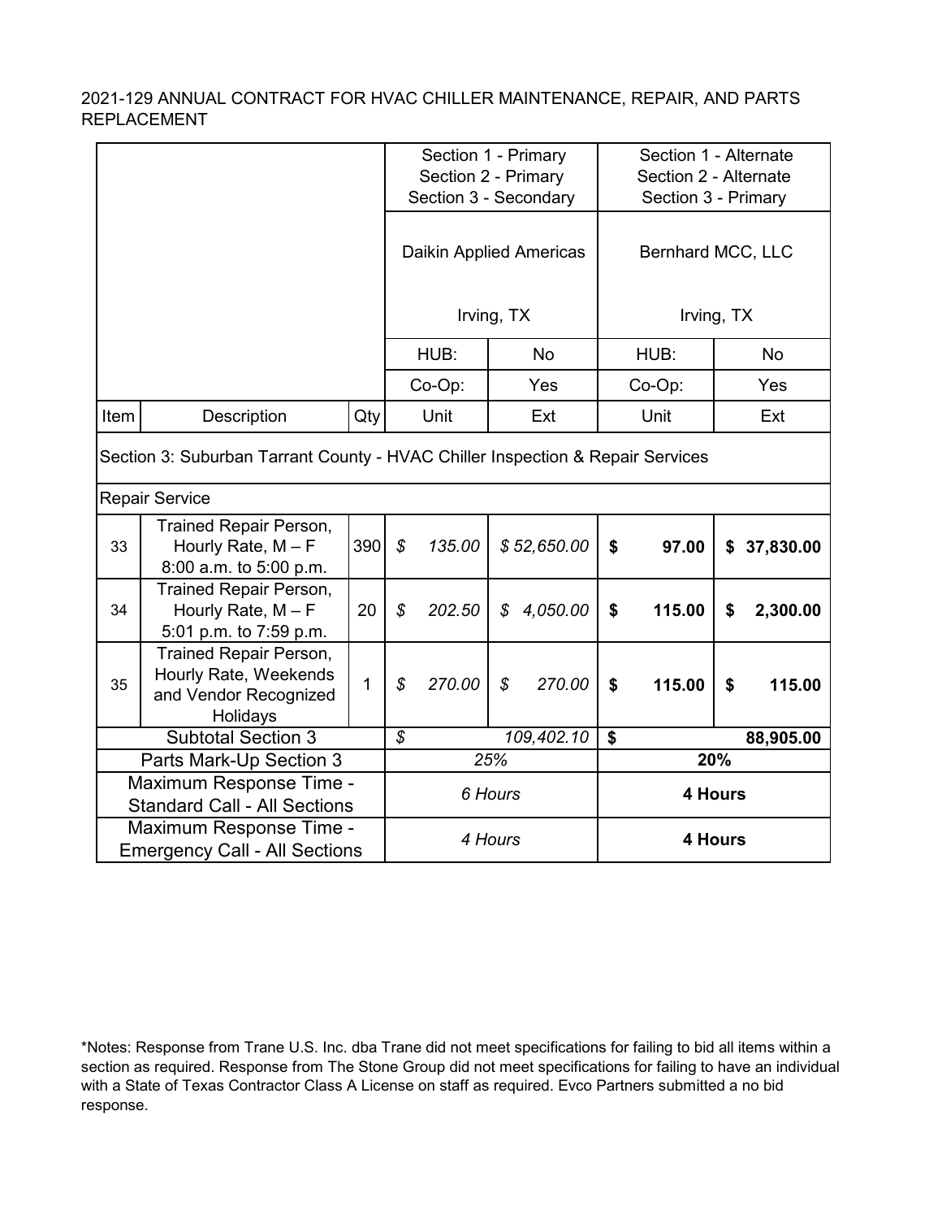2021-129 ANNUAL CONTRACT FOR HVAC CHILLER MAINTENANCE, REPAIR, AND PARTS REPLACEMENT

| | | | Section 1 - Primary<br>Section 2 - Primary<br>Section 3 - Secondary | | Section 1 - Alternate<br>Section 2 - Alternate<br>Section 3 - Primary | |
|---|---|---|---|---|---|---|
| | | | Daikin Applied Americas<br><br>Irving, TX | | Bernhard MCC, LLC<br><br>Irving, TX | |
| | | | HUB: | No | HUB: | No |
| | | | Co-Op: | Yes | Co-Op: | Yes |
| Item | Description | Qty | Unit | Ext | Unit | Ext |
| Section 3: Suburban Tarrant County - HVAC Chiller Inspection & Repair Services | | | | | | |
| Repair Service | | | | | | |
| 33 | Trained Repair Person, Hourly Rate, M – F 8:00 a.m. to 5:00 p.m. | 390 | *$ 135.00* | *$ 52,650.00* | **$ 97.00** | **$ 37,830.00** |
| 34 | Trained Repair Person, Hourly Rate, M – F 5:01 p.m. to 7:59 p.m. | 20 | *$ 202.50* | *$ 4,050.00* | **$ 115.00** | **$ 2,300.00** |
| 35 | Trained Repair Person, Hourly Rate, Weekends and Vendor Recognized Holidays | 1 | *$ 270.00* | *$ 270.00* | **$ 115.00** | **$ 115.00** |
| Subtotal Section 3 | | | *$ 109,402.10* | | **$ 88,905.00** | |
| Parts Mark-Up Section 3 | | | *25%* | | **20%** | |
| Maximum Response Time - Standard Call - All Sections | | | *6 Hours* | | **4 Hours** | |
| Maximum Response Time - Emergency Call - All Sections | | | *4 Hours* | | **4 Hours** | |

*Notes: Response from Trane U.S. Inc. dba Trane did not meet specifications for failing to bid all items within a section as required. Response from The Stone Group did not meet specifications for failing to have an individual with a State of Texas Contractor Class A License on staff as required. Evco Partners submitted a no bid response.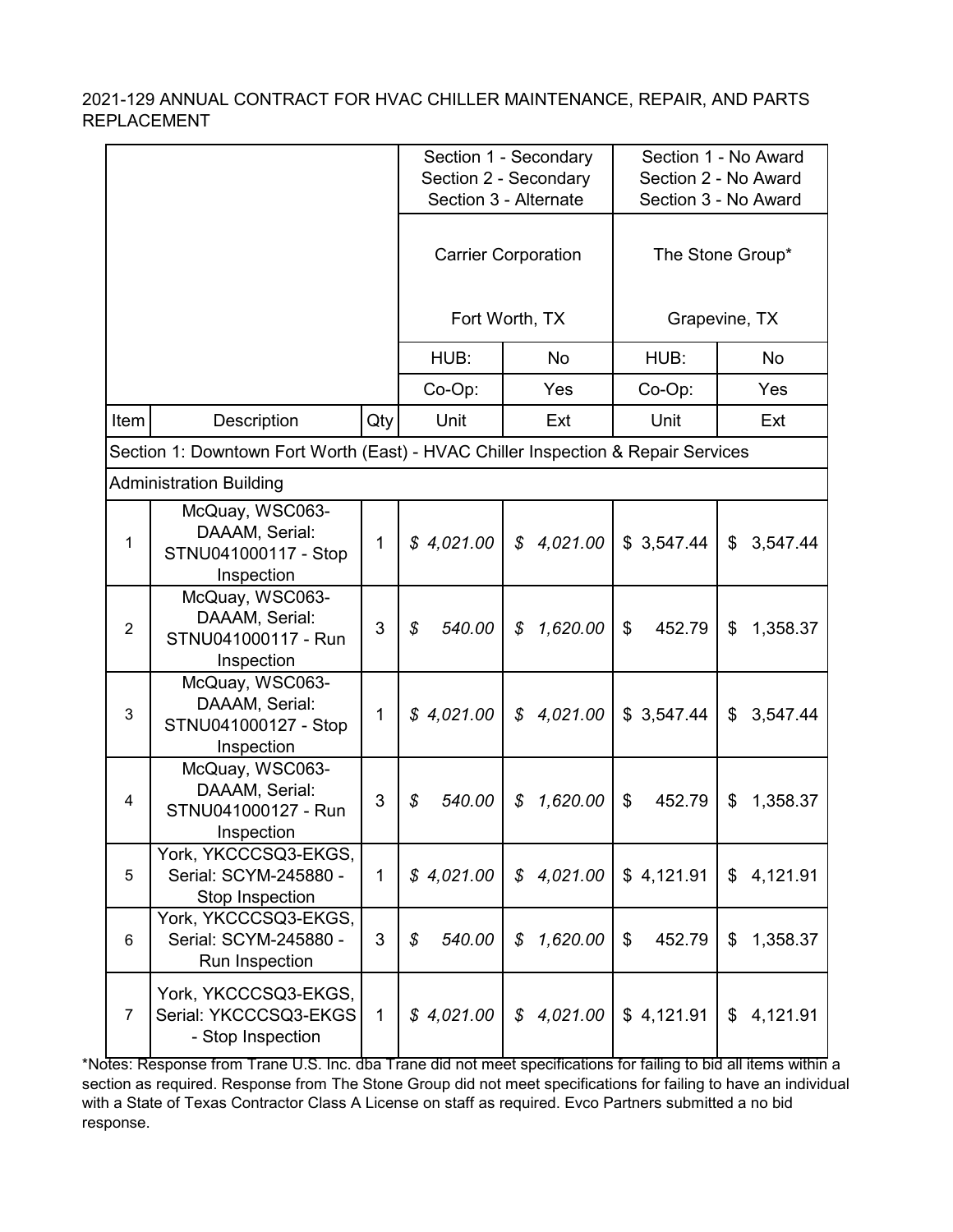2021-129 ANNUAL CONTRACT FOR HVAC CHILLER MAINTENANCE, REPAIR, AND PARTS REPLACEMENT

| | | | Section 1 - Secondary<br>Section 2 - Secondary<br>Section 3 - Alternate | | Section 1 - No Award<br>Section 2 - No Award<br>Section 3 - No Award | |
|---|---|---|---|---|---|---|
| | | | Carrier Corporation<br><br>Fort Worth, TX | | The Stone Group*<br><br>Grapevine, TX | |
| | | | HUB: | No | HUB: | No |
| | | | Co-Op: | Yes | Co-Op: | Yes |
| Item | Description | Qty | Unit | Ext | Unit | Ext |
| Section 1: Downtown Fort Worth (East) - HVAC Chiller Inspection & Repair Services | | | | | | |
| Administration Building | | | | | | |
| 1 | McQuay, WSC063-DAAAM, Serial: STNU041000117 - Stop Inspection | 1 | *$ 4,021.00* | *$ 4,021.00* | $ 3,547.44 | $ 3,547.44 |
| 2 | McQuay, WSC063-DAAAM, Serial: STNU041000117 - Run Inspection | 3 | *$ 540.00* | *$ 1,620.00* | $ 452.79 | $ 1,358.37 |
| 3 | McQuay, WSC063-DAAAM, Serial: STNU041000127 - Stop Inspection | 1 | *$ 4,021.00* | *$ 4,021.00* | $ 3,547.44 | $ 3,547.44 |
| 4 | McQuay, WSC063-DAAAM, Serial: STNU041000127 - Run Inspection | 3 | *$ 540.00* | *$ 1,620.00* | $ 452.79 | $ 1,358.37 |
| 5 | York, YKCCCSQ3-EKGS, Serial: SCYM-245880 - Stop Inspection | 1 | *$ 4,021.00* | *$ 4,021.00* | $ 4,121.91 | $ 4,121.91 |
| 6 | York, YKCCCSQ3-EKGS, Serial: SCYM-245880 - Run Inspection | 3 | *$ 540.00* | *$ 1,620.00* | $ 452.79 | $ 1,358.37 |
| 7 | York, YKCCCSQ3-EKGS, Serial: YKCCCSQ3-EKGS - Stop Inspection | 1 | *$ 4,021.00* | *$ 4,021.00* | $ 4,121.91 | $ 4,121.91 |

*Notes: Response from Trane U.S. Inc. dba Trane did not meet specifications for failing to bid all items within a section as required. Response from The Stone Group did not meet specifications for failing to have an individual with a State of Texas Contractor Class A License on staff as required. Evco Partners submitted a no bid response.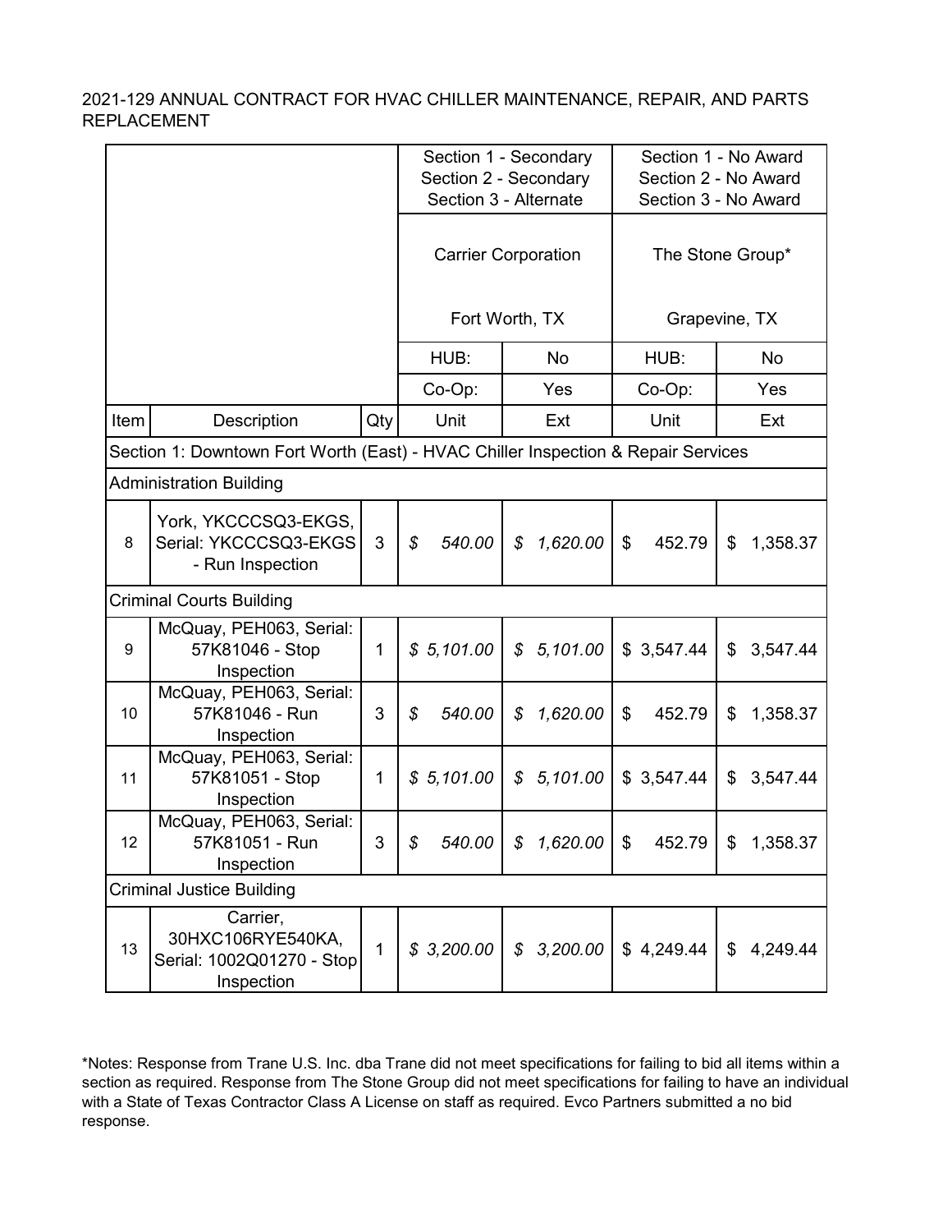2021-129 ANNUAL CONTRACT FOR HVAC CHILLER MAINTENANCE, REPAIR, AND PARTS REPLACEMENT

| | | | Section 1 - Secondary Section 2 - Secondary Section 3 - Alternate | | Section 1 - No Award Section 2 - No Award Section 3 - No Award | |
|---|---|---|---|---|---|---|
| | | | Carrier Corporation Fort Worth, TX | | The Stone Group* Grapevine, TX | |
| | | | HUB: | No | HUB: | No |
| | | | Co-Op: | Yes | Co-Op: | Yes |
| Item | Description | Qty | Unit | Ext | Unit | Ext |
| Section 1: Downtown Fort Worth (East) - HVAC Chiller Inspection & Repair Services | | | | | | |
| Administration Building | | | | | | |
| 8 | York, YKCCCSQ3-EKGS, Serial: YKCCCSQ3-EKGS - Run Inspection | 3 | *$ 540.00* | *$ 1,620.00* | $ 452.79 | $ 1,358.37 |
| Criminal Courts Building | | | | | | |
| 9 | McQuay, PEH063, Serial: 57K81046 - Stop Inspection | 1 | *$ 5,101.00* | *$ 5,101.00* | $ 3,547.44 | $ 3,547.44 |
| 10 | McQuay, PEH063, Serial: 57K81046 - Run Inspection | 3 | *$ 540.00* | *$ 1,620.00* | $ 452.79 | $ 1,358.37 |
| 11 | McQuay, PEH063, Serial: 57K81051 - Stop Inspection | 1 | *$ 5,101.00* | *$ 5,101.00* | $ 3,547.44 | $ 3,547.44 |
| 12 | McQuay, PEH063, Serial: 57K81051 - Run Inspection | 3 | *$ 540.00* | *$ 1,620.00* | $ 452.79 | $ 1,358.37 |
| Criminal Justice Building | | | | | | |
| 13 | Carrier, 30HXC106RYE540KA, Serial: 1002Q01270 - Stop Inspection | 1 | *$ 3,200.00* | *$ 3,200.00* | $ 4,249.44 | $ 4,249.44 |

*Notes: Response from Trane U.S. Inc. dba Trane did not meet specifications for failing to bid all items within a section as required. Response from The Stone Group did not meet specifications for failing to have an individual with a State of Texas Contractor Class A License on staff as required. Evco Partners submitted a no bid response.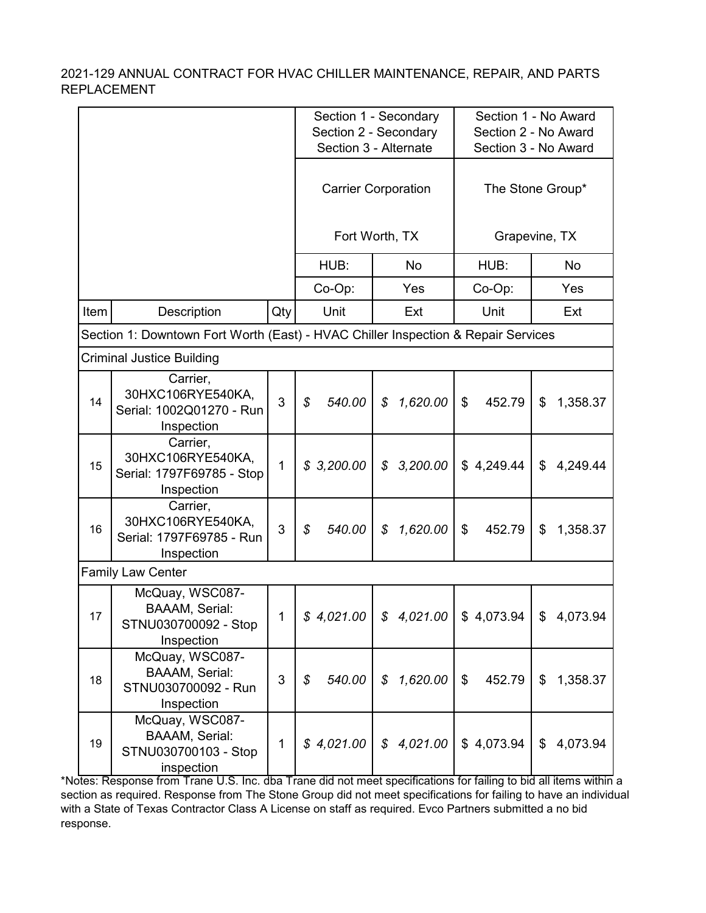2021-129 ANNUAL CONTRACT FOR HVAC CHILLER MAINTENANCE, REPAIR, AND PARTS REPLACEMENT

| | | | Section 1 - Secondary Section 2 - Secondary Section 3 - Alternate | | Section 1 - No Award Section 2 - No Award Section 3 - No Award | |
|---|---|---|---|---|---|---|
| | | | Carrier Corporation Fort Worth, TX | | The Stone Group* Grapevine, TX | |
| | | | HUB: | No | HUB: | No |
| | | | Co-Op: | Yes | Co-Op: | Yes |
| Item | Description | Qty | Unit | Ext | Unit | Ext |
| Section 1: Downtown Fort Worth (East) - HVAC Chiller Inspection & Repair Services | | | | | | |
| Criminal Justice Building | | | | | | |
| 14 | Carrier, 30HXC106RYE540KA, Serial: 1002Q01270 - Run Inspection | 3 | *$ 540.00* | *$ 1,620.00* | $ 452.79 | $ 1,358.37 |
| 15 | Carrier, 30HXC106RYE540KA, Serial: 1797F69785 - Stop Inspection | 1 | *$ 3,200.00* | *$ 3,200.00* | $ 4,249.44 | $ 4,249.44 |
| 16 | Carrier, 30HXC106RYE540KA, Serial: 1797F69785 - Run Inspection | 3 | *$ 540.00* | *$ 1,620.00* | $ 452.79 | $ 1,358.37 |
| Family Law Center | | | | | | |
| 17 | McQuay, WSC087-BAAAM, Serial: STNU030700092 - Stop Inspection | 1 | *$ 4,021.00* | *$ 4,021.00* | $ 4,073.94 | $ 4,073.94 |
| 18 | McQuay, WSC087-BAAAM, Serial: STNU030700092 - Run Inspection | 3 | *$ 540.00* | *$ 1,620.00* | $ 452.79 | $ 1,358.37 |
| 19 | McQuay, WSC087-BAAAM, Serial: STNU030700103 - Stop inspection | 1 | *$ 4,021.00* | *$ 4,021.00* | $ 4,073.94 | $ 4,073.94 |

*Notes: Response from Trane U.S. Inc. dba Trane did not meet specifications for failing to bid all items within a section as required. Response from The Stone Group did not meet specifications for failing to have an individual with a State of Texas Contractor Class A License on staff as required. Evco Partners submitted a no bid response.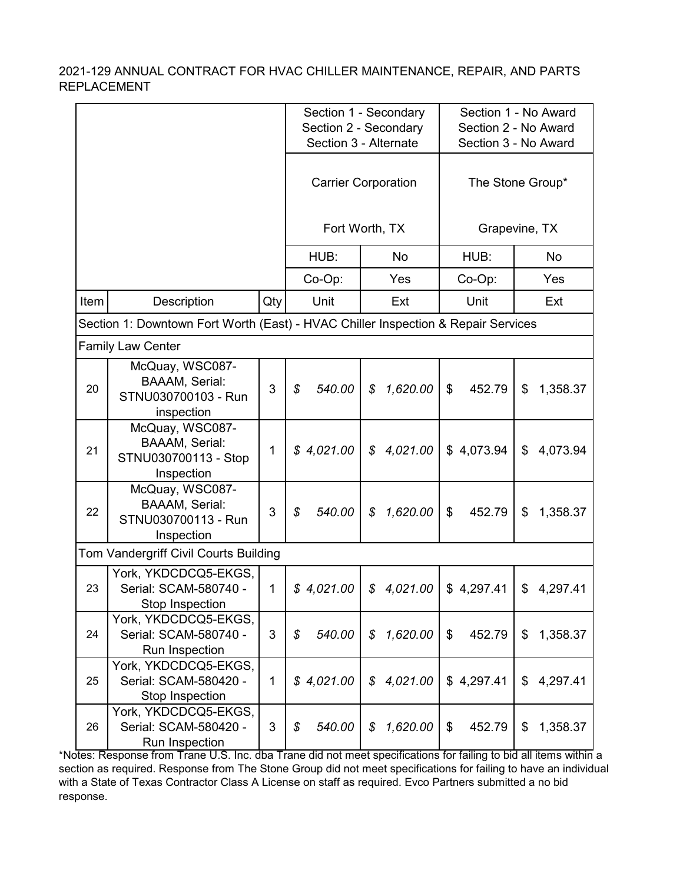2021-129 ANNUAL CONTRACT FOR HVAC CHILLER MAINTENANCE, REPAIR, AND PARTS REPLACEMENT

| | | | Section 1 - Secondary<br>Section 2 - Secondary<br>Section 3 - Alternate | | Section 1 - No Award<br>Section 2 - No Award<br>Section 3 - No Award | |
|---|---|---|---|---|---|---|
| | | | Carrier Corporation<br><br>Fort Worth, TX | | The Stone Group*<br><br>Grapevine, TX | |
| | | | HUB: | No | HUB: | No |
| | | | Co-Op: | Yes | Co-Op: | Yes |
| Item | Description | Qty | Unit | Ext | Unit | Ext |
| Section 1: Downtown Fort Worth (East) - HVAC Chiller Inspection & Repair Services | | | | | | |
| Family Law Center | | | | | | |
| 20 | McQuay, WSC087-BAAAM, Serial: STNU030700103 - Run inspection | 3 | $ 540.00 | $ 1,620.00 | $ 452.79 | $ 1,358.37 |
| 21 | McQuay, WSC087-BAAAM, Serial: STNU030700113 - Stop Inspection | 1 | $ 4,021.00 | $ 4,021.00 | $ 4,073.94 | $ 4,073.94 |
| 22 | McQuay, WSC087-BAAAM, Serial: STNU030700113 - Run Inspection | 3 | $ 540.00 | $ 1,620.00 | $ 452.79 | $ 1,358.37 |
| Tom Vandergriff Civil Courts Building | | | | | | |
| 23 | York, YKDCDCQ5-EKGS, Serial: SCAM-580740 - Stop Inspection | 1 | $ 4,021.00 | $ 4,021.00 | $ 4,297.41 | $ 4,297.41 |
| 24 | York, YKDCDCQ5-EKGS, Serial: SCAM-580740 - Run Inspection | 3 | $ 540.00 | $ 1,620.00 | $ 452.79 | $ 1,358.37 |
| 25 | York, YKDCDCQ5-EKGS, Serial: SCAM-580420 - Stop Inspection | 1 | $ 4,021.00 | $ 4,021.00 | $ 4,297.41 | $ 4,297.41 |
| 26 | York, YKDCDCQ5-EKGS, Serial: SCAM-580420 - Run Inspection | 3 | $ 540.00 | $ 1,620.00 | $ 452.79 | $ 1,358.37 |

*Notes: Response from Trane U.S. Inc. dba Trane did not meet specifications for failing to bid all items within a section as required. Response from The Stone Group did not meet specifications for failing to have an individual with a State of Texas Contractor Class A License on staff as required. Evco Partners submitted a no bid response.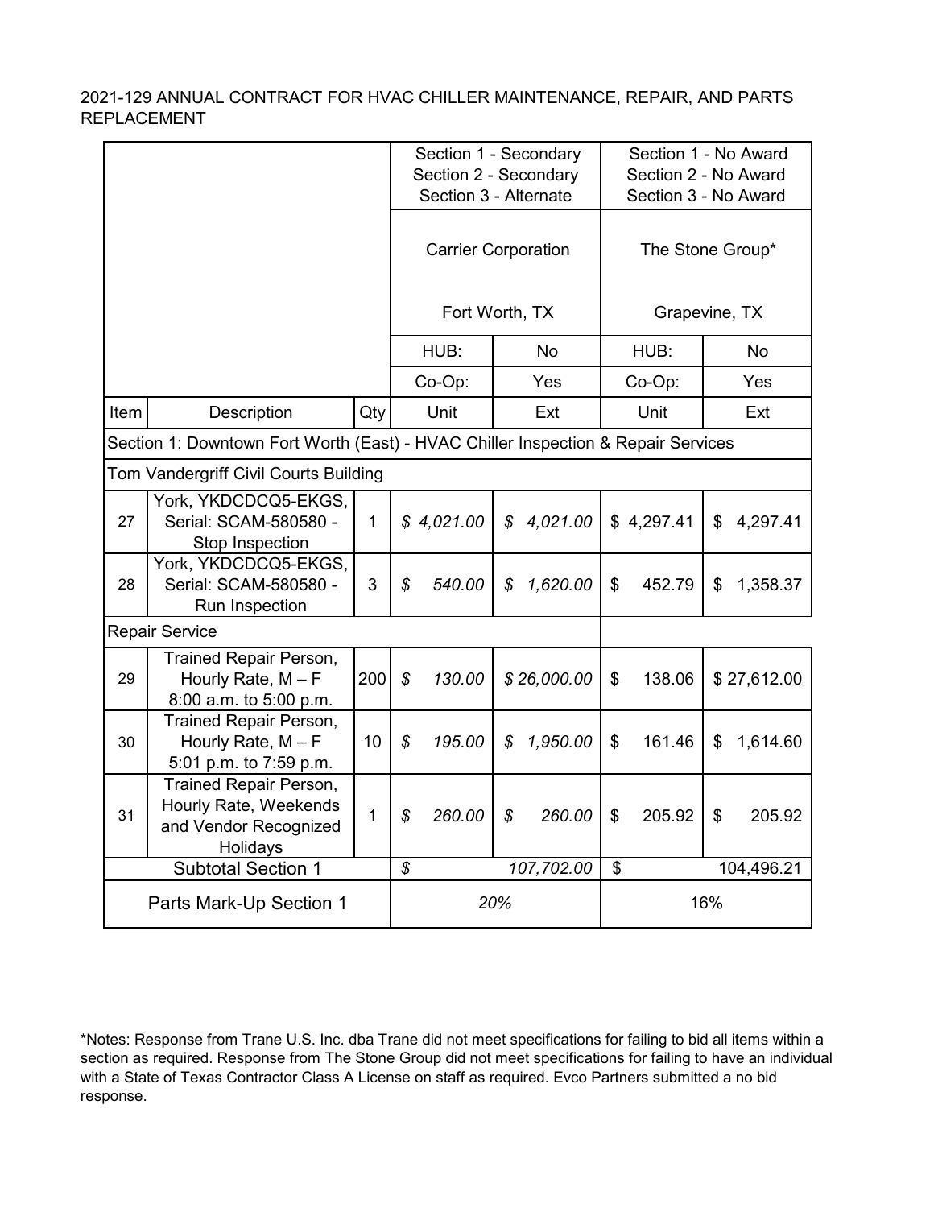2021-129 ANNUAL CONTRACT FOR HVAC CHILLER MAINTENANCE, REPAIR, AND PARTS REPLACEMENT

| | | | Section 1 - Secondary<br>Section 2 - Secondary<br>Section 3 - Alternate | | Section 1 - No Award<br>Section 2 - No Award<br>Section 3 - No Award | |
|---|---|---|---|---|---|---|
| | | | Carrier Corporation<br><br>Fort Worth, TX | | The Stone Group*<br><br>Grapevine, TX | |
| | | | HUB: | No | HUB: | No |
| | | | Co-Op: | Yes | Co-Op: | Yes |
| Item | Description | Qty | Unit | Ext | Unit | Ext |
| Section 1: Downtown Fort Worth (East) - HVAC Chiller Inspection & Repair Services | | | | | | |
| Tom Vandergriff Civil Courts Building | | | | | | |
| 27 | York, YKDCDCQ5-EKGS, Serial: SCAM-580580 - Stop Inspection | 1 | $ 4,021.00 | $ 4,021.00 | $ 4,297.41 | $ 4,297.41 |
| 28 | York, YKDCDCQ5-EKGS, Serial: SCAM-580580 - Run Inspection | 3 | $ 540.00 | $ 1,620.00 | $ 452.79 | $ 1,358.37 |
| Repair Service | | | | | | |
| 29 | Trained Repair Person, Hourly Rate, M – F 8:00 a.m. to 5:00 p.m. | 200 | $ 130.00 | $ 26,000.00 | $ 138.06 | $ 27,612.00 |
| 30 | Trained Repair Person, Hourly Rate, M – F 5:01 p.m. to 7:59 p.m. | 10 | $ 195.00 | $ 1,950.00 | $ 161.46 | $ 1,614.60 |
| 31 | Trained Repair Person, Hourly Rate, Weekends and Vendor Recognized Holidays | 1 | $ 260.00 | $ 260.00 | $ 205.92 | $ 205.92 |
| Subtotal Section 1 | | | $ 107,702.00 | | $ 104,496.21 | |
| Parts Mark-Up Section 1 | | | 20% | | 16% | |

*Notes: Response from Trane U.S. Inc. dba Trane did not meet specifications for failing to bid all items within a section as required. Response from The Stone Group did not meet specifications for failing to have an individual with a State of Texas Contractor Class A License on staff as required. Evco Partners submitted a no bid response.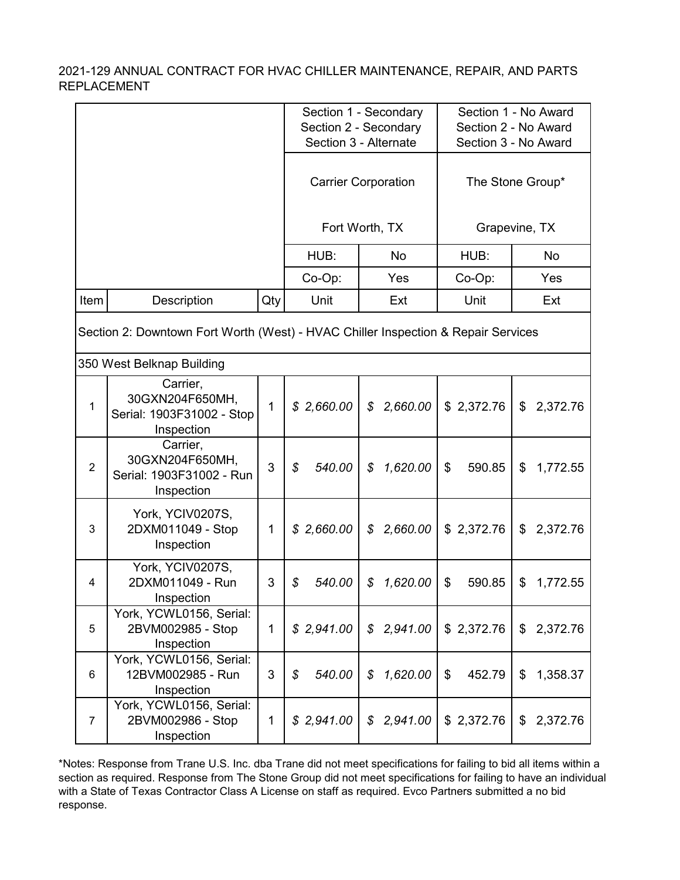2021-129 ANNUAL CONTRACT FOR HVAC CHILLER MAINTENANCE, REPAIR, AND PARTS REPLACEMENT

| | | | Section 1 - Secondary Section 2 - Secondary Section 3 - Alternate | | Section 1 - No Award Section 2 - No Award Section 3 - No Award | |
|---|---|---|---|---|---|---|
| | | | Carrier Corporation Fort Worth, TX | | The Stone Group* Grapevine, TX | |
| | | | HUB: | No | HUB: | No |
| | | | Co-Op: | Yes | Co-Op: | Yes |
| Item | Description | Qty | Unit | Ext | Unit | Ext |
| Section 2: Downtown Fort Worth (West) - HVAC Chiller Inspection & Repair Services | | | | | | |
| 350 West Belknap Building | | | | | | |
| 1 | Carrier, 30GXN204F650MH, Serial: 1903F31002 - Stop Inspection | 1 | $ 2,660.00 | $ 2,660.00 | $ 2,372.76 | $ 2,372.76 |
| 2 | Carrier, 30GXN204F650MH, Serial: 1903F31002 - Run Inspection | 3 | $ 540.00 | $ 1,620.00 | $ 590.85 | $ 1,772.55 |
| 3 | York, YCIV0207S, 2DXM011049 - Stop Inspection | 1 | $ 2,660.00 | $ 2,660.00 | $ 2,372.76 | $ 2,372.76 |
| 4 | York, YCIV0207S, 2DXM011049 - Run Inspection | 3 | $ 540.00 | $ 1,620.00 | $ 590.85 | $ 1,772.55 |
| 5 | York, YCWL0156, Serial: 2BVM002985 - Stop Inspection | 1 | $ 2,941.00 | $ 2,941.00 | $ 2,372.76 | $ 2,372.76 |
| 6 | York, YCWL0156, Serial: 12BVM002985 - Run Inspection | 3 | $ 540.00 | $ 1,620.00 | $ 452.79 | $ 1,358.37 |
| 7 | York, YCWL0156, Serial: 2BVM002986 - Stop Inspection | 1 | $ 2,941.00 | $ 2,941.00 | $ 2,372.76 | $ 2,372.76 |

*Notes: Response from Trane U.S. Inc. dba Trane did not meet specifications for failing to bid all items within a section as required. Response from The Stone Group did not meet specifications for failing to have an individual with a State of Texas Contractor Class A License on staff as required. Evco Partners submitted a no bid response.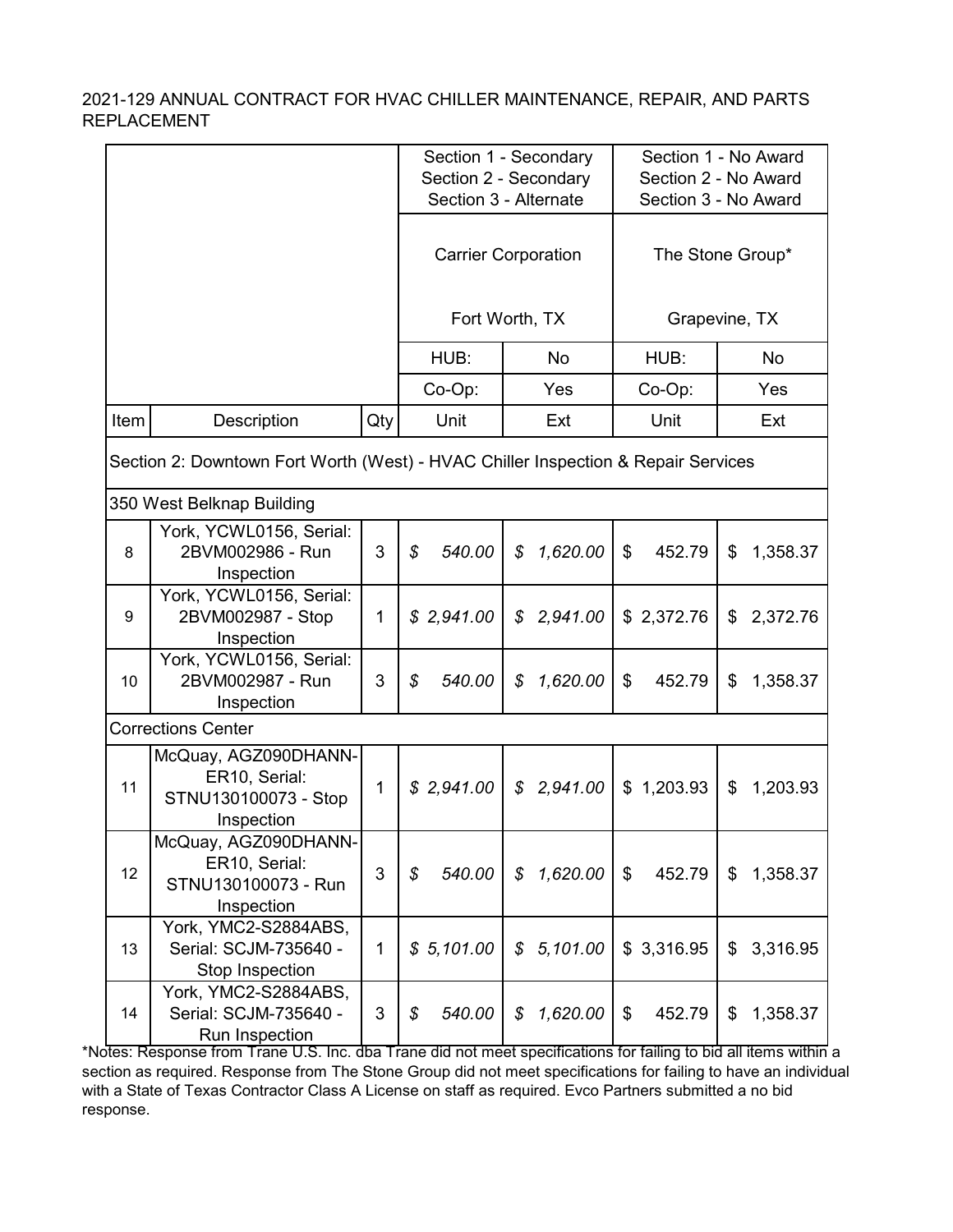2021-129 ANNUAL CONTRACT FOR HVAC CHILLER MAINTENANCE, REPAIR, AND PARTS REPLACEMENT

| | | | Section 1 - Secondary<br>Section 2 - Secondary<br>Section 3 - Alternate | | Section 1 - No Award<br>Section 2 - No Award<br>Section 3 - No Award | |
|---|---|---|---|---|---|---|
| | | | Carrier Corporation<br><br>Fort Worth, TX | | The Stone Group*<br><br>Grapevine, TX | |
| | | | HUB: | No | HUB: | No |
| | | | Co-Op: | Yes | Co-Op: | Yes |
| Item | Description | Qty | Unit | Ext | Unit | Ext |
| Section 2: Downtown Fort Worth (West) - HVAC Chiller Inspection & Repair Services | | | | | | |
| 350 West Belknap Building | | | | | | |
| 8 | York, YCWL0156, Serial: 2BVM002986 - Run Inspection | 3 | $ 540.00 | $ 1,620.00 | $ 452.79 | $ 1,358.37 |
| 9 | York, YCWL0156, Serial: 2BVM002987 - Stop Inspection | 1 | $ 2,941.00 | $ 2,941.00 | $ 2,372.76 | $ 2,372.76 |
| 10 | York, YCWL0156, Serial: 2BVM002987 - Run Inspection | 3 | $ 540.00 | $ 1,620.00 | $ 452.79 | $ 1,358.37 |
| Corrections Center | | | | | | |
| 11 | McQuay, AGZ090DHANN-ER10, Serial: STNU130100073 - Stop Inspection | 1 | $ 2,941.00 | $ 2,941.00 | $ 1,203.93 | $ 1,203.93 |
| 12 | McQuay, AGZ090DHANN-ER10, Serial: STNU130100073 - Run Inspection | 3 | $ 540.00 | $ 1,620.00 | $ 452.79 | $ 1,358.37 |
| 13 | York, YMC2-S2884ABS, Serial: SCJM-735640 - Stop Inspection | 1 | $ 5,101.00 | $ 5,101.00 | $ 3,316.95 | $ 3,316.95 |
| 14 | York, YMC2-S2884ABS, Serial: SCJM-735640 - Run Inspection | 3 | $ 540.00 | $ 1,620.00 | $ 452.79 | $ 1,358.37 |

*Notes: Response from Trane U.S. Inc. dba Trane did not meet specifications for failing to bid all items within a section as required. Response from The Stone Group did not meet specifications for failing to have an individual with a State of Texas Contractor Class A License on staff as required. Evco Partners submitted a no bid response.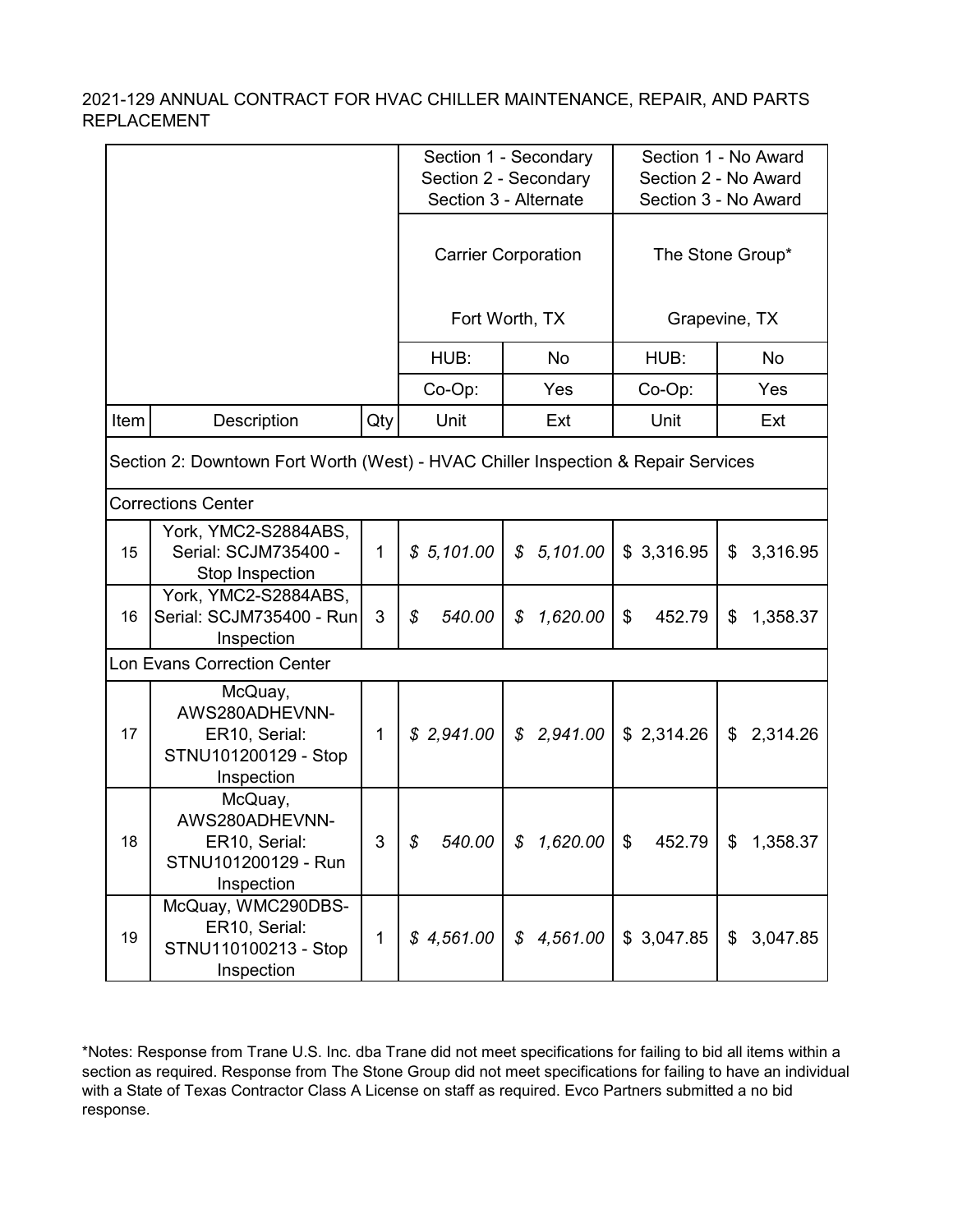2021-129 ANNUAL CONTRACT FOR HVAC CHILLER MAINTENANCE, REPAIR, AND PARTS REPLACEMENT

| | | | Section 1 - Secondary<br>Section 2 - Secondary<br>Section 3 - Alternate | | Section 1 - No Award<br>Section 2 - No Award<br>Section 3 - No Award | |
|---|---|---|---|---|---|---|
| | | | Carrier Corporation<br><br>Fort Worth, TX | | The Stone Group*<br><br>Grapevine, TX | |
| | | | HUB: | No | HUB: | No |
| | | | Co-Op: | Yes | Co-Op: | Yes |
| Item | Description | Qty | Unit | Ext | Unit | Ext |
| Section 2: Downtown Fort Worth (West) - HVAC Chiller Inspection & Repair Services | | | | | | |
| Corrections Center | | | | | | |
| 15 | York, YMC2-S2884ABS, Serial: SCJM735400 - Stop Inspection | 1 | $ 5,101.00 | $ 5,101.00 | $ 3,316.95 | $ 3,316.95 |
| 16 | York, YMC2-S2884ABS, Serial: SCJM735400 - Run Inspection | 3 | $ 540.00 | $ 1,620.00 | $ 452.79 | $ 1,358.37 |
| Lon Evans Correction Center | | | | | | |
| 17 | McQuay, AWS280ADHEVNN-ER10, Serial: STNU101200129 - Stop Inspection | 1 | $ 2,941.00 | $ 2,941.00 | $ 2,314.26 | $ 2,314.26 |
| 18 | McQuay, AWS280ADHEVNN-ER10, Serial: STNU101200129 - Run Inspection | 3 | $ 540.00 | $ 1,620.00 | $ 452.79 | $ 1,358.37 |
| 19 | McQuay, WMC290DBS-ER10, Serial: STNU110100213 - Stop Inspection | 1 | $ 4,561.00 | $ 4,561.00 | $ 3,047.85 | $ 3,047.85 |

*Notes: Response from Trane U.S. Inc. dba Trane did not meet specifications for failing to bid all items within a section as required. Response from The Stone Group did not meet specifications for failing to have an individual with a State of Texas Contractor Class A License on staff as required. Evco Partners submitted a no bid response.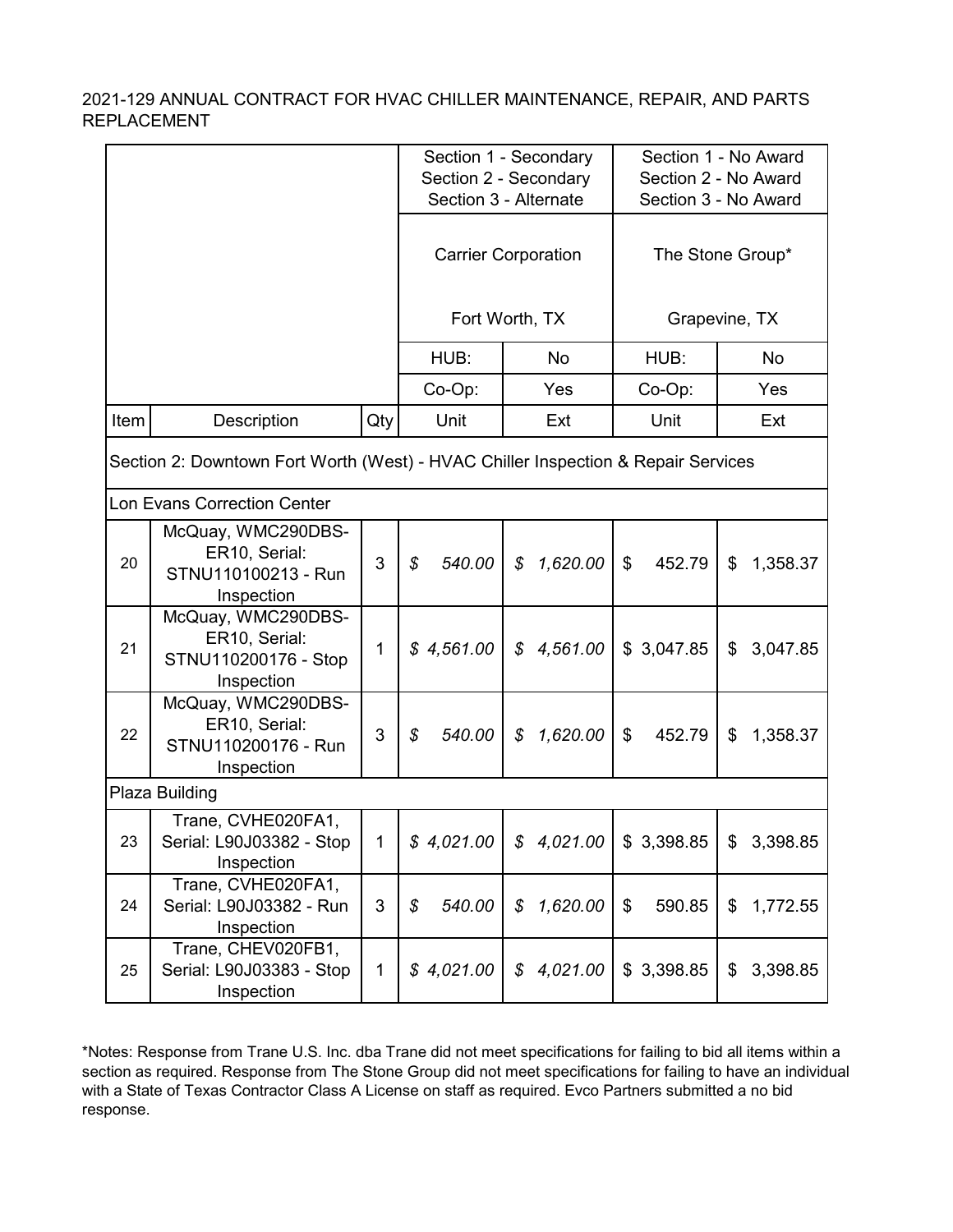2021-129 ANNUAL CONTRACT FOR HVAC CHILLER MAINTENANCE, REPAIR, AND PARTS REPLACEMENT

| | | | Section 1 - Secondary<br>Section 2 - Secondary<br>Section 3 - Alternate | | Section 1 - No Award<br>Section 2 - No Award<br>Section 3 - No Award | |
|---|---|---|---|---|---|---|
| | | | Carrier Corporation<br><br>Fort Worth, TX | | The Stone Group*<br><br>Grapevine, TX | |
| | | | HUB: | No | HUB: | No |
| | | | Co-Op: | Yes | Co-Op: | Yes |
| Item | Description | Qty | Unit | Ext | Unit | Ext |
| Section 2: Downtown Fort Worth (West) - HVAC Chiller Inspection & Repair Services | | | | | | |
| Lon Evans Correction Center | | | | | | |
| 20 | McQuay, WMC290DBS-ER10, Serial: STNU110100213 - Run Inspection | 3 | $ 540.00 | $ 1,620.00 | $ 452.79 | $ 1,358.37 |
| 21 | McQuay, WMC290DBS-ER10, Serial: STNU110200176 - Stop Inspection | 1 | $ 4,561.00 | $ 4,561.00 | $ 3,047.85 | $ 3,047.85 |
| 22 | McQuay, WMC290DBS-ER10, Serial: STNU110200176 - Run Inspection | 3 | $ 540.00 | $ 1,620.00 | $ 452.79 | $ 1,358.37 |
| Plaza Building | | | | | | |
| 23 | Trane, CVHE020FA1, Serial: L90J03382 - Stop Inspection | 1 | $ 4,021.00 | $ 4,021.00 | $ 3,398.85 | $ 3,398.85 |
| 24 | Trane, CVHE020FA1, Serial: L90J03382 - Run Inspection | 3 | $ 540.00 | $ 1,620.00 | $ 590.85 | $ 1,772.55 |
| 25 | Trane, CHEV020FB1, Serial: L90J03383 - Stop Inspection | 1 | $ 4,021.00 | $ 4,021.00 | $ 3,398.85 | $ 3,398.85 |

*Notes: Response from Trane U.S. Inc. dba Trane did not meet specifications for failing to bid all items within a section as required. Response from The Stone Group did not meet specifications for failing to have an individual with a State of Texas Contractor Class A License on staff as required. Evco Partners submitted a no bid response.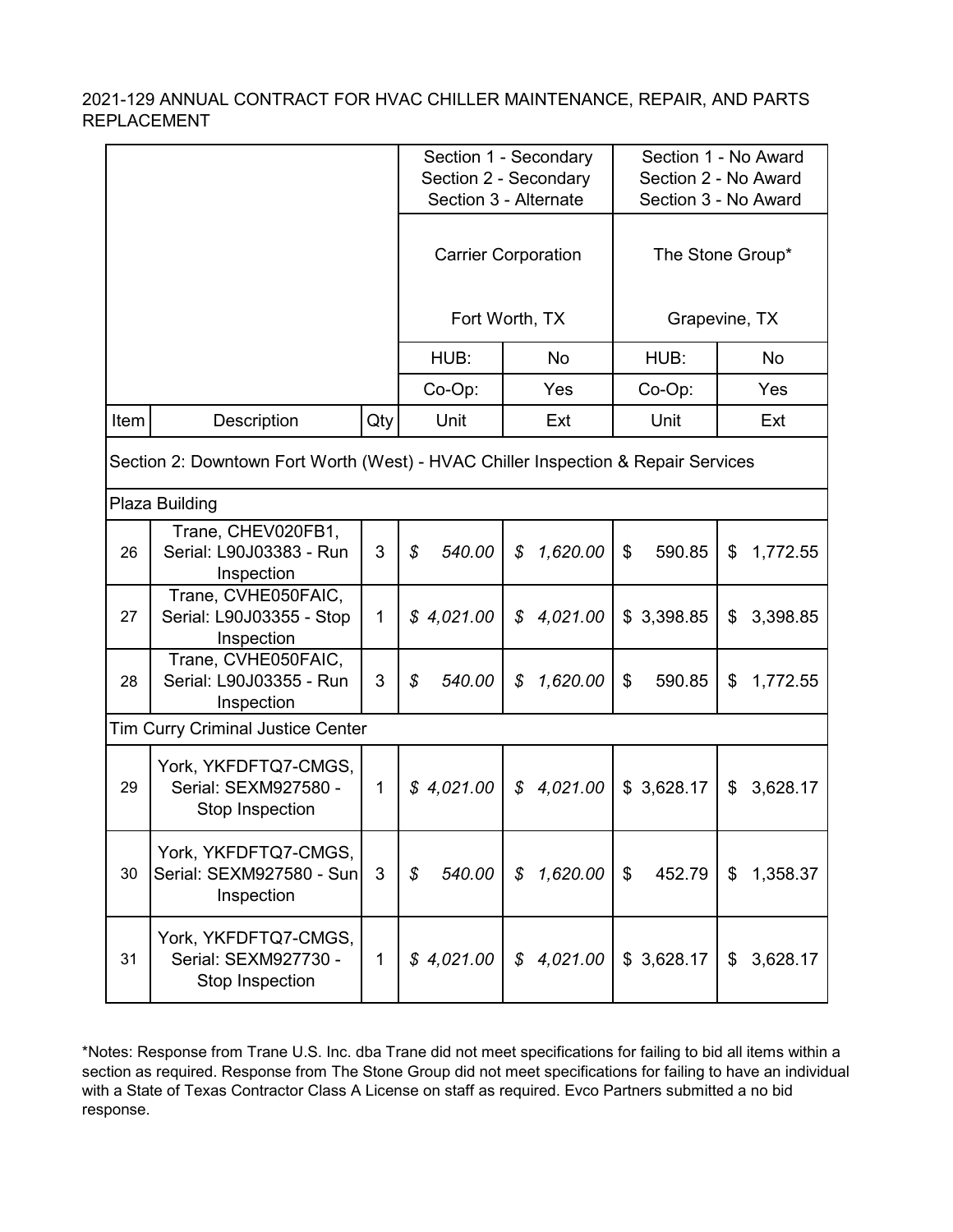2021-129 ANNUAL CONTRACT FOR HVAC CHILLER MAINTENANCE, REPAIR, AND PARTS REPLACEMENT

| | | | Section 1 - Secondary Section 2 - Secondary Section 3 - Alternate | | Section 1 - No Award Section 2 - No Award Section 3 - No Award | |
|---|---|---|---|---|---|---|
| | | | Carrier Corporation Fort Worth, TX | | The Stone Group* Grapevine, TX | |
| | | | HUB: | No | HUB: | No |
| | | | Co-Op: | Yes | Co-Op: | Yes |
| Item | Description | Qty | Unit | Ext | Unit | Ext |
| Section 2: Downtown Fort Worth (West) - HVAC Chiller Inspection & Repair Services | | | | | | |
| Plaza Building | | | | | | |
| 26 | Trane, CHEV020FB1, Serial: L90J03383 - Run Inspection | 3 | $ 540.00 | $ 1,620.00 | $ 590.85 | $ 1,772.55 |
| 27 | Trane, CVHE050FAIC, Serial: L90J03355 - Stop Inspection | 1 | $ 4,021.00 | $ 4,021.00 | $ 3,398.85 | $ 3,398.85 |
| 28 | Trane, CVHE050FAIC, Serial: L90J03355 - Run Inspection | 3 | $ 540.00 | $ 1,620.00 | $ 590.85 | $ 1,772.55 |
| Tim Curry Criminal Justice Center | | | | | | |
| 29 | York, YKFDFTQ7-CMGS, Serial: SEXM927580 - Stop Inspection | 1 | $ 4,021.00 | $ 4,021.00 | $ 3,628.17 | $ 3,628.17 |
| 30 | York, YKFDFTQ7-CMGS, Serial: SEXM927580 - Sun Inspection | 3 | $ 540.00 | $ 1,620.00 | $ 452.79 | $ 1,358.37 |
| 31 | York, YKFDFTQ7-CMGS, Serial: SEXM927730 - Stop Inspection | 1 | $ 4,021.00 | $ 4,021.00 | $ 3,628.17 | $ 3,628.17 |

*Notes: Response from Trane U.S. Inc. dba Trane did not meet specifications for failing to bid all items within a section as required. Response from The Stone Group did not meet specifications for failing to have an individual with a State of Texas Contractor Class A License on staff as required. Evco Partners submitted a no bid response.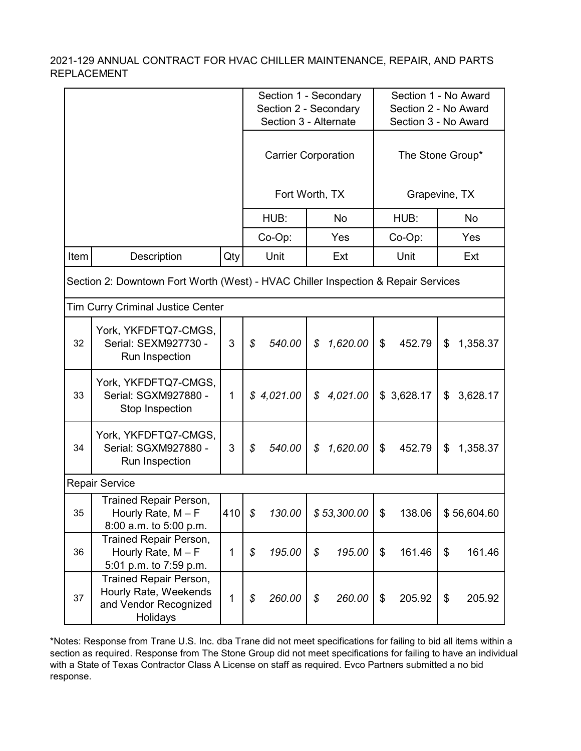2021-129 ANNUAL CONTRACT FOR HVAC CHILLER MAINTENANCE, REPAIR, AND PARTS REPLACEMENT

| | | | Section 1 - Secondary Section 2 - Secondary Section 3 - Alternate | | Section 1 - No Award Section 2 - No Award Section 3 - No Award | |
|---|---|---|---|---|---|---|
| | | | Carrier Corporation Fort Worth, TX | | The Stone Group* Grapevine, TX | |
| | | | HUB: | No | HUB: | No |
| | | | Co-Op: | Yes | Co-Op: | Yes |
| Item | Description | Qty | Unit | Ext | Unit | Ext |
| Section 2: Downtown Fort Worth (West) - HVAC Chiller Inspection & Repair Services | | | | | | |
| Tim Curry Criminal Justice Center | | | | | | |
| 32 | York, YKFDFTQ7-CMGS, Serial: SEXM927730 - Run Inspection | 3 | $ 540.00 | $ 1,620.00 | $ 452.79 | $ 1,358.37 |
| 33 | York, YKFDFTQ7-CMGS, Serial: SGXM927880 - Stop Inspection | 1 | $ 4,021.00 | $ 4,021.00 | $ 3,628.17 | $ 3,628.17 |
| 34 | York, YKFDFTQ7-CMGS, Serial: SGXM927880 - Run Inspection | 3 | $ 540.00 | $ 1,620.00 | $ 452.79 | $ 1,358.37 |
| Repair Service | | | | | | |
| 35 | Trained Repair Person, Hourly Rate, M – F 8:00 a.m. to 5:00 p.m. | 410 | $ 130.00 | $ 53,300.00 | $ 138.06 | $ 56,604.60 |
| 36 | Trained Repair Person, Hourly Rate, M – F 5:01 p.m. to 7:59 p.m. | 1 | $ 195.00 | $ 195.00 | $ 161.46 | $ 161.46 |
| 37 | Trained Repair Person, Hourly Rate, Weekends and Vendor Recognized Holidays | 1 | $ 260.00 | $ 260.00 | $ 205.92 | $ 205.92 |

*Notes: Response from Trane U.S. Inc. dba Trane did not meet specifications for failing to bid all items within a section as required. Response from The Stone Group did not meet specifications for failing to have an individual with a State of Texas Contractor Class A License on staff as required. Evco Partners submitted a no bid response.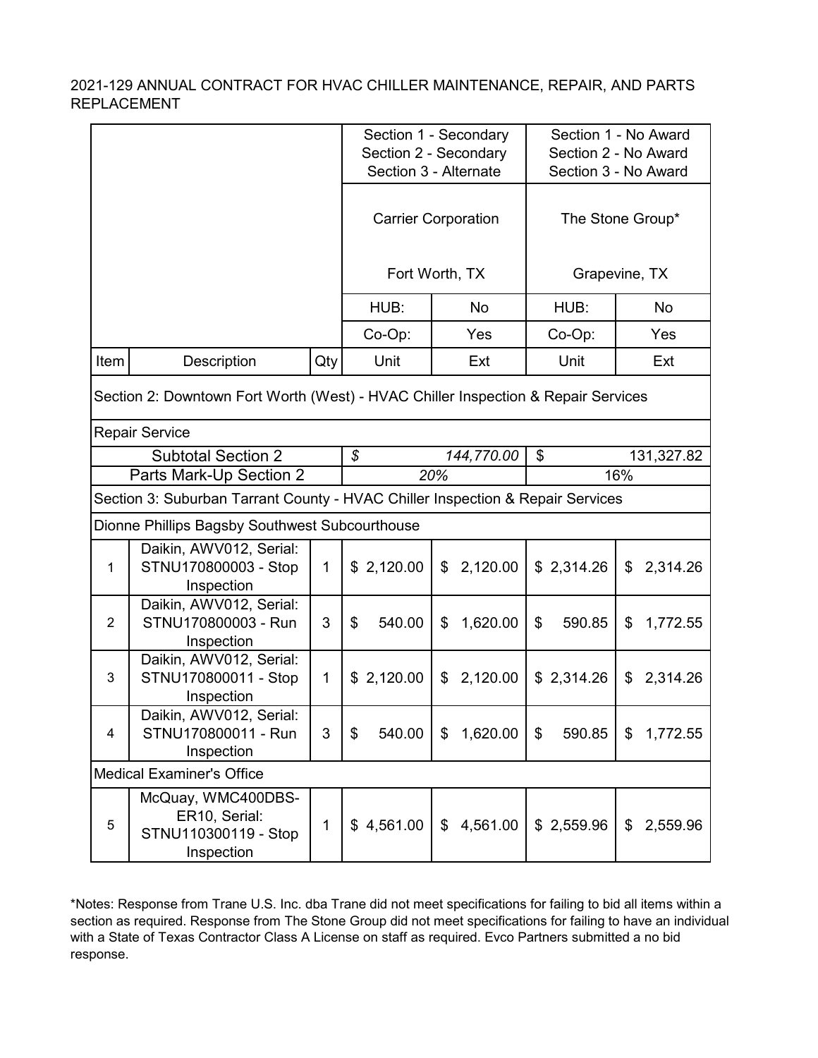2021-129 ANNUAL CONTRACT FOR HVAC CHILLER MAINTENANCE, REPAIR, AND PARTS REPLACEMENT

| | | | Section 1 - Secondary<br>Section 2 - Secondary<br>Section 3 - Alternate | | Section 1 - No Award<br>Section 2 - No Award<br>Section 3 - No Award | |
|---|---|---|---|---|---|---|
| | | | Carrier Corporation<br><br>Fort Worth, TX | | The Stone Group*<br><br>Grapevine, TX | |
| | | | HUB: | No | HUB: | No |
| | | | Co-Op: | Yes | Co-Op: | Yes |
| Item | Description | Qty | Unit | Ext | Unit | Ext |
| Section 2: Downtown Fort Worth (West) - HVAC Chiller Inspection & Repair Services | | | | | | |
| Repair Service | | | | | | |
| Subtotal Section 2 | | | *$ 144,770.00* | | $ 131,327.82 | |
| Parts Mark-Up Section 2 | | | *20%* | | 16% | |
| Section 3: Suburban Tarrant County - HVAC Chiller Inspection & Repair Services | | | | | | |
| Dionne Phillips Bagsby Southwest Subcourthouse | | | | | | |
| 1 | Daikin, AWV012, Serial: STNU170800003 - Stop Inspection | 1 | $ 2,120.00 | $ 2,120.00 | $ 2,314.26 | $ 2,314.26 |
| 2 | Daikin, AWV012, Serial: STNU170800003 - Run Inspection | 3 | $ 540.00 | $ 1,620.00 | $ 590.85 | $ 1,772.55 |
| 3 | Daikin, AWV012, Serial: STNU170800011 - Stop Inspection | 1 | $ 2,120.00 | $ 2,120.00 | $ 2,314.26 | $ 2,314.26 |
| 4 | Daikin, AWV012, Serial: STNU170800011 - Run Inspection | 3 | $ 540.00 | $ 1,620.00 | $ 590.85 | $ 1,772.55 |
| Medical Examiner's Office | | | | | | |
| 5 | McQuay, WMC400DBS-ER10, Serial: STNU110300119 - Stop Inspection | 1 | $ 4,561.00 | $ 4,561.00 | $ 2,559.96 | $ 2,559.96 |

*Notes: Response from Trane U.S. Inc. dba Trane did not meet specifications for failing to bid all items within a section as required. Response from The Stone Group did not meet specifications for failing to have an individual with a State of Texas Contractor Class A License on staff as required. Evco Partners submitted a no bid response.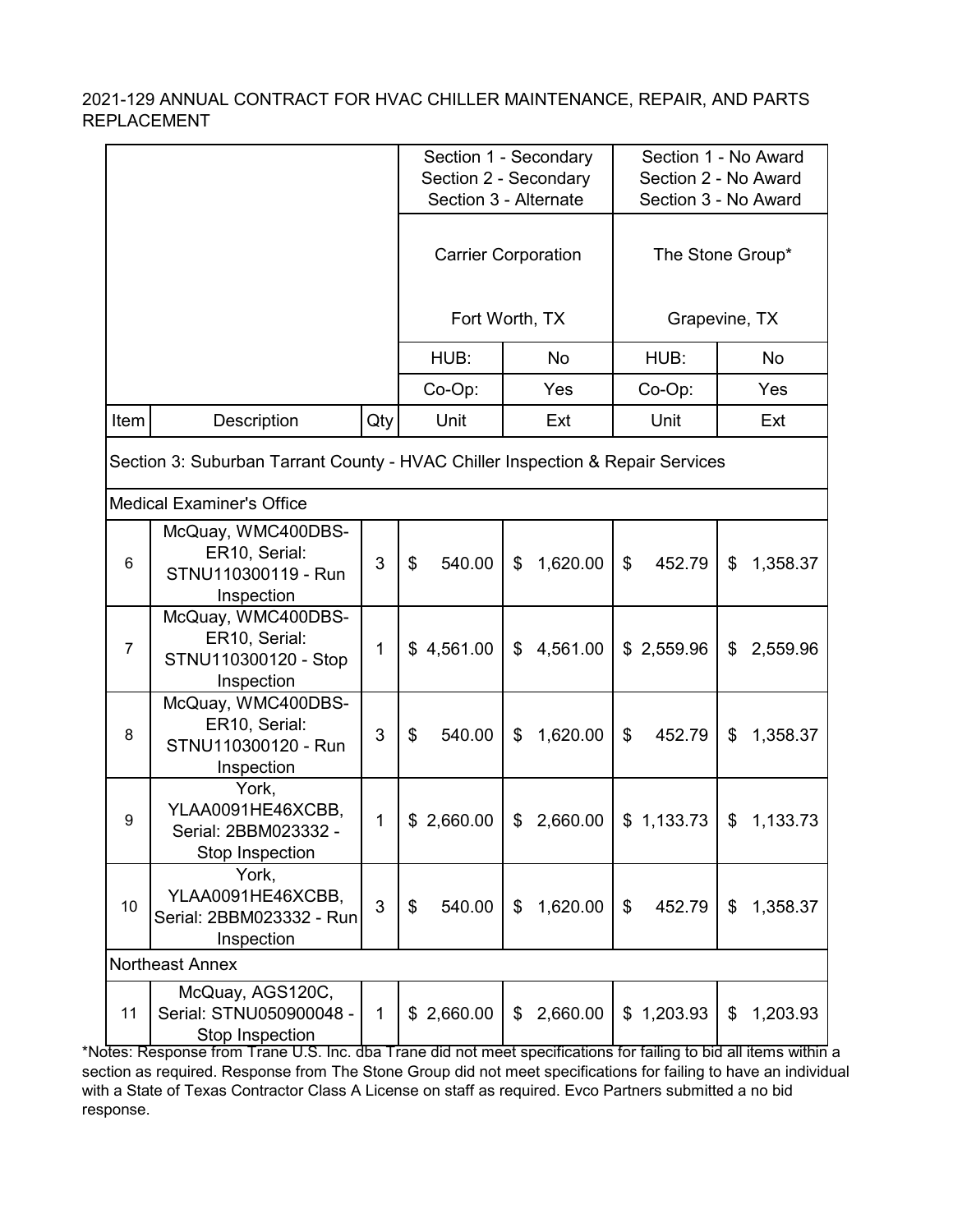2021-129 ANNUAL CONTRACT FOR HVAC CHILLER MAINTENANCE, REPAIR, AND PARTS REPLACEMENT

| | | | Section 1 - Secondary<br>Section 2 - Secondary<br>Section 3 - Alternate | | Section 1 - No Award<br>Section 2 - No Award<br>Section 3 - No Award | |
|---|---|---|---|---|---|---|
| | | | Carrier Corporation<br><br>Fort Worth, TX | | The Stone Group*<br><br>Grapevine, TX | |
| | | | HUB: | No | HUB: | No |
| | | | Co-Op: | Yes | Co-Op: | Yes |
| Item | Description | Qty | Unit | Ext | Unit | Ext |
| Section 3: Suburban Tarrant County - HVAC Chiller Inspection & Repair Services | | | | | | |
| Medical Examiner's Office | | | | | | |
| 6 | McQuay, WMC400DBS-ER10, Serial: STNU110300119 - Run Inspection | 3 | $ 540.00 | $ 1,620.00 | $ 452.79 | $ 1,358.37 |
| 7 | McQuay, WMC400DBS-ER10, Serial: STNU110300120 - Stop Inspection | 1 | $ 4,561.00 | $ 4,561.00 | $ 2,559.96 | $ 2,559.96 |
| 8 | McQuay, WMC400DBS-ER10, Serial: STNU110300120 - Run Inspection | 3 | $ 540.00 | $ 1,620.00 | $ 452.79 | $ 1,358.37 |
| 9 | York, YLAA0091HE46XCBB, Serial: 2BBM023332 - Stop Inspection | 1 | $ 2,660.00 | $ 2,660.00 | $ 1,133.73 | $ 1,133.73 |
| 10 | York, YLAA0091HE46XCBB, Serial: 2BBM023332 - Run Inspection | 3 | $ 540.00 | $ 1,620.00 | $ 452.79 | $ 1,358.37 |
| Northeast Annex | | | | | | |
| 11 | McQuay, AGS120C, Serial: STNU050900048 - Stop Inspection | 1 | $ 2,660.00 | $ 2,660.00 | $ 1,203.93 | $ 1,203.93 |

*Notes: Response from Trane U.S. Inc. dba Trane did not meet specifications for failing to bid all items within a section as required. Response from The Stone Group did not meet specifications for failing to have an individual with a State of Texas Contractor Class A License on staff as required. Evco Partners submitted a no bid response.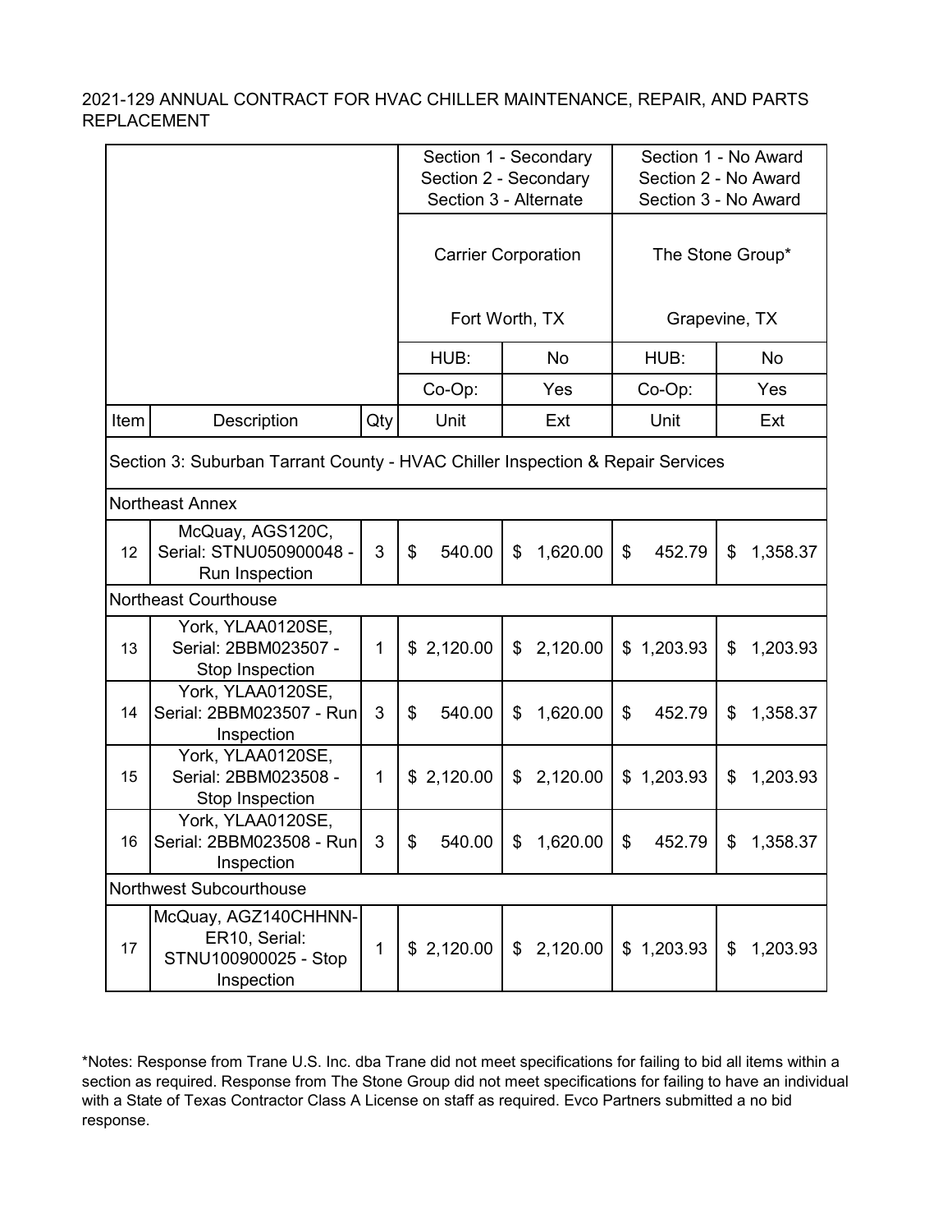2021-129 ANNUAL CONTRACT FOR HVAC CHILLER MAINTENANCE, REPAIR, AND PARTS REPLACEMENT

| | | | Section 1 - Secondary<br>Section 2 - Secondary<br>Section 3 - Alternate | | Section 1 - No Award<br>Section 2 - No Award<br>Section 3 - No Award | |
|---|---|---|---|---|---|---|
| | | | Carrier Corporation<br><br>Fort Worth, TX | | The Stone Group*<br><br>Grapevine, TX | |
| | | | HUB: | No | HUB: | No |
| | | | Co-Op: | Yes | Co-Op: | Yes |
| Item | Description | Qty | Unit | Ext | Unit | Ext |
| Section 3: Suburban Tarrant County - HVAC Chiller Inspection & Repair Services | | | | | | |
| Northeast Annex | | | | | | |
| 12 | McQuay, AGS120C, Serial: STNU050900048 - Run Inspection | 3 | $ 540.00 | $ 1,620.00 | $ 452.79 | $ 1,358.37 |
| Northeast Courthouse | | | | | | |
| 13 | York, YLAA0120SE, Serial: 2BBM023507 - Stop Inspection | 1 | $ 2,120.00 | $ 2,120.00 | $ 1,203.93 | $ 1,203.93 |
| 14 | York, YLAA0120SE, Serial: 2BBM023507 - Run Inspection | 3 | $ 540.00 | $ 1,620.00 | $ 452.79 | $ 1,358.37 |
| 15 | York, YLAA0120SE, Serial: 2BBM023508 - Stop Inspection | 1 | $ 2,120.00 | $ 2,120.00 | $ 1,203.93 | $ 1,203.93 |
| 16 | York, YLAA0120SE, Serial: 2BBM023508 - Run Inspection | 3 | $ 540.00 | $ 1,620.00 | $ 452.79 | $ 1,358.37 |
| Northwest Subcourthouse | | | | | | |
| 17 | McQuay, AGZ140CHHNN-ER10, Serial: STNU100900025 - Stop Inspection | 1 | $ 2,120.00 | $ 2,120.00 | $ 1,203.93 | $ 1,203.93 |

*Notes: Response from Trane U.S. Inc. dba Trane did not meet specifications for failing to bid all items within a section as required. Response from The Stone Group did not meet specifications for failing to have an individual with a State of Texas Contractor Class A License on staff as required. Evco Partners submitted a no bid response.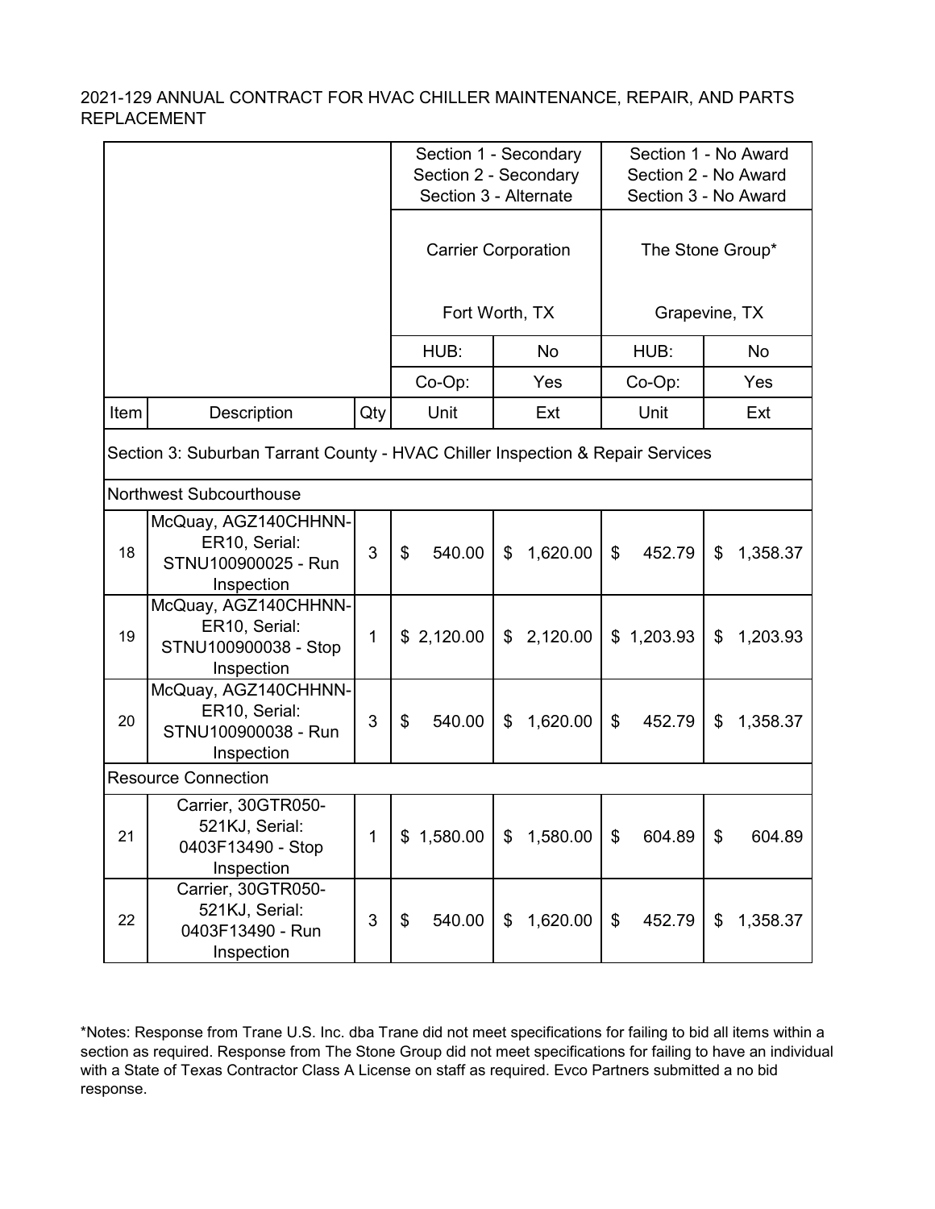2021-129 ANNUAL CONTRACT FOR HVAC CHILLER MAINTENANCE, REPAIR, AND PARTS REPLACEMENT

| | | | Section 1 - Secondary<br>Section 2 - Secondary<br>Section 3 - Alternate | | Section 1 - No Award<br>Section 2 - No Award<br>Section 3 - No Award | |
|---|---|---|---|---|---|---|
| | | | Carrier Corporation<br><br>Fort Worth, TX | | The Stone Group*<br><br>Grapevine, TX | |
| | | | HUB: | No | HUB: | No |
| | | | Co-Op: | Yes | Co-Op: | Yes |
| Item | Description | Qty | Unit | Ext | Unit | Ext |
| Section 3: Suburban Tarrant County - HVAC Chiller Inspection & Repair Services | | | | | | |
| Northwest Subcourthouse | | | | | | |
| 18 | McQuay, AGZ140CHHNN-ER10, Serial: STNU100900025 - Run Inspection | 3 | $ 540.00 | $ 1,620.00 | $ 452.79 | $ 1,358.37 |
| 19 | McQuay, AGZ140CHHNN-ER10, Serial: STNU100900038 - Stop Inspection | 1 | $ 2,120.00 | $ 2,120.00 | $ 1,203.93 | $ 1,203.93 |
| 20 | McQuay, AGZ140CHHNN-ER10, Serial: STNU100900038 - Run Inspection | 3 | $ 540.00 | $ 1,620.00 | $ 452.79 | $ 1,358.37 |
| Resource Connection | | | | | | |
| 21 | Carrier, 30GTR050-521KJ, Serial: 0403F13490 - Stop Inspection | 1 | $ 1,580.00 | $ 1,580.00 | $ 604.89 | $ 604.89 |
| 22 | Carrier, 30GTR050-521KJ, Serial: 0403F13490 - Run Inspection | 3 | $ 540.00 | $ 1,620.00 | $ 452.79 | $ 1,358.37 |

*Notes: Response from Trane U.S. Inc. dba Trane did not meet specifications for failing to bid all items within a section as required. Response from The Stone Group did not meet specifications for failing to have an individual with a State of Texas Contractor Class A License on staff as required. Evco Partners submitted a no bid response.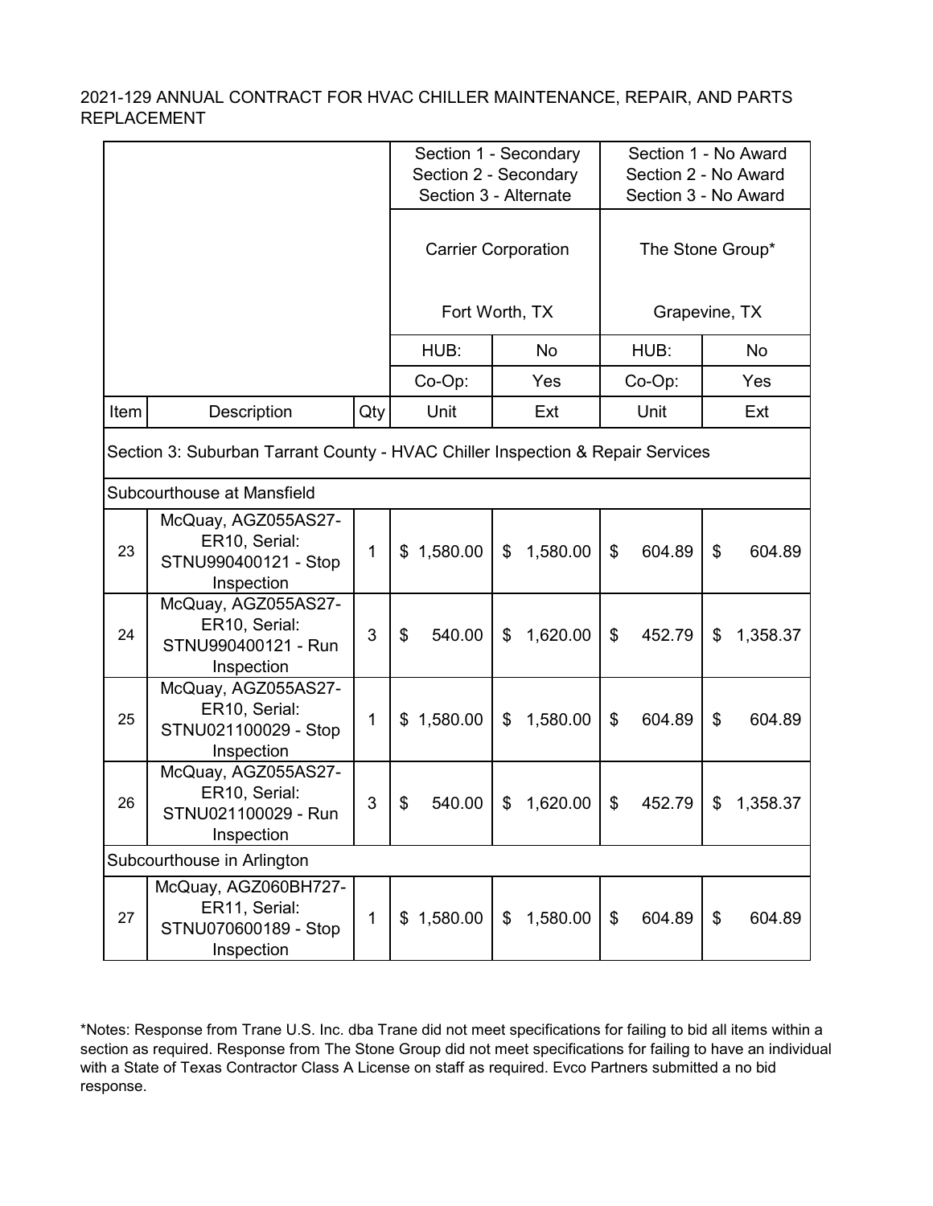2021-129 ANNUAL CONTRACT FOR HVAC CHILLER MAINTENANCE, REPAIR, AND PARTS REPLACEMENT

| | | | Section 1 - Secondary<br>Section 2 - Secondary<br>Section 3 - Alternate | | Section 1 - No Award<br>Section 2 - No Award<br>Section 3 - No Award | |
|---|---|---|---|---|---|---|
| | | | Carrier Corporation<br><br>Fort Worth, TX | | The Stone Group*<br><br>Grapevine, TX | |
| | | | HUB: | No | HUB: | No |
| | | | Co-Op: | Yes | Co-Op: | Yes |
| Item | Description | Qty | Unit | Ext | Unit | Ext |
| Section 3: Suburban Tarrant County - HVAC Chiller Inspection & Repair Services | | | | | | |
| Subcourthouse at Mansfield | | | | | | |
| 23 | McQuay, AGZ055AS27-ER10, Serial: STNU990400121 - Stop Inspection | 1 | $ 1,580.00 | $ 1,580.00 | $ 604.89 | $ 604.89 |
| 24 | McQuay, AGZ055AS27-ER10, Serial: STNU990400121 - Run Inspection | 3 | $ 540.00 | $ 1,620.00 | $ 452.79 | $ 1,358.37 |
| 25 | McQuay, AGZ055AS27-ER10, Serial: STNU021100029 - Stop Inspection | 1 | $ 1,580.00 | $ 1,580.00 | $ 604.89 | $ 604.89 |
| 26 | McQuay, AGZ055AS27-ER10, Serial: STNU021100029 - Run Inspection | 3 | $ 540.00 | $ 1,620.00 | $ 452.79 | $ 1,358.37 |
| Subcourthouse in Arlington | | | | | | |
| 27 | McQuay, AGZ060BH727-ER11, Serial: STNU070600189 - Stop Inspection | 1 | $ 1,580.00 | $ 1,580.00 | $ 604.89 | $ 604.89 |

*Notes: Response from Trane U.S. Inc. dba Trane did not meet specifications for failing to bid all items within a section as required. Response from The Stone Group did not meet specifications for failing to have an individual with a State of Texas Contractor Class A License on staff as required. Evco Partners submitted a no bid response.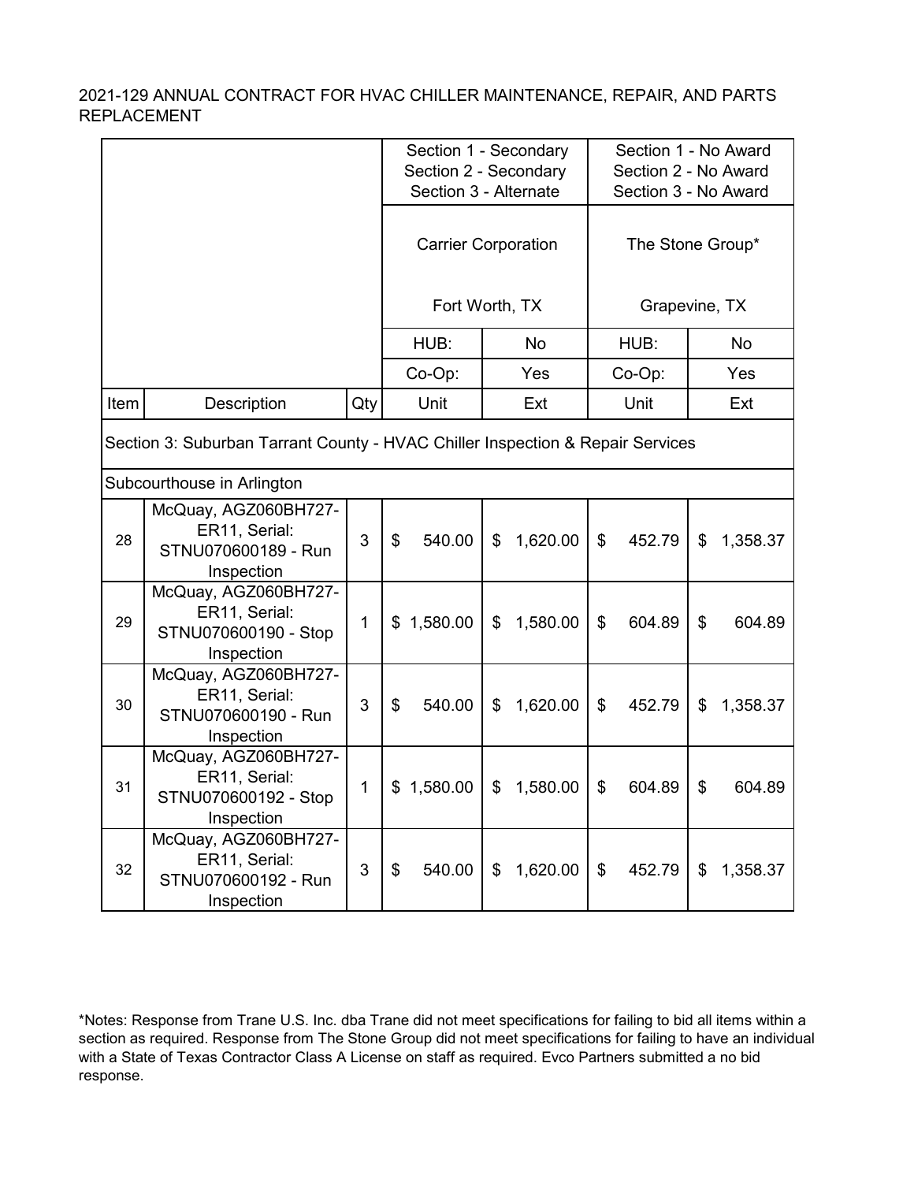2021-129 ANNUAL CONTRACT FOR HVAC CHILLER MAINTENANCE, REPAIR, AND PARTS REPLACEMENT

| | | | Section 1 - Secondary<br>Section 2 - Secondary<br>Section 3 - Alternate | | Section 1 - No Award<br>Section 2 - No Award<br>Section 3 - No Award | |
|---|---|---|---|---|---|---|
| | | | Carrier Corporation<br><br>Fort Worth, TX | | The Stone Group*<br><br>Grapevine, TX | |
| | | | HUB: | No | HUB: | No |
| | | | Co-Op: | Yes | Co-Op: | Yes |
| **Item** | **Description** | **Qty** | **Unit** | **Ext** | **Unit** | **Ext** |
| Section 3: Suburban Tarrant County - HVAC Chiller Inspection & Repair Services | | | | | | |
| Subcourthouse in Arlington | | | | | | |
| 28 | McQuay, AGZ060BH727-ER11, Serial: STNU070600189 - Run Inspection | 3 | $ 540.00 | $ 1,620.00 | $ 452.79 | $ 1,358.37 |
| 29 | McQuay, AGZ060BH727-ER11, Serial: STNU070600190 - Stop Inspection | 1 | $ 1,580.00 | $ 1,580.00 | $ 604.89 | $ 604.89 |
| 30 | McQuay, AGZ060BH727-ER11, Serial: STNU070600190 - Run Inspection | 3 | $ 540.00 | $ 1,620.00 | $ 452.79 | $ 1,358.37 |
| 31 | McQuay, AGZ060BH727-ER11, Serial: STNU070600192 - Stop Inspection | 1 | $ 1,580.00 | $ 1,580.00 | $ 604.89 | $ 604.89 |
| 32 | McQuay, AGZ060BH727-ER11, Serial: STNU070600192 - Run Inspection | 3 | $ 540.00 | $ 1,620.00 | $ 452.79 | $ 1,358.37 |

*Notes: Response from Trane U.S. Inc. dba Trane did not meet specifications for failing to bid all items within a section as required. Response from The Stone Group did not meet specifications for failing to have an individual with a State of Texas Contractor Class A License on staff as required. Evco Partners submitted a no bid response.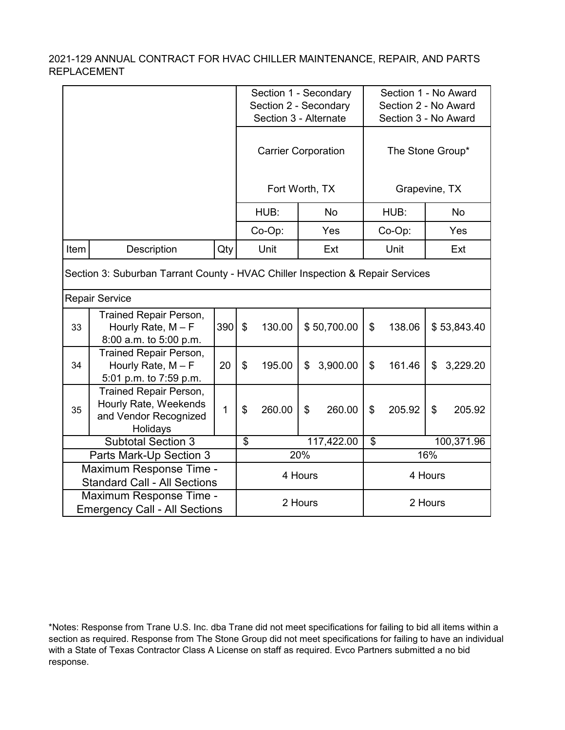2021-129 ANNUAL CONTRACT FOR HVAC CHILLER MAINTENANCE, REPAIR, AND PARTS REPLACEMENT

| | | | Section 1 - Secondary<br>Section 2 - Secondary<br>Section 3 - Alternate | | Section 1 - No Award<br>Section 2 - No Award<br>Section 3 - No Award | |
|---|---|---|---|---|---|---|
| | | | Carrier Corporation<br><br>Fort Worth, TX | | The Stone Group*<br><br>Grapevine, TX | |
| | | | HUB: | No | HUB: | No |
| | | | Co-Op: | Yes | Co-Op: | Yes |
| Item | Description | Qty | Unit | Ext | Unit | Ext |
| Section 3: Suburban Tarrant County - HVAC Chiller Inspection & Repair Services | | | | | | |
| Repair Service | | | | | | |
| 33 | Trained Repair Person, Hourly Rate, M – F 8:00 a.m. to 5:00 p.m. | 390 | $ 130.00 | $ 50,700.00 | $ 138.06 | $ 53,843.40 |
| 34 | Trained Repair Person, Hourly Rate, M – F 5:01 p.m. to 7:59 p.m. | 20 | $ 195.00 | $ 3,900.00 | $ 161.46 | $ 3,229.20 |
| 35 | Trained Repair Person, Hourly Rate, Weekends and Vendor Recognized Holidays | 1 | $ 260.00 | $ 260.00 | $ 205.92 | $ 205.92 |
| Subtotal Section 3 | | | $ 117,422.00 | | $ 100,371.96 | |
| Parts Mark-Up Section 3 | | | 20% | | 16% | |
| Maximum Response Time - Standard Call - All Sections | | | 4 Hours | | 4 Hours | |
| Maximum Response Time - Emergency Call - All Sections | | | 2 Hours | | 2 Hours | |

*Notes: Response from Trane U.S. Inc. dba Trane did not meet specifications for failing to bid all items within a section as required. Response from The Stone Group did not meet specifications for failing to have an individual with a State of Texas Contractor Class A License on staff as required. Evco Partners submitted a no bid response.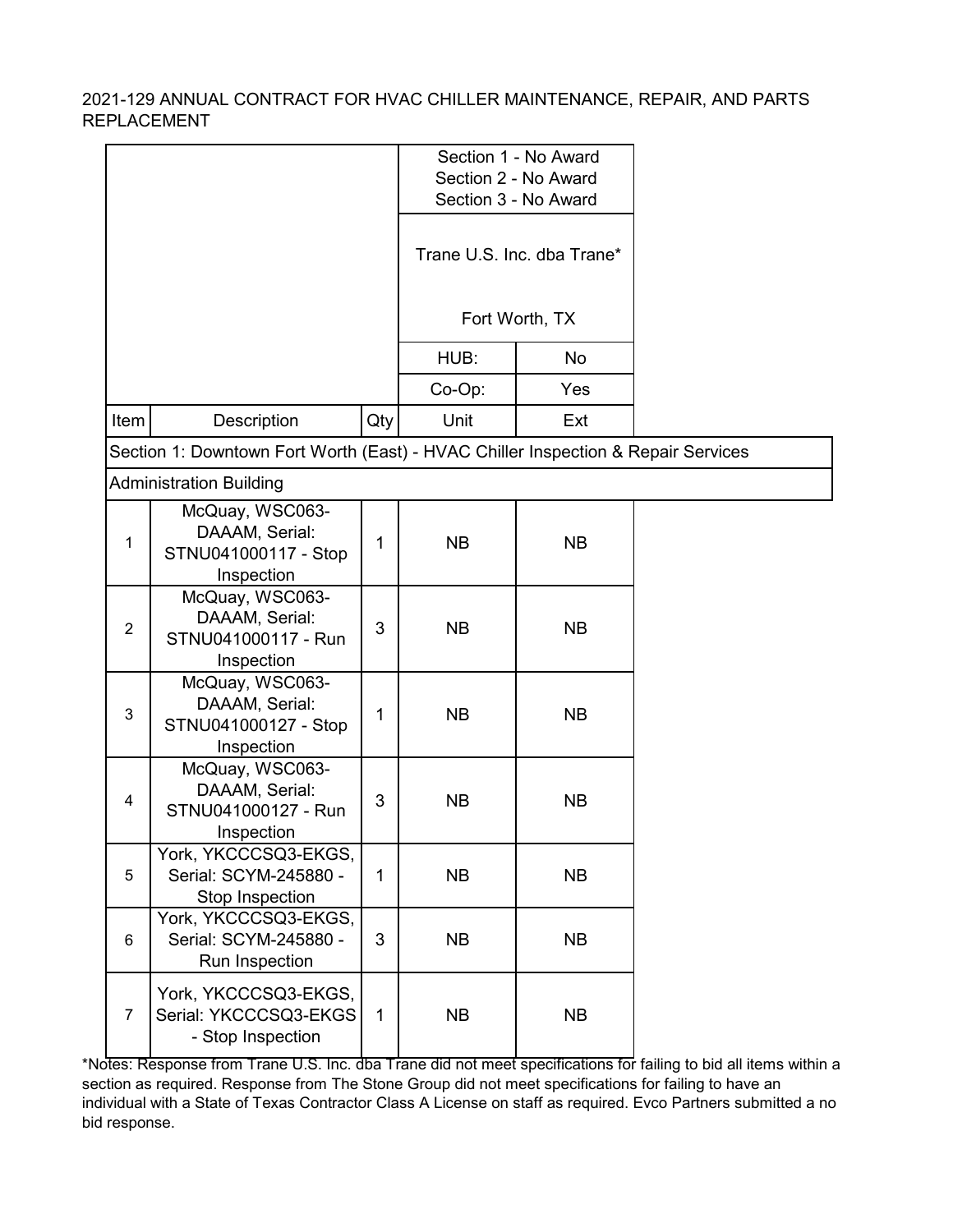2021-129 ANNUAL CONTRACT FOR HVAC CHILLER MAINTENANCE, REPAIR, AND PARTS REPLACEMENT

| | | | Section 1 - No Award<br>Section 2 - No Award<br>Section 3 - No Award | |
|---|---|---|---|---|
| | | | Trane U.S. Inc. dba Trane*<br><br>Fort Worth, TX | |
| | | | HUB: | No |
| | | | Co-Op: | Yes |
| **Item** | **Description** | **Qty** | **Unit** | **Ext** |
| Section 1: Downtown Fort Worth (East) - HVAC Chiller Inspection & Repair Services | | | | |
| Administration Building | | | | |
| 1 | McQuay, WSC063-DAAAM, Serial: STNU041000117 - Stop Inspection | 1 | NB | NB |
| 2 | McQuay, WSC063-DAAAM, Serial: STNU041000117 - Run Inspection | 3 | NB | NB |
| 3 | McQuay, WSC063-DAAAM, Serial: STNU041000127 - Stop Inspection | 1 | NB | NB |
| 4 | McQuay, WSC063-DAAAM, Serial: STNU041000127 - Run Inspection | 3 | NB | NB |
| 5 | York, YKCCCSQ3-EKGS, Serial: SCYM-245880 - Stop Inspection | 1 | NB | NB |
| 6 | York, YKCCCSQ3-EKGS, Serial: SCYM-245880 - Run Inspection | 3 | NB | NB |
| 7 | York, YKCCCSQ3-EKGS, Serial: YKCCCSQ3-EKGS - Stop Inspection | 1 | NB | NB |

*Notes: Response from Trane U.S. Inc. dba Trane did not meet specifications for failing to bid all items within a section as required. Response from The Stone Group did not meet specifications for failing to have an individual with a State of Texas Contractor Class A License on staff as required. Evco Partners submitted a no bid response.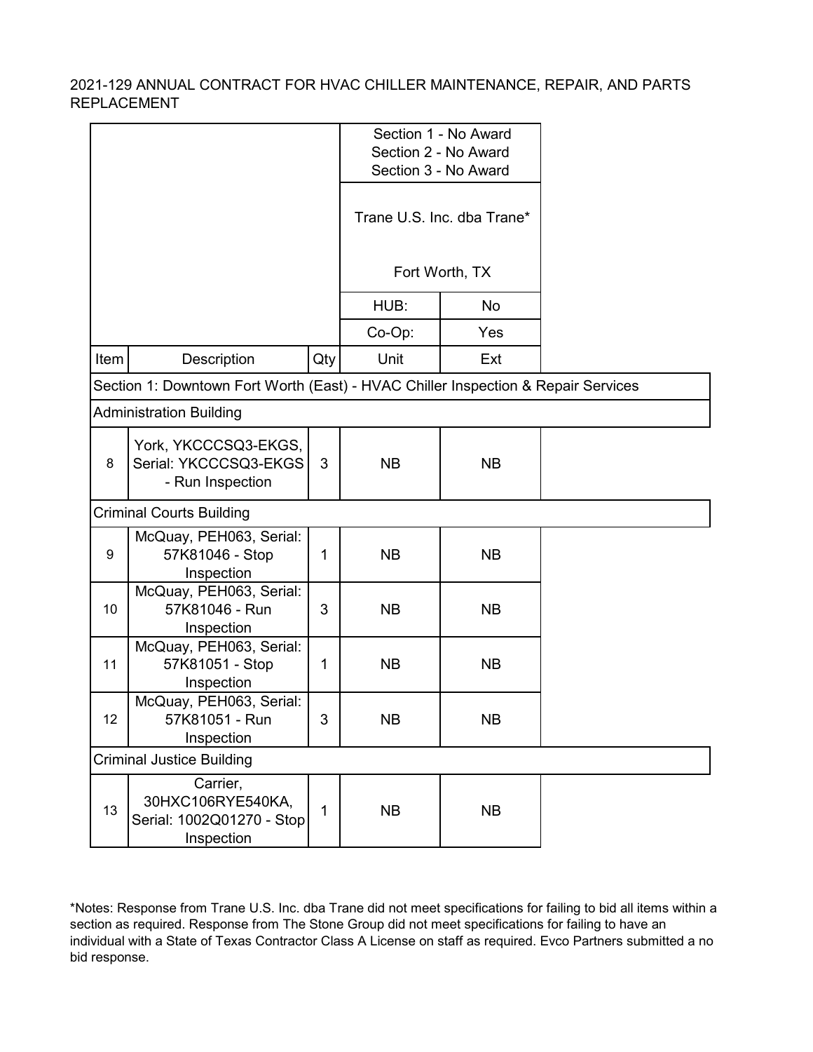2021-129 ANNUAL CONTRACT FOR HVAC CHILLER MAINTENANCE, REPAIR, AND PARTS REPLACEMENT

| | | | Section 1 - No Award<br>Section 2 - No Award<br>Section 3 - No Award | |
|---|---|---|---|---|
| | | | Trane U.S. Inc. dba Trane*<br><br>Fort Worth, TX | |
| | | | HUB: | No |
| | | | Co-Op: | Yes |
| Item | Description | Qty | Unit | Ext |
| Section 1: Downtown Fort Worth (East) - HVAC Chiller Inspection & Repair Services | | | | |
| Administration Building | | | | |
| 8 | York, YKCCCSQ3-EKGS, Serial: YKCCCSQ3-EKGS - Run Inspection | 3 | NB | NB |
| Criminal Courts Building | | | | |
| 9 | McQuay, PEH063, Serial: 57K81046 - Stop Inspection | 1 | NB | NB |
| 10 | McQuay, PEH063, Serial: 57K81046 - Run Inspection | 3 | NB | NB |
| 11 | McQuay, PEH063, Serial: 57K81051 - Stop Inspection | 1 | NB | NB |
| 12 | McQuay, PEH063, Serial: 57K81051 - Run Inspection | 3 | NB | NB |
| Criminal Justice Building | | | | |
| 13 | Carrier, 30HXC106RYE540KA, Serial: 1002Q01270 - Stop Inspection | 1 | NB | NB |

*Notes: Response from Trane U.S. Inc. dba Trane did not meet specifications for failing to bid all items within a section as required. Response from The Stone Group did not meet specifications for failing to have an individual with a State of Texas Contractor Class A License on staff as required. Evco Partners submitted a no bid response.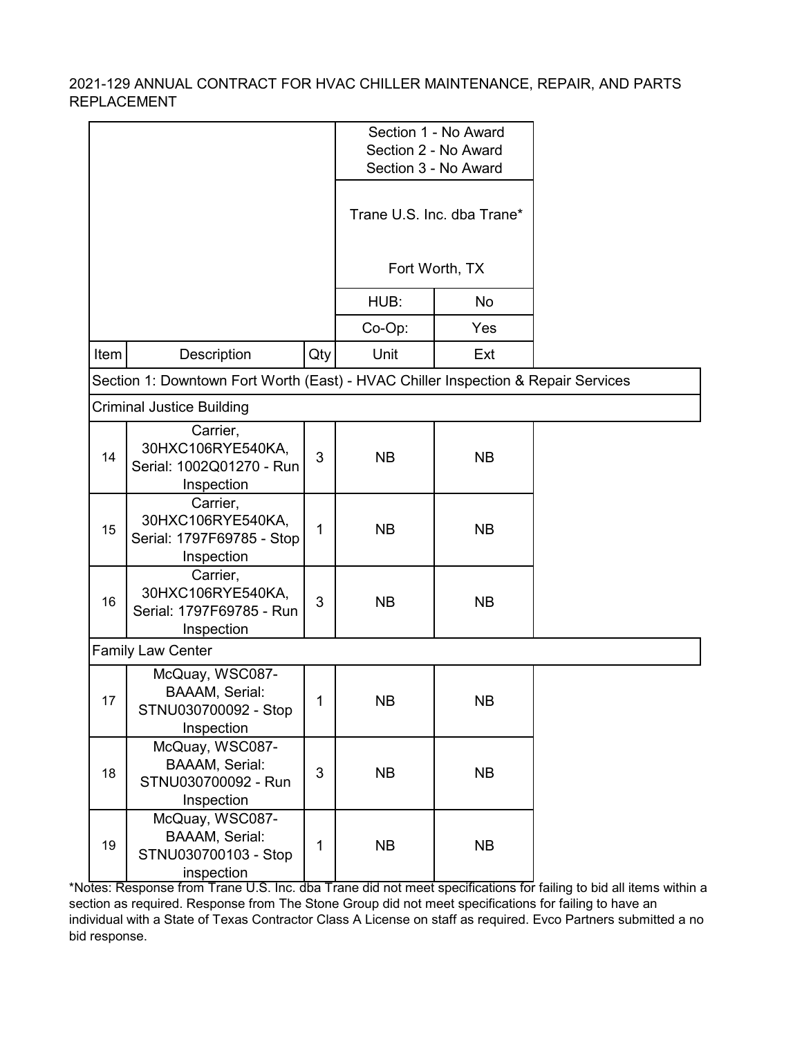2021-129 ANNUAL CONTRACT FOR HVAC CHILLER MAINTENANCE, REPAIR, AND PARTS REPLACEMENT

| | | | Section 1 - No Award<br>Section 2 - No Award<br>Section 3 - No Award | |
|---|---|---|---|---|
| | | | Trane U.S. Inc. dba Trane*<br><br>Fort Worth, TX | |
| | | | HUB: | No |
| | | | Co-Op: | Yes |
| Item | Description | Qty | Unit | Ext |
| Section 1: Downtown Fort Worth (East) - HVAC Chiller Inspection & Repair Services | | | | |
| Criminal Justice Building | | | | |
| 14 | Carrier, 30HXC106RYE540KA, Serial: 1002Q01270 - Run Inspection | 3 | NB | NB |
| 15 | Carrier, 30HXC106RYE540KA, Serial: 1797F69785 - Stop Inspection | 1 | NB | NB |
| 16 | Carrier, 30HXC106RYE540KA, Serial: 1797F69785 - Run Inspection | 3 | NB | NB |
| Family Law Center | | | | |
| 17 | McQuay, WSC087-BAAAM, Serial: STNU030700092 - Stop Inspection | 1 | NB | NB |
| 18 | McQuay, WSC087-BAAAM, Serial: STNU030700092 - Run Inspection | 3 | NB | NB |
| 19 | McQuay, WSC087-BAAAM, Serial: STNU030700103 - Stop inspection | 1 | NB | NB |

*Notes: Response from Trane U.S. Inc. dba Trane did not meet specifications for failing to bid all items within a section as required. Response from The Stone Group did not meet specifications for failing to have an individual with a State of Texas Contractor Class A License on staff as required. Evco Partners submitted a no bid response.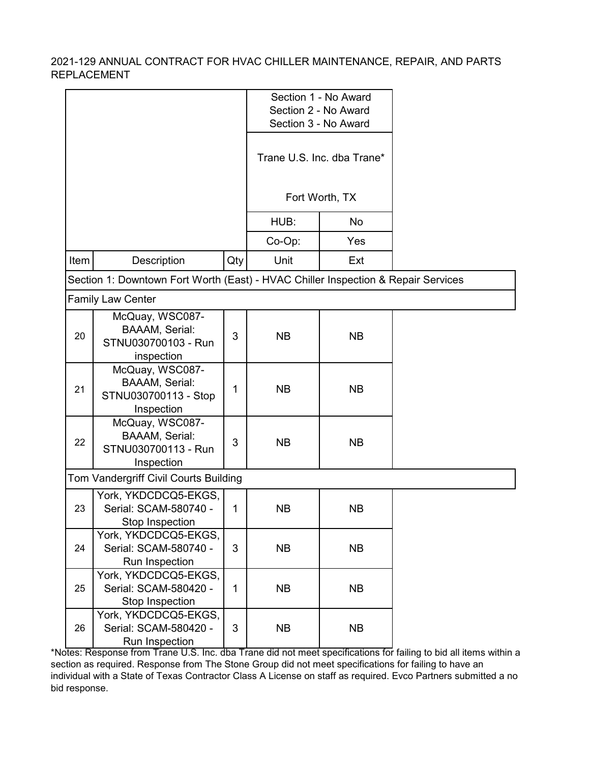2021-129 ANNUAL CONTRACT FOR HVAC CHILLER MAINTENANCE, REPAIR, AND PARTS REPLACEMENT

| | | | Section 1 - No Award<br>Section 2 - No Award<br>Section 3 - No Award | |
|---|---|---|---|---|
| | | | Trane U.S. Inc. dba Trane*<br><br>Fort Worth, TX | |
| | | | HUB: | No |
| | | | Co-Op: | Yes |
| **Item** | **Description** | **Qty** | **Unit** | **Ext** |
| Section 1: Downtown Fort Worth (East) - HVAC Chiller Inspection & Repair Services | | | | |
| Family Law Center | | | | |
| 20 | McQuay, WSC087-BAAAM, Serial: STNU030700103 - Run inspection | 3 | NB | NB |
| 21 | McQuay, WSC087-BAAAM, Serial: STNU030700113 - Stop Inspection | 1 | NB | NB |
| 22 | McQuay, WSC087-BAAAM, Serial: STNU030700113 - Run Inspection | 3 | NB | NB |
| Tom Vandergriff Civil Courts Building | | | | |
| 23 | York, YKDCDCQ5-EKGS, Serial: SCAM-580740 - Stop Inspection | 1 | NB | NB |
| 24 | York, YKDCDCQ5-EKGS, Serial: SCAM-580740 - Run Inspection | 3 | NB | NB |
| 25 | York, YKDCDCQ5-EKGS, Serial: SCAM-580420 - Stop Inspection | 1 | NB | NB |
| 26 | York, YKDCDCQ5-EKGS, Serial: SCAM-580420 - Run Inspection | 3 | NB | NB |

*Notes: Response from Trane U.S. Inc. dba Trane did not meet specifications for failing to bid all items within a section as required. Response from The Stone Group did not meet specifications for failing to have an individual with a State of Texas Contractor Class A License on staff as required. Evco Partners submitted a no bid response.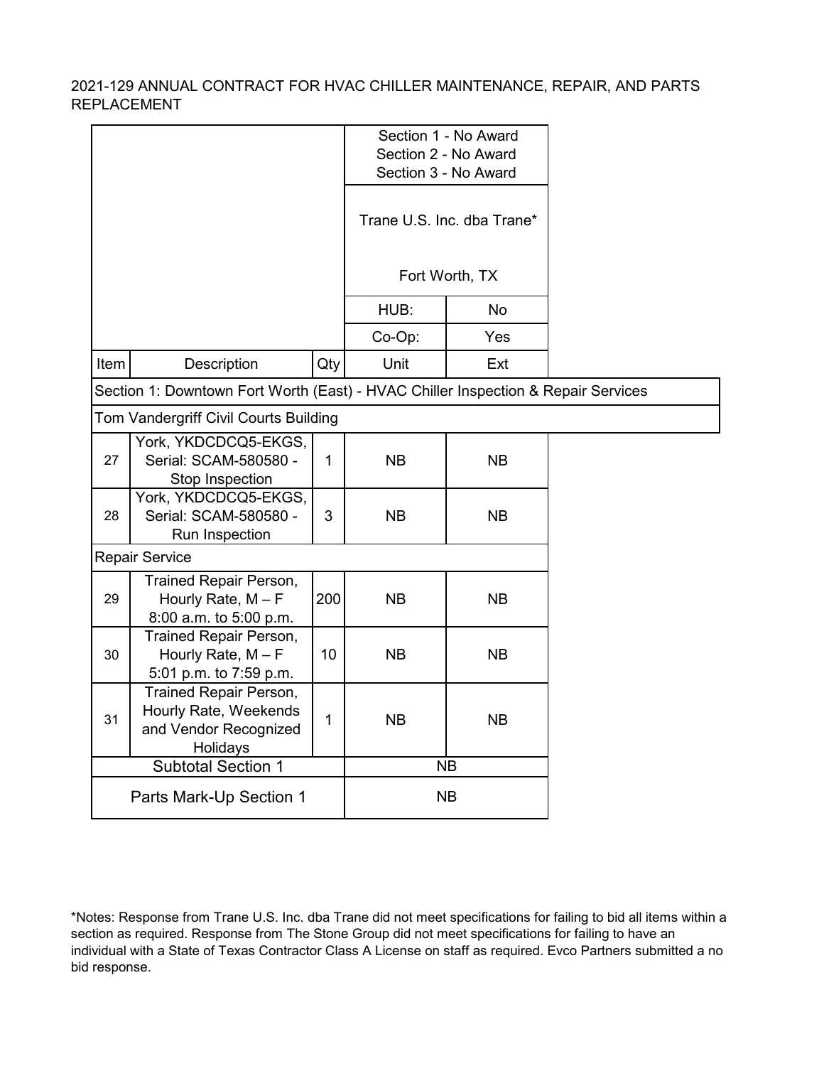2021-129 ANNUAL CONTRACT FOR HVAC CHILLER MAINTENANCE, REPAIR, AND PARTS REPLACEMENT

| | | | Section 1 - No Award<br>Section 2 - No Award<br>Section 3 - No Award | |
|---|---|---|---|---|
| | | | Trane U.S. Inc. dba Trane*<br><br>Fort Worth, TX | |
| | | | HUB: | No |
| | | | Co-Op: | Yes |
| Item | Description | Qty | Unit | Ext |
| Section 1: Downtown Fort Worth (East) - HVAC Chiller Inspection & Repair Services | | | | |
| Tom Vandergriff Civil Courts Building | | | | |
| 27 | York, YKDCDCQ5-EKGS, Serial: SCAM-580580 - Stop Inspection | 1 | NB | NB |
| 28 | York, YKDCDCQ5-EKGS, Serial: SCAM-580580 - Run Inspection | 3 | NB | NB |
| Repair Service | | | | |
| 29 | Trained Repair Person, Hourly Rate, M – F 8:00 a.m. to 5:00 p.m. | 200 | NB | NB |
| 30 | Trained Repair Person, Hourly Rate, M – F 5:01 p.m. to 7:59 p.m. | 10 | NB | NB |
| 31 | Trained Repair Person, Hourly Rate, Weekends and Vendor Recognized Holidays | 1 | NB | NB |
| Subtotal Section 1 | | | NB | |
| Parts Mark-Up Section 1 | | | NB | |

*Notes: Response from Trane U.S. Inc. dba Trane did not meet specifications for failing to bid all items within a section as required. Response from The Stone Group did not meet specifications for failing to have an individual with a State of Texas Contractor Class A License on staff as required. Evco Partners submitted a no bid response.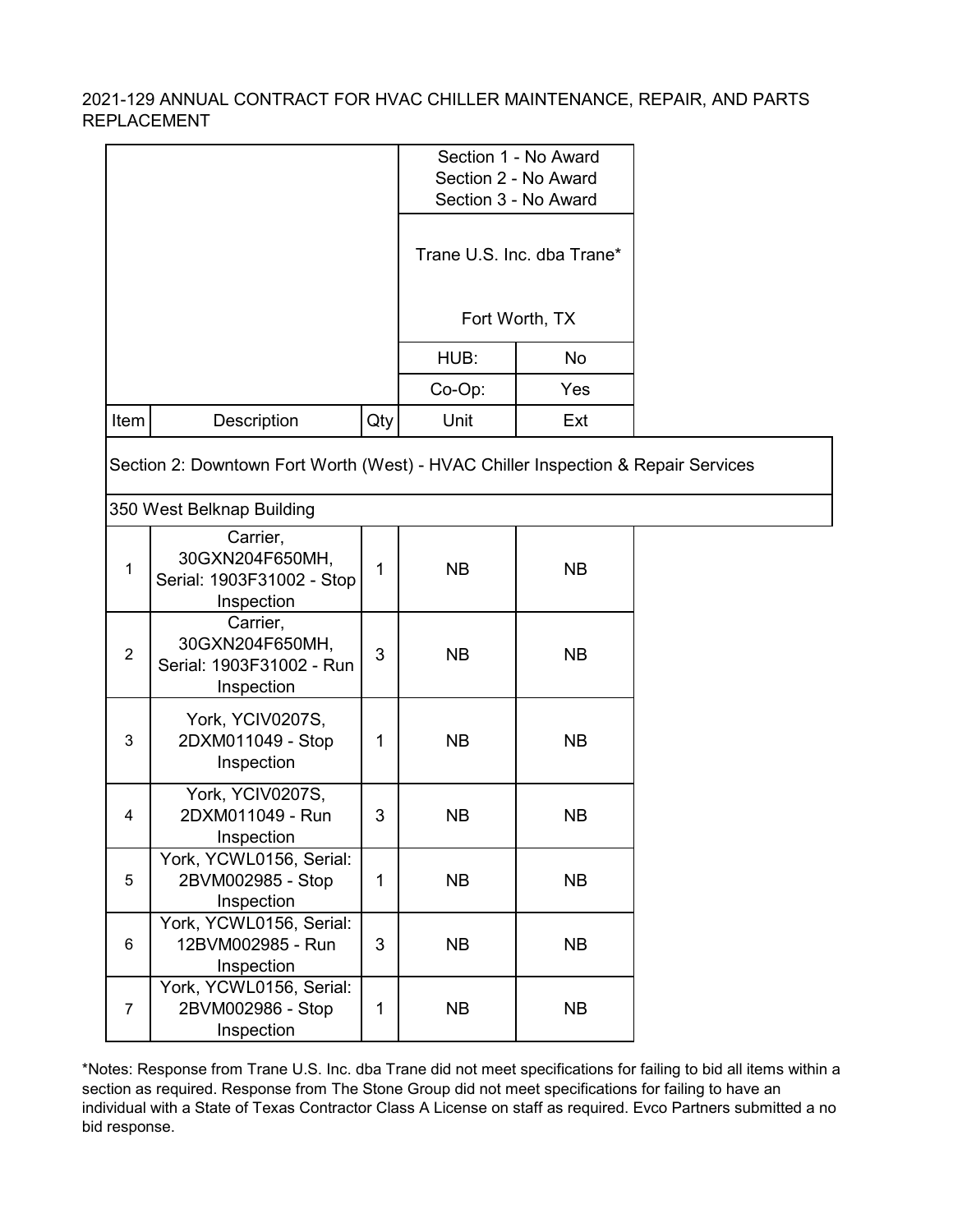2021-129 ANNUAL CONTRACT FOR HVAC CHILLER MAINTENANCE, REPAIR, AND PARTS REPLACEMENT

| | | | Section 1 - No Award<br>Section 2 - No Award<br>Section 3 - No Award | |
|---|---|---|---|---|
| | | | Trane U.S. Inc. dba Trane*<br><br>Fort Worth, TX | |
| | | | HUB: | No |
| | | | Co-Op: | Yes |
| **Item** | **Description** | **Qty** | **Unit** | **Ext** |
| Section 2: Downtown Fort Worth (West) - HVAC Chiller Inspection & Repair Services | | | | |
| 350 West Belknap Building | | | | |
| 1 | Carrier, 30GXN204F650MH, Serial: 1903F31002 - Stop Inspection | 1 | NB | NB |
| 2 | Carrier, 30GXN204F650MH, Serial: 1903F31002 - Run Inspection | 3 | NB | NB |
| 3 | York, YCIV0207S, 2DXM011049 - Stop Inspection | 1 | NB | NB |
| 4 | York, YCIV0207S, 2DXM011049 - Run Inspection | 3 | NB | NB |
| 5 | York, YCWL0156, Serial: 2BVM002985 - Stop Inspection | 1 | NB | NB |
| 6 | York, YCWL0156, Serial: 12BVM002985 - Run Inspection | 3 | NB | NB |
| 7 | York, YCWL0156, Serial: 2BVM002986 - Stop Inspection | 1 | NB | NB |

*Notes: Response from Trane U.S. Inc. dba Trane did not meet specifications for failing to bid all items within a section as required. Response from The Stone Group did not meet specifications for failing to have an individual with a State of Texas Contractor Class A License on staff as required. Evco Partners submitted a no bid response.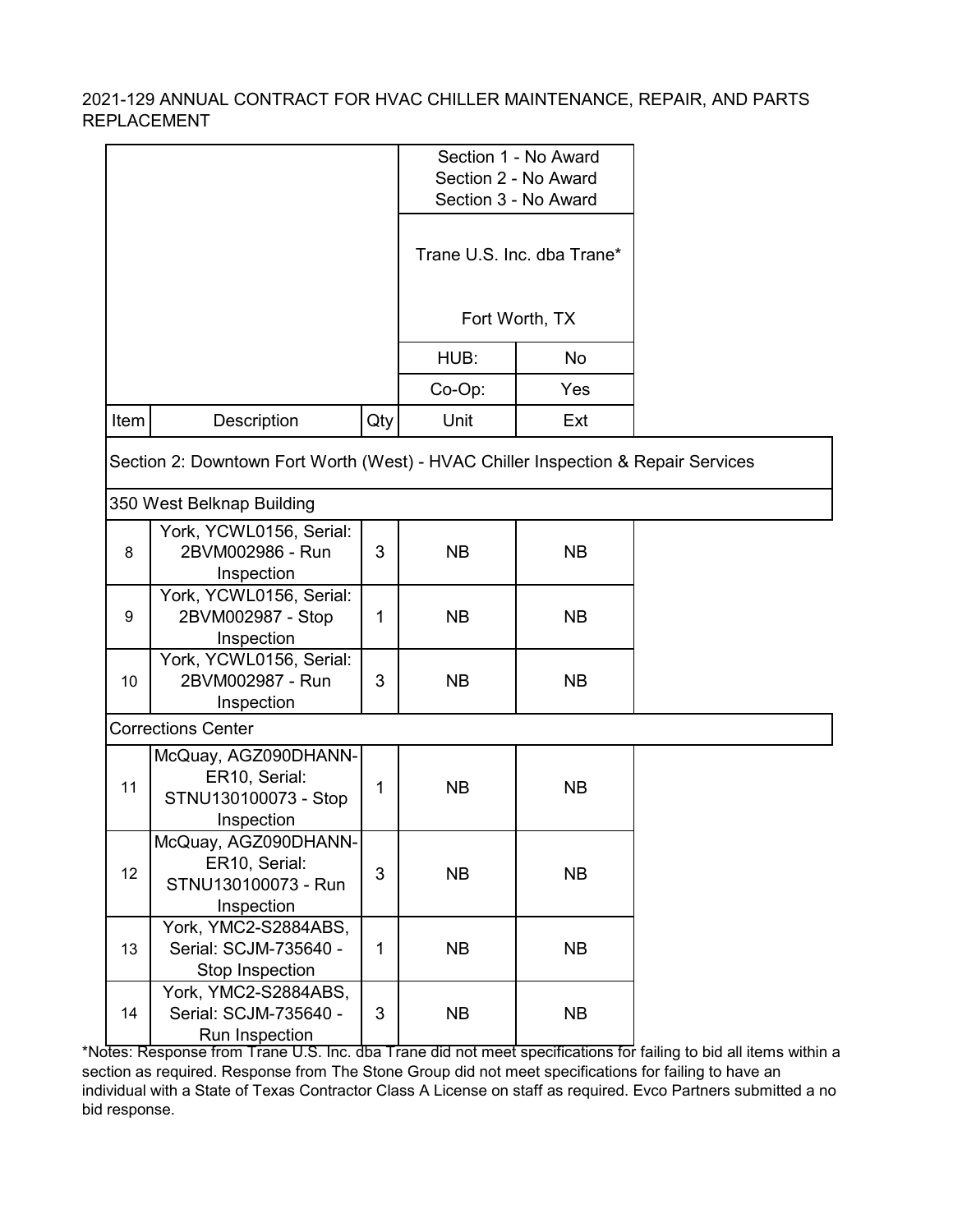2021-129 ANNUAL CONTRACT FOR HVAC CHILLER MAINTENANCE, REPAIR, AND PARTS REPLACEMENT

| | | | Section 1 - No Award<br>Section 2 - No Award<br>Section 3 - No Award | |
|---|---|---|---|---|
| | | | Trane U.S. Inc. dba Trane*<br><br>Fort Worth, TX | |
| | | | HUB: | No |
| | | | Co-Op: | Yes |
| Item | Description | Qty | Unit | Ext |
| Section 2: Downtown Fort Worth (West) - HVAC Chiller Inspection & Repair Services | | | | |
| 350 West Belknap Building | | | | |
| 8 | York, YCWL0156, Serial: 2BVM002986 - Run Inspection | 3 | NB | NB |
| 9 | York, YCWL0156, Serial: 2BVM002987 - Stop Inspection | 1 | NB | NB |
| 10 | York, YCWL0156, Serial: 2BVM002987 - Run Inspection | 3 | NB | NB |
| Corrections Center | | | | |
| 11 | McQuay, AGZ090DHANN-ER10, Serial: STNU130100073 - Stop Inspection | 1 | NB | NB |
| 12 | McQuay, AGZ090DHANN-ER10, Serial: STNU130100073 - Run Inspection | 3 | NB | NB |
| 13 | York, YMC2-S2884ABS, Serial: SCJM-735640 - Stop Inspection | 1 | NB | NB |
| 14 | York, YMC2-S2884ABS, Serial: SCJM-735640 - Run Inspection | 3 | NB | NB |

*Notes: Response from Trane U.S. Inc. dba Trane did not meet specifications for failing to bid all items within a section as required. Response from The Stone Group did not meet specifications for failing to have an individual with a State of Texas Contractor Class A License on staff as required. Evco Partners submitted a no bid response.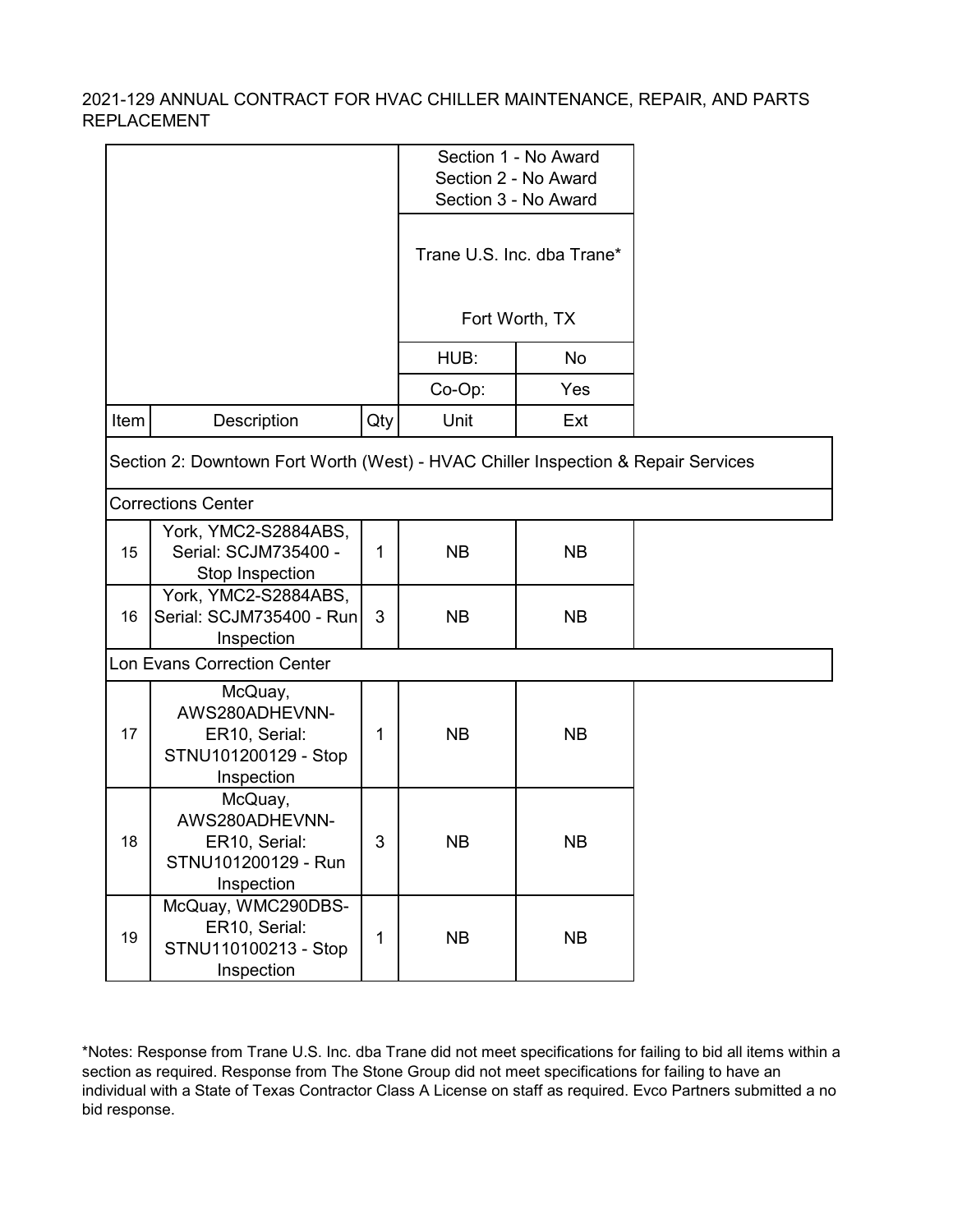2021-129 ANNUAL CONTRACT FOR HVAC CHILLER MAINTENANCE, REPAIR, AND PARTS REPLACEMENT

| | | | Section 1 - No Award<br>Section 2 - No Award<br>Section 3 - No Award | |
|---|---|---|---|---|
| | | | Trane U.S. Inc. dba Trane*<br><br>Fort Worth, TX | |
| | | | HUB: | No |
| | | | Co-Op: | Yes |
| Item | Description | Qty | Unit | Ext |
| Section 2: Downtown Fort Worth (West) - HVAC Chiller Inspection & Repair Services | | | | |
| Corrections Center | | | | |
| 15 | York, YMC2-S2884ABS, Serial: SCJM735400 - Stop Inspection | 1 | NB | NB |
| 16 | York, YMC2-S2884ABS, Serial: SCJM735400 - Run Inspection | 3 | NB | NB |
| Lon Evans Correction Center | | | | |
| 17 | McQuay, AWS280ADHEVNN-ER10, Serial: STNU101200129 - Stop Inspection | 1 | NB | NB |
| 18 | McQuay, AWS280ADHEVNN-ER10, Serial: STNU101200129 - Run Inspection | 3 | NB | NB |
| 19 | McQuay, WMC290DBS-ER10, Serial: STNU110100213 - Stop Inspection | 1 | NB | NB |

*Notes: Response from Trane U.S. Inc. dba Trane did not meet specifications for failing to bid all items within a section as required. Response from The Stone Group did not meet specifications for failing to have an individual with a State of Texas Contractor Class A License on staff as required. Evco Partners submitted a no bid response.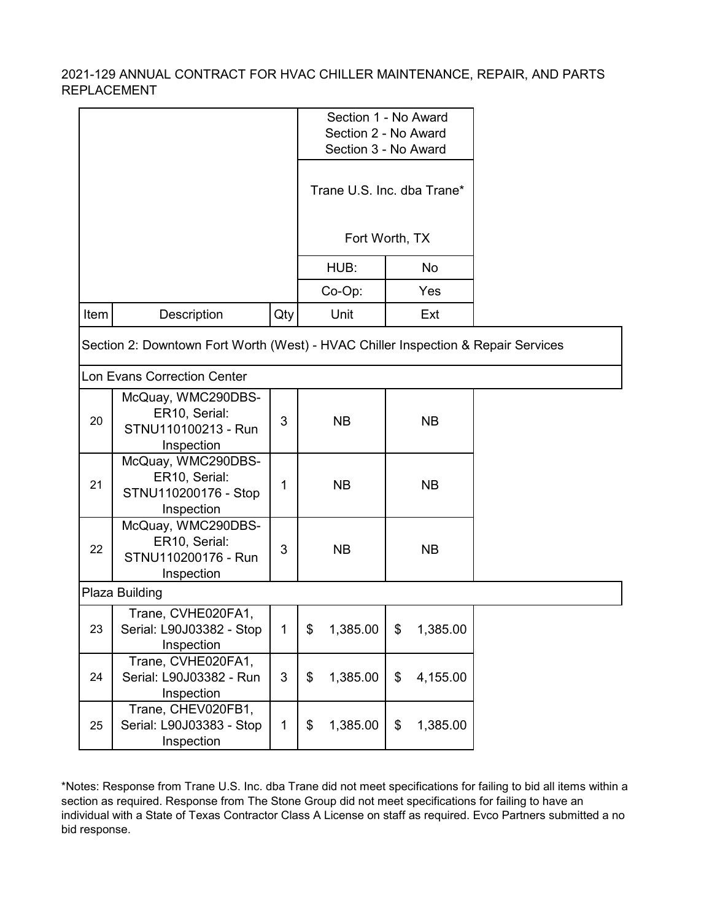2021-129 ANNUAL CONTRACT FOR HVAC CHILLER MAINTENANCE, REPAIR, AND PARTS REPLACEMENT

| | | | Section 1 - No Award<br>Section 2 - No Award<br>Section 3 - No Award | |
|---|---|---|---|---|
| | | | Trane U.S. Inc. dba Trane*<br><br>Fort Worth, TX | |
| | | | HUB: | No |
| | | | Co-Op: | Yes |
| **Item** | **Description** | **Qty** | **Unit** | **Ext** |
| Section 2: Downtown Fort Worth (West) - HVAC Chiller Inspection & Repair Services | | | | |
| Lon Evans Correction Center | | | | |
| 20 | McQuay, WMC290DBS-ER10, Serial: STNU110100213 - Run Inspection | 3 | NB | NB |
| 21 | McQuay, WMC290DBS-ER10, Serial: STNU110200176 - Stop Inspection | 1 | NB | NB |
| 22 | McQuay, WMC290DBS-ER10, Serial: STNU110200176 - Run Inspection | 3 | NB | NB |
| Plaza Building | | | | |
| 23 | Trane, CVHE020FA1, Serial: L90J03382 - Stop Inspection | 1 | $ 1,385.00 | $ 1,385.00 |
| 24 | Trane, CVHE020FA1, Serial: L90J03382 - Run Inspection | 3 | $ 1,385.00 | $ 4,155.00 |
| 25 | Trane, CHEV020FB1, Serial: L90J03383 - Stop Inspection | 1 | $ 1,385.00 | $ 1,385.00 |

*Notes: Response from Trane U.S. Inc. dba Trane did not meet specifications for failing to bid all items within a section as required. Response from The Stone Group did not meet specifications for failing to have an individual with a State of Texas Contractor Class A License on staff as required. Evco Partners submitted a no bid response.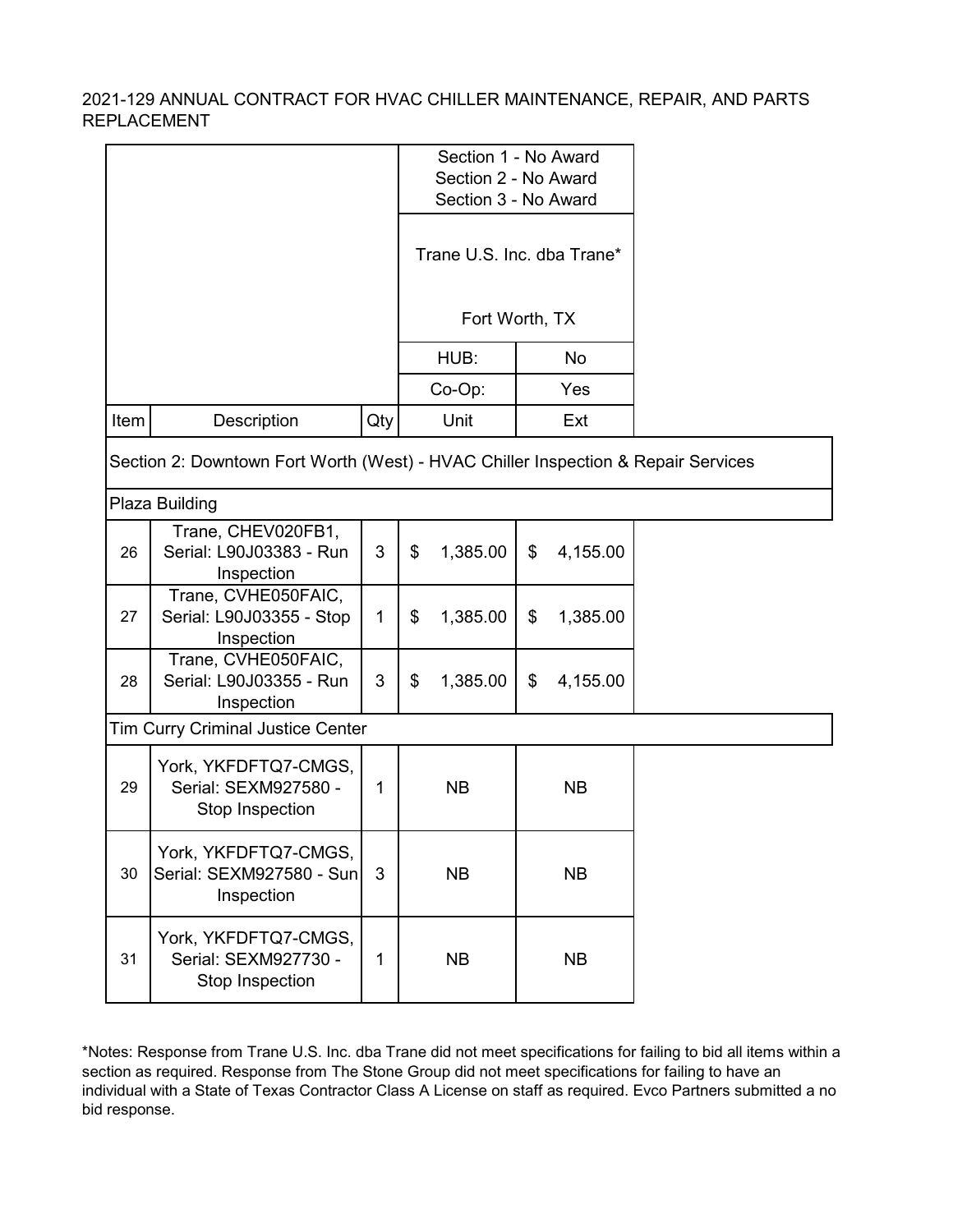2021-129 ANNUAL CONTRACT FOR HVAC CHILLER MAINTENANCE, REPAIR, AND PARTS REPLACEMENT

| | | | Section 1 - No Award<br>Section 2 - No Award<br>Section 3 - No Award | |
|---|---|---|---|---|
| | | | Trane U.S. Inc. dba Trane*<br><br>Fort Worth, TX | |
| | | | HUB: | No |
| | | | Co-Op: | Yes |
| **Item** | **Description** | **Qty** | **Unit** | **Ext** |
| Section 2: Downtown Fort Worth (West) - HVAC Chiller Inspection & Repair Services | | | | |
| Plaza Building | | | | |
| 26 | Trane, CHEV020FB1, Serial: L90J03383 - Run Inspection | 3 | $ 1,385.00 | $ 4,155.00 |
| 27 | Trane, CVHE050FAIC, Serial: L90J03355 - Stop Inspection | 1 | $ 1,385.00 | $ 1,385.00 |
| 28 | Trane, CVHE050FAIC, Serial: L90J03355 - Run Inspection | 3 | $ 1,385.00 | $ 4,155.00 |
| Tim Curry Criminal Justice Center | | | | |
| 29 | York, YKFDFTQ7-CMGS, Serial: SEXM927580 - Stop Inspection | 1 | NB | NB |
| 30 | York, YKFDFTQ7-CMGS, Serial: SEXM927580 - Sun Inspection | 3 | NB | NB |
| 31 | York, YKFDFTQ7-CMGS, Serial: SEXM927730 - Stop Inspection | 1 | NB | NB |

*Notes: Response from Trane U.S. Inc. dba Trane did not meet specifications for failing to bid all items within a section as required. Response from The Stone Group did not meet specifications for failing to have an individual with a State of Texas Contractor Class A License on staff as required. Evco Partners submitted a no bid response.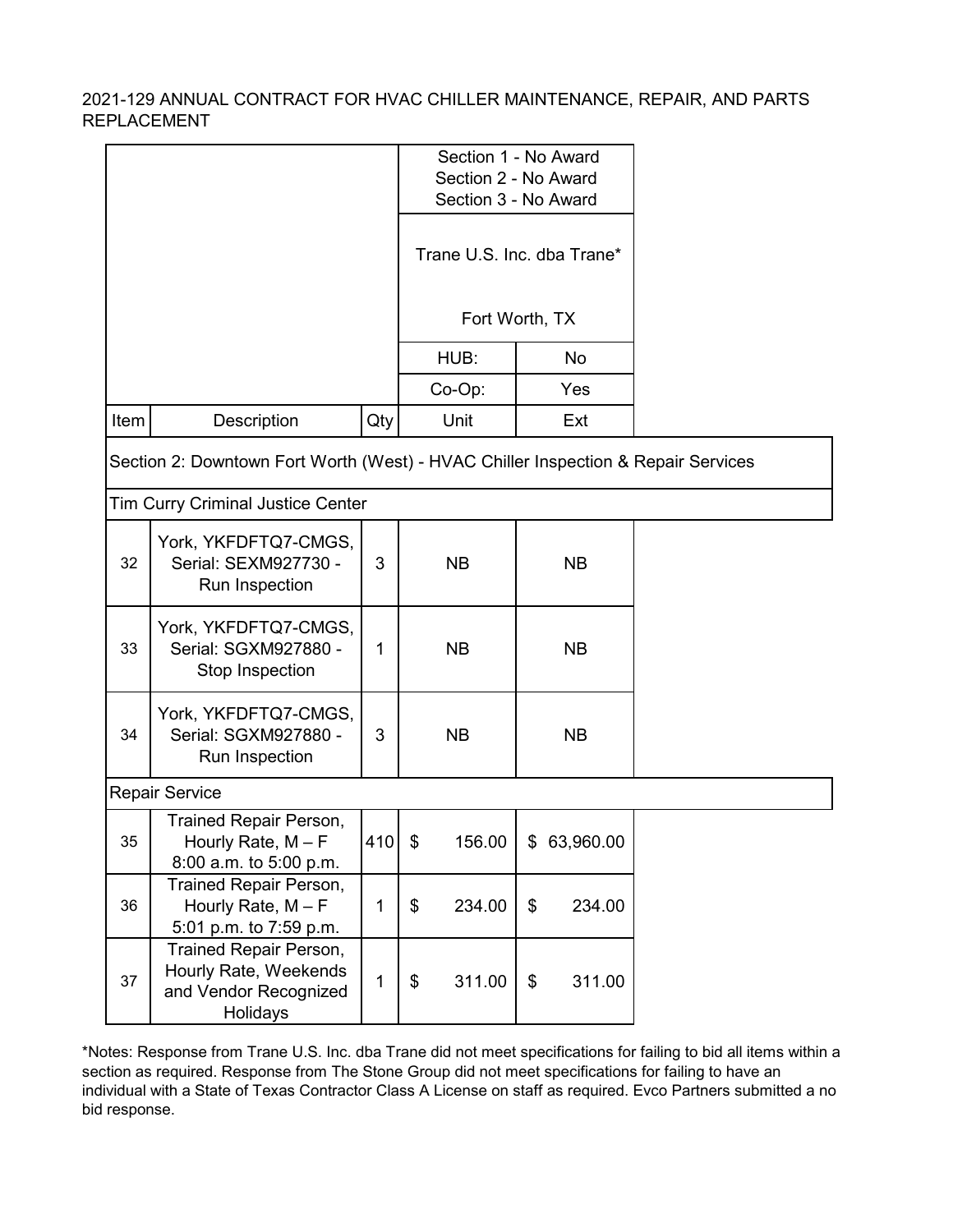2021-129 ANNUAL CONTRACT FOR HVAC CHILLER MAINTENANCE, REPAIR, AND PARTS REPLACEMENT

| | | | Section 1 - No Award<br>Section 2 - No Award<br>Section 3 - No Award | |
|---|---|---|---|---|
| | | | Trane U.S. Inc. dba Trane*<br><br>Fort Worth, TX | |
| | | | HUB: | No |
| | | | Co-Op: | Yes |
| **Item** | **Description** | **Qty** | **Unit** | **Ext** |
| Section 2: Downtown Fort Worth (West) - HVAC Chiller Inspection & Repair Services | | | | |
| Tim Curry Criminal Justice Center | | | | |
| 32 | York, YKFDFTQ7-CMGS, Serial: SEXM927730 - Run Inspection | 3 | NB | NB |
| 33 | York, YKFDFTQ7-CMGS, Serial: SGXM927880 - Stop Inspection | 1 | NB | NB |
| 34 | York, YKFDFTQ7-CMGS, Serial: SGXM927880 - Run Inspection | 3 | NB | NB |
| Repair Service | | | | |
| 35 | Trained Repair Person, Hourly Rate, M – F 8:00 a.m. to 5:00 p.m. | 410 | $ 156.00 | $ 63,960.00 |
| 36 | Trained Repair Person, Hourly Rate, M – F 5:01 p.m. to 7:59 p.m. | 1 | $ 234.00 | $ 234.00 |
| 37 | Trained Repair Person, Hourly Rate, Weekends and Vendor Recognized Holidays | 1 | $ 311.00 | $ 311.00 |

*Notes: Response from Trane U.S. Inc. dba Trane did not meet specifications for failing to bid all items within a section as required. Response from The Stone Group did not meet specifications for failing to have an individual with a State of Texas Contractor Class A License on staff as required. Evco Partners submitted a no bid response.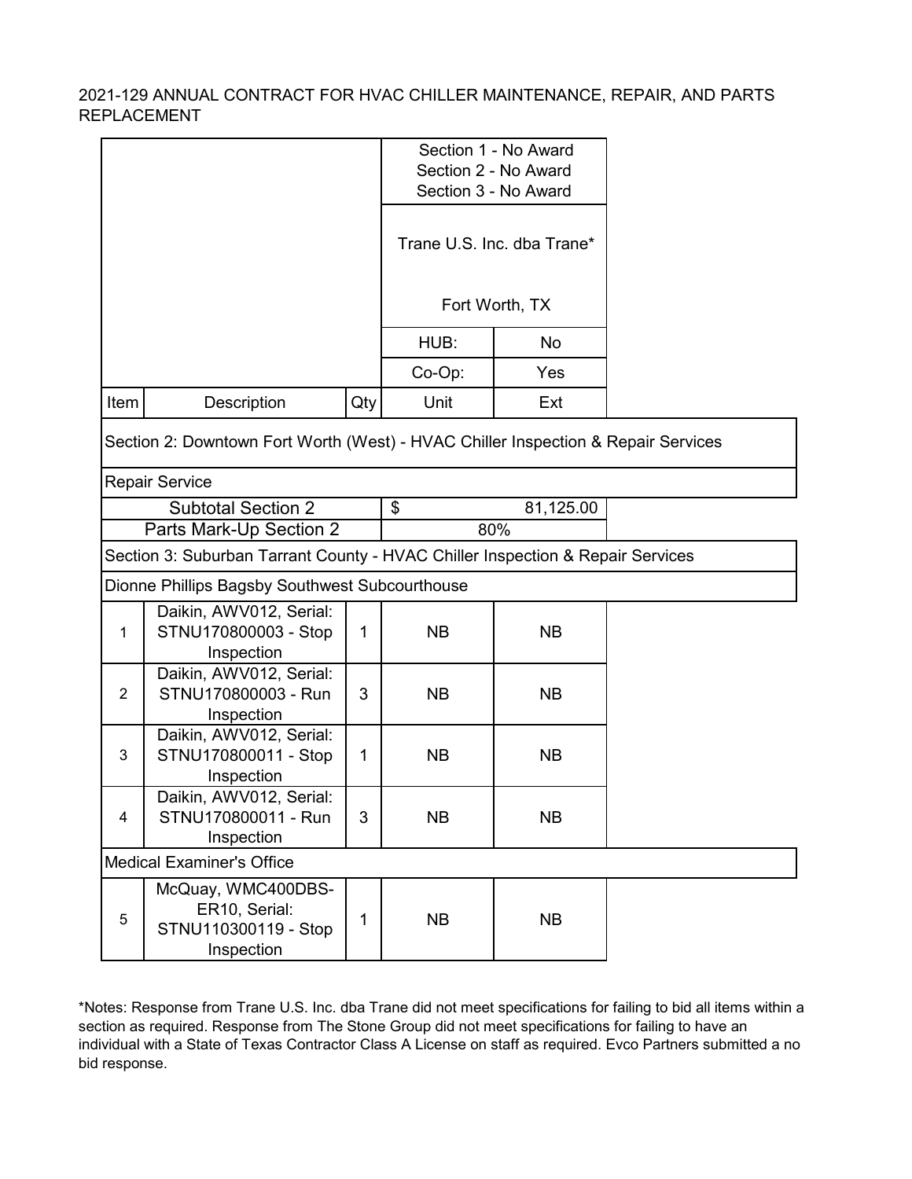2021-129 ANNUAL CONTRACT FOR HVAC CHILLER MAINTENANCE, REPAIR, AND PARTS REPLACEMENT

| | | | Section 1 - No Award<br>Section 2 - No Award<br>Section 3 - No Award | |
|---|---|---|---|---|
| | | | Trane U.S. Inc. dba Trane*<br><br>Fort Worth, TX | |
| | | | HUB: | No |
| | | | Co-Op: | Yes |
| Item | Description | Qty | Unit | Ext |
| Section 2: Downtown Fort Worth (West) - HVAC Chiller Inspection & Repair Services | | | | |
| Repair Service | | | | |
| Subtotal Section 2 | | | $ | 81,125.00 |
| Parts Mark-Up Section 2 | | | 80% | |
| Section 3: Suburban Tarrant County - HVAC Chiller Inspection & Repair Services | | | | |
| Dionne Phillips Bagsby Southwest Subcourthouse | | | | |
| 1 | Daikin, AWV012, Serial: STNU170800003 - Stop Inspection | 1 | NB | NB |
| 2 | Daikin, AWV012, Serial: STNU170800003 - Run Inspection | 3 | NB | NB |
| 3 | Daikin, AWV012, Serial: STNU170800011 - Stop Inspection | 1 | NB | NB |
| 4 | Daikin, AWV012, Serial: STNU170800011 - Run Inspection | 3 | NB | NB |
| Medical Examiner's Office | | | | |
| 5 | McQuay, WMC400DBS-ER10, Serial: STNU110300119 - Stop Inspection | 1 | NB | NB |

*Notes: Response from Trane U.S. Inc. dba Trane did not meet specifications for failing to bid all items within a section as required. Response from The Stone Group did not meet specifications for failing to have an individual with a State of Texas Contractor Class A License on staff as required. Evco Partners submitted a no bid response.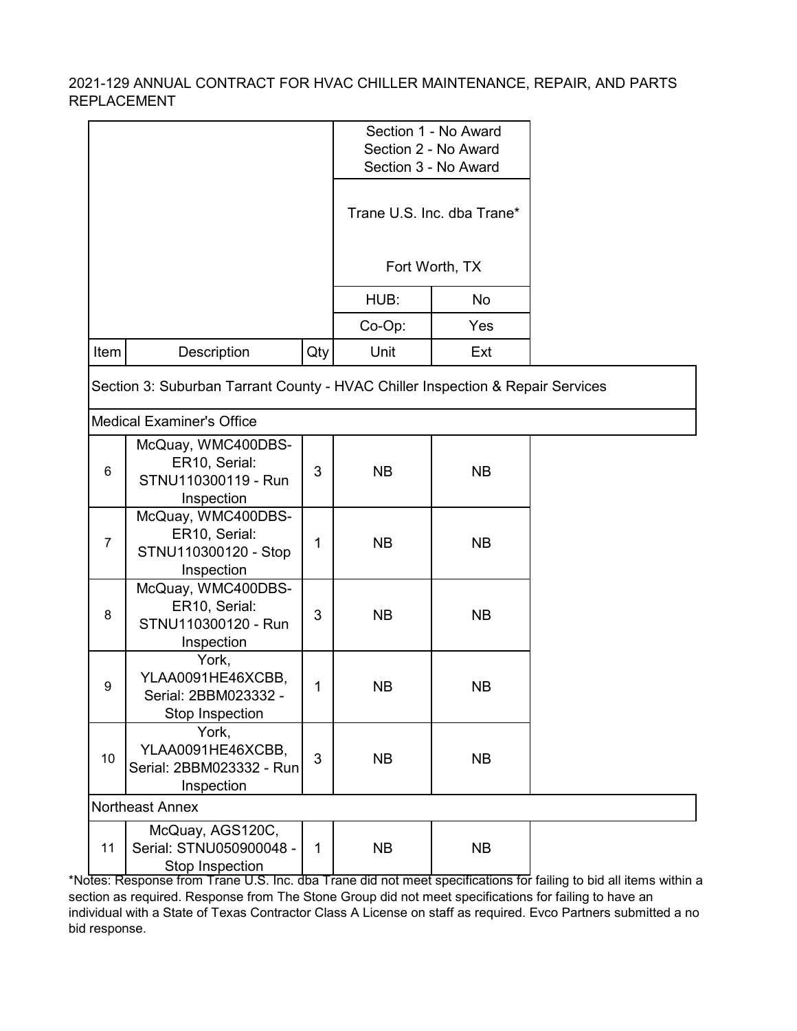2021-129 ANNUAL CONTRACT FOR HVAC CHILLER MAINTENANCE, REPAIR, AND PARTS REPLACEMENT

| | | | Section 1 - No Award<br>Section 2 - No Award<br>Section 3 - No Award | |
|---|---|---|---|---|
| | | | Trane U.S. Inc. dba Trane*<br><br>Fort Worth, TX | |
| | | | HUB: | No |
| | | | Co-Op: | Yes |
| Item | Description | Qty | Unit | Ext |
| Section 3: Suburban Tarrant County - HVAC Chiller Inspection & Repair Services | | | | |
| Medical Examiner's Office | | | | |
| 6 | McQuay, WMC400DBS-ER10, Serial: STNU110300119 - Run Inspection | 3 | NB | NB |
| 7 | McQuay, WMC400DBS-ER10, Serial: STNU110300120 - Stop Inspection | 1 | NB | NB |
| 8 | McQuay, WMC400DBS-ER10, Serial: STNU110300120 - Run Inspection | 3 | NB | NB |
| 9 | York, YLAA0091HE46XCBB, Serial: 2BBM023332 - Stop Inspection | 1 | NB | NB |
| 10 | York, YLAA0091HE46XCBB, Serial: 2BBM023332 - Run Inspection | 3 | NB | NB |
| Northeast Annex | | | | |
| 11 | McQuay, AGS120C, Serial: STNU050900048 - Stop Inspection | 1 | NB | NB |

*Notes: Response from Trane U.S. Inc. dba Trane did not meet specifications for failing to bid all items within a section as required. Response from The Stone Group did not meet specifications for failing to have an individual with a State of Texas Contractor Class A License on staff as required. Evco Partners submitted a no bid response.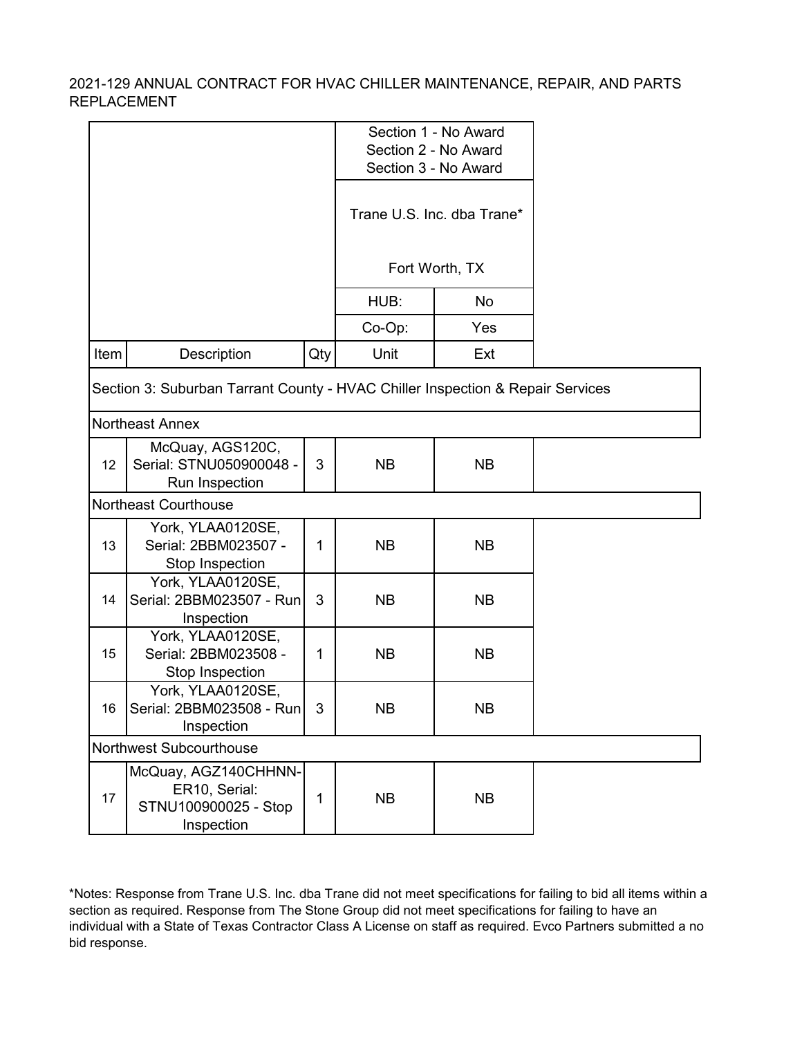2021-129 ANNUAL CONTRACT FOR HVAC CHILLER MAINTENANCE, REPAIR, AND PARTS REPLACEMENT

| | | | Section 1 - No Award<br>Section 2 - No Award<br>Section 3 - No Award | |
|---|---|---|---|---|
| | | | Trane U.S. Inc. dba Trane*<br><br>Fort Worth, TX | |
| | | | HUB: | No |
| | | | Co-Op: | Yes |
| Item | Description | Qty | Unit | Ext |
| Section 3: Suburban Tarrant County - HVAC Chiller Inspection & Repair Services | | | | |
| Northeast Annex | | | | |
| 12 | McQuay, AGS120C, Serial: STNU050900048 - Run Inspection | 3 | NB | NB |
| Northeast Courthouse | | | | |
| 13 | York, YLAA0120SE, Serial: 2BBM023507 - Stop Inspection | 1 | NB | NB |
| 14 | York, YLAA0120SE, Serial: 2BBM023507 - Run Inspection | 3 | NB | NB |
| 15 | York, YLAA0120SE, Serial: 2BBM023508 - Stop Inspection | 1 | NB | NB |
| 16 | York, YLAA0120SE, Serial: 2BBM023508 - Run Inspection | 3 | NB | NB |
| Northwest Subcourthouse | | | | |
| 17 | McQuay, AGZ140CHHNN-ER10, Serial: STNU100900025 - Stop Inspection | 1 | NB | NB |

*Notes: Response from Trane U.S. Inc. dba Trane did not meet specifications for failing to bid all items within a section as required. Response from The Stone Group did not meet specifications for failing to have an individual with a State of Texas Contractor Class A License on staff as required. Evco Partners submitted a no bid response.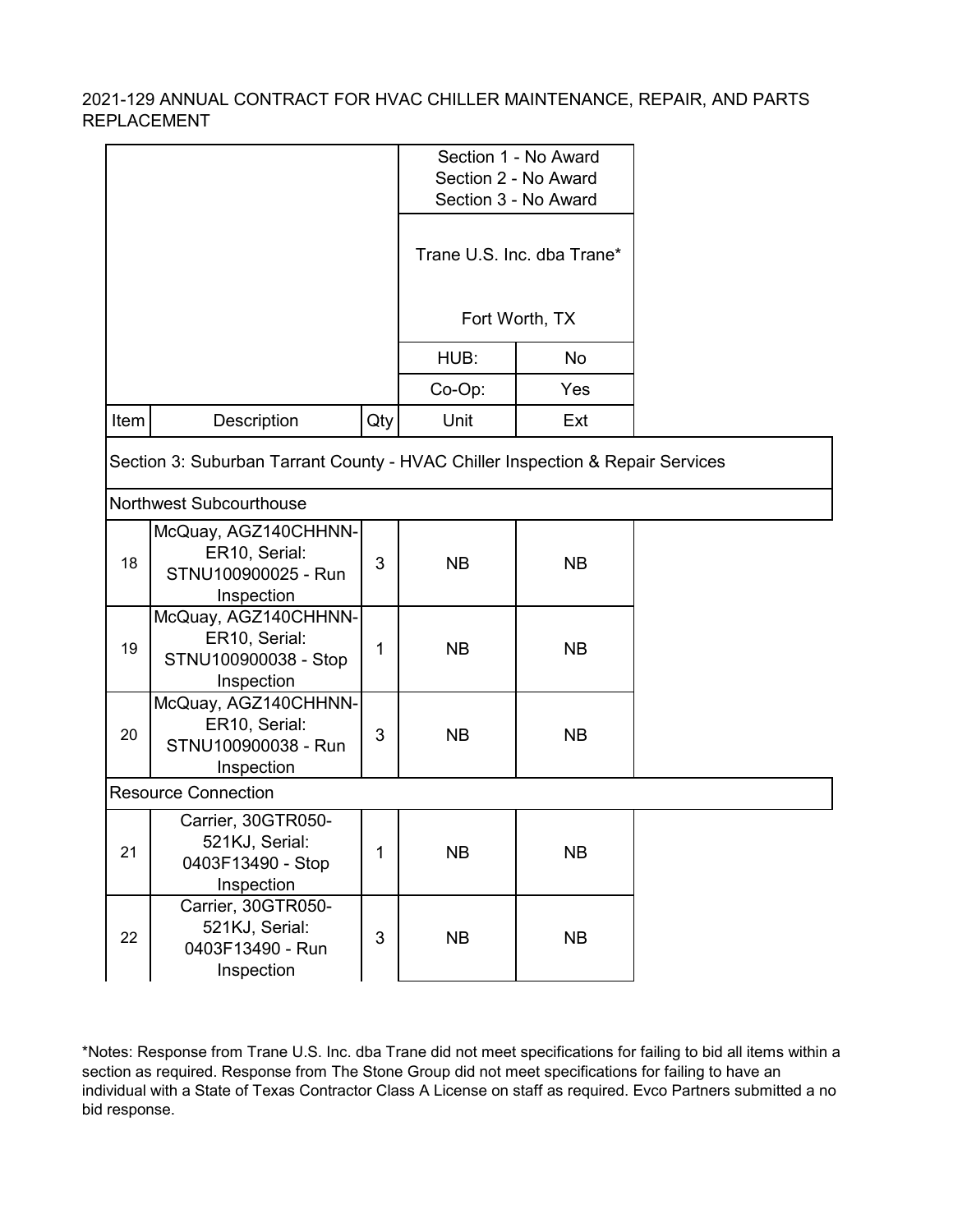2021-129 ANNUAL CONTRACT FOR HVAC CHILLER MAINTENANCE, REPAIR, AND PARTS REPLACEMENT

| | | | Section 1 - No Award<br>Section 2 - No Award<br>Section 3 - No Award | |
|---|---|---|---|---|
| | | | Trane U.S. Inc. dba Trane*<br><br>Fort Worth, TX | |
| | | | HUB: | No |
| | | | Co-Op: | Yes |
| Item | Description | Qty | Unit | Ext |
| Section 3: Suburban Tarrant County - HVAC Chiller Inspection & Repair Services | | | | |
| Northwest Subcourthouse | | | | |
| 18 | McQuay, AGZ140CHHNN-ER10, Serial: STNU100900025 - Run Inspection | 3 | NB | NB |
| 19 | McQuay, AGZ140CHHNN-ER10, Serial: STNU100900038 - Stop Inspection | 1 | NB | NB |
| 20 | McQuay, AGZ140CHHNN-ER10, Serial: STNU100900038 - Run Inspection | 3 | NB | NB |
| Resource Connection | | | | |
| 21 | Carrier, 30GTR050-521KJ, Serial: 0403F13490 - Stop Inspection | 1 | NB | NB |
| 22 | Carrier, 30GTR050-521KJ, Serial: 0403F13490 - Run Inspection | 3 | NB | NB |

*Notes: Response from Trane U.S. Inc. dba Trane did not meet specifications for failing to bid all items within a section as required. Response from The Stone Group did not meet specifications for failing to have an individual with a State of Texas Contractor Class A License on staff as required. Evco Partners submitted a no bid response.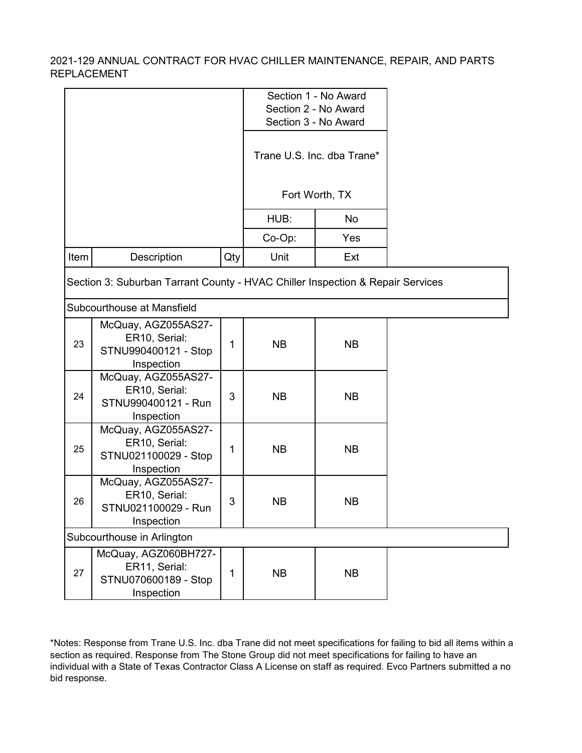2021-129 ANNUAL CONTRACT FOR HVAC CHILLER MAINTENANCE, REPAIR, AND PARTS REPLACEMENT

| | | | Section 1 - No Award<br>Section 2 - No Award<br>Section 3 - No Award | |
|---|---|---|---|---|
| | | | Trane U.S. Inc. dba Trane*<br><br>Fort Worth, TX | |
| | | | HUB: | No |
| | | | Co-Op: | Yes |
| Item | Description | Qty | Unit | Ext |
| Section 3: Suburban Tarrant County - HVAC Chiller Inspection & Repair Services | | | | |
| Subcourthouse at Mansfield | | | | |
| 23 | McQuay, AGZ055AS27-ER10, Serial: STNU990400121 - Stop Inspection | 1 | NB | NB |
| 24 | McQuay, AGZ055AS27-ER10, Serial: STNU990400121 - Run Inspection | 3 | NB | NB |
| 25 | McQuay, AGZ055AS27-ER10, Serial: STNU021100029 - Stop Inspection | 1 | NB | NB |
| 26 | McQuay, AGZ055AS27-ER10, Serial: STNU021100029 - Run Inspection | 3 | NB | NB |
| Subcourthouse in Arlington | | | | |
| 27 | McQuay, AGZ060BH727-ER11, Serial: STNU070600189 - Stop Inspection | 1 | NB | NB |

*Notes: Response from Trane U.S. Inc. dba Trane did not meet specifications for failing to bid all items within a section as required. Response from The Stone Group did not meet specifications for failing to have an individual with a State of Texas Contractor Class A License on staff as required. Evco Partners submitted a no bid response.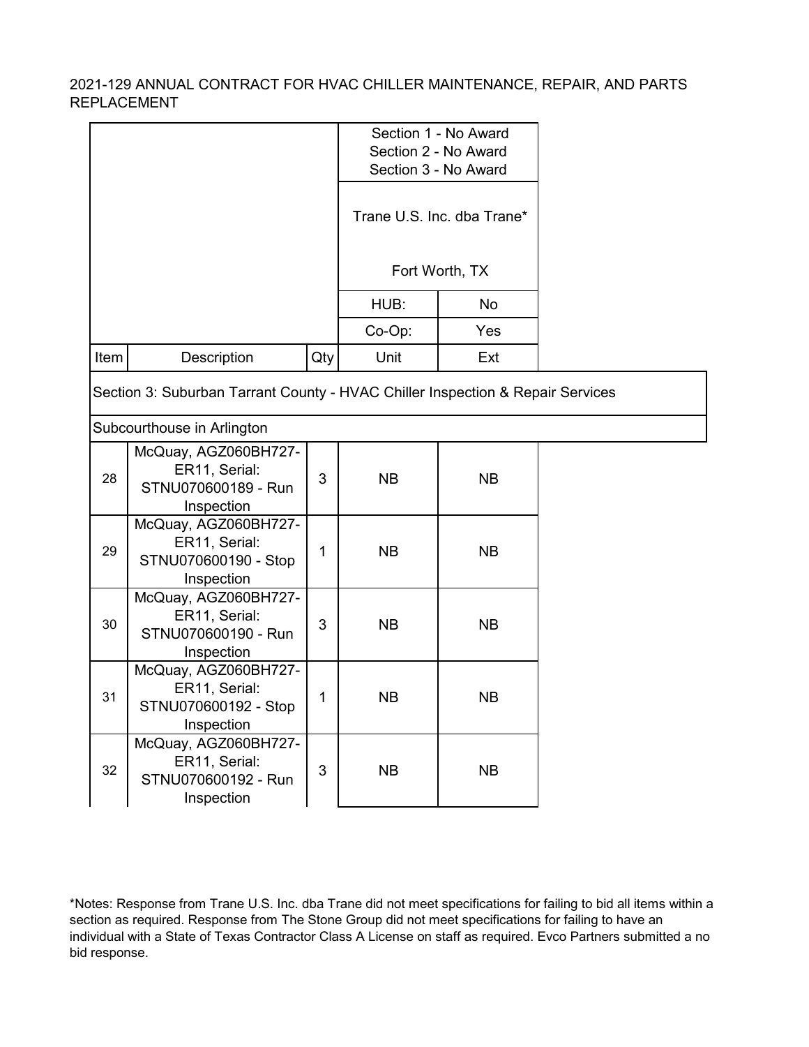2021-129 ANNUAL CONTRACT FOR HVAC CHILLER MAINTENANCE, REPAIR, AND PARTS REPLACEMENT

| | | | Section 1 - No Award<br>Section 2 - No Award<br>Section 3 - No Award | |
|---|---|---|---|---|
| | | | Trane U.S. Inc. dba Trane*<br><br>Fort Worth, TX | |
| | | | HUB: | No |
| | | | Co-Op: | Yes |
| **Item** | **Description** | **Qty** | **Unit** | **Ext** |
| Section 3: Suburban Tarrant County - HVAC Chiller Inspection & Repair Services | | | | |
| Subcourthouse in Arlington | | | | |
| 28 | McQuay, AGZ060BH727-ER11, Serial: STNU070600189 - Run Inspection | 3 | NB | NB |
| 29 | McQuay, AGZ060BH727-ER11, Serial: STNU070600190 - Stop Inspection | 1 | NB | NB |
| 30 | McQuay, AGZ060BH727-ER11, Serial: STNU070600190 - Run Inspection | 3 | NB | NB |
| 31 | McQuay, AGZ060BH727-ER11, Serial: STNU070600192 - Stop Inspection | 1 | NB | NB |
| 32 | McQuay, AGZ060BH727-ER11, Serial: STNU070600192 - Run Inspection | 3 | NB | NB |

*Notes: Response from Trane U.S. Inc. dba Trane did not meet specifications for failing to bid all items within a section as required. Response from The Stone Group did not meet specifications for failing to have an individual with a State of Texas Contractor Class A License on staff as required. Evco Partners submitted a no bid response.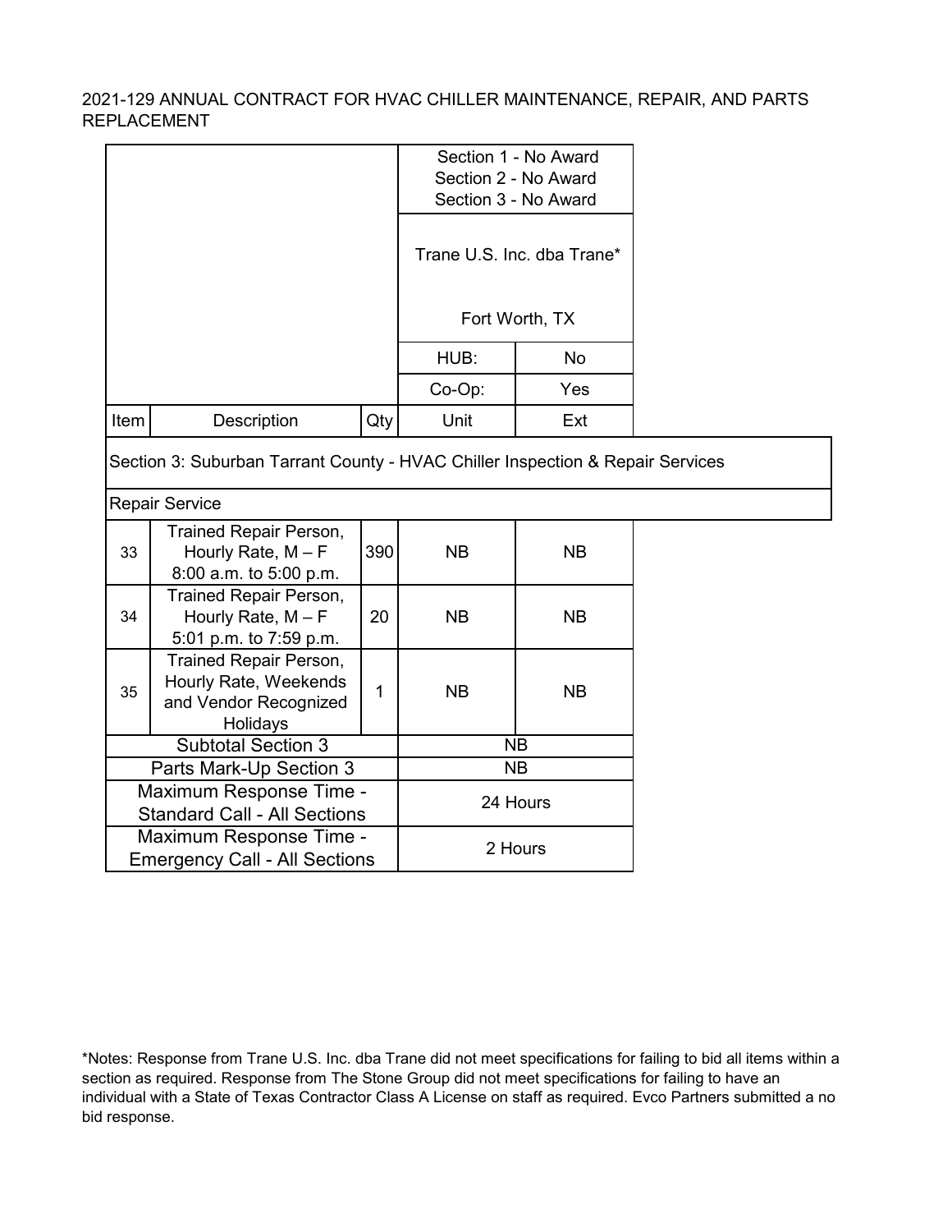2021-129 ANNUAL CONTRACT FOR HVAC CHILLER MAINTENANCE, REPAIR, AND PARTS REPLACEMENT

| | | | | |
|---|---|---|---|---|
| | | | Section 1 - No Award<br>Section 2 - No Award<br>Section 3 - No Award | |
| | | | Trane U.S. Inc. dba Trane*<br><br>Fort Worth, TX | |
| | | | HUB: | No |
| | | | Co-Op: | Yes |
| Item | Description | Qty | Unit | Ext |
| Section 3: Suburban Tarrant County - HVAC Chiller Inspection & Repair Services | | | | |
| Repair Service | | | | |
| 33 | Trained Repair Person, Hourly Rate, M – F 8:00 a.m. to 5:00 p.m. | 390 | NB | NB |
| 34 | Trained Repair Person, Hourly Rate, M – F 5:01 p.m. to 7:59 p.m. | 20 | NB | NB |
| 35 | Trained Repair Person, Hourly Rate, Weekends and Vendor Recognized Holidays | 1 | NB | NB |
| Subtotal Section 3 | | | NB | |
| Parts Mark-Up Section 3 | | | NB | |
| Maximum Response Time - Standard Call - All Sections | | | 24 Hours | |
| Maximum Response Time - Emergency Call - All Sections | | | 2 Hours | |

*Notes: Response from Trane U.S. Inc. dba Trane did not meet specifications for failing to bid all items within a section as required. Response from The Stone Group did not meet specifications for failing to have an individual with a State of Texas Contractor Class A License on staff as required. Evco Partners submitted a no bid response.